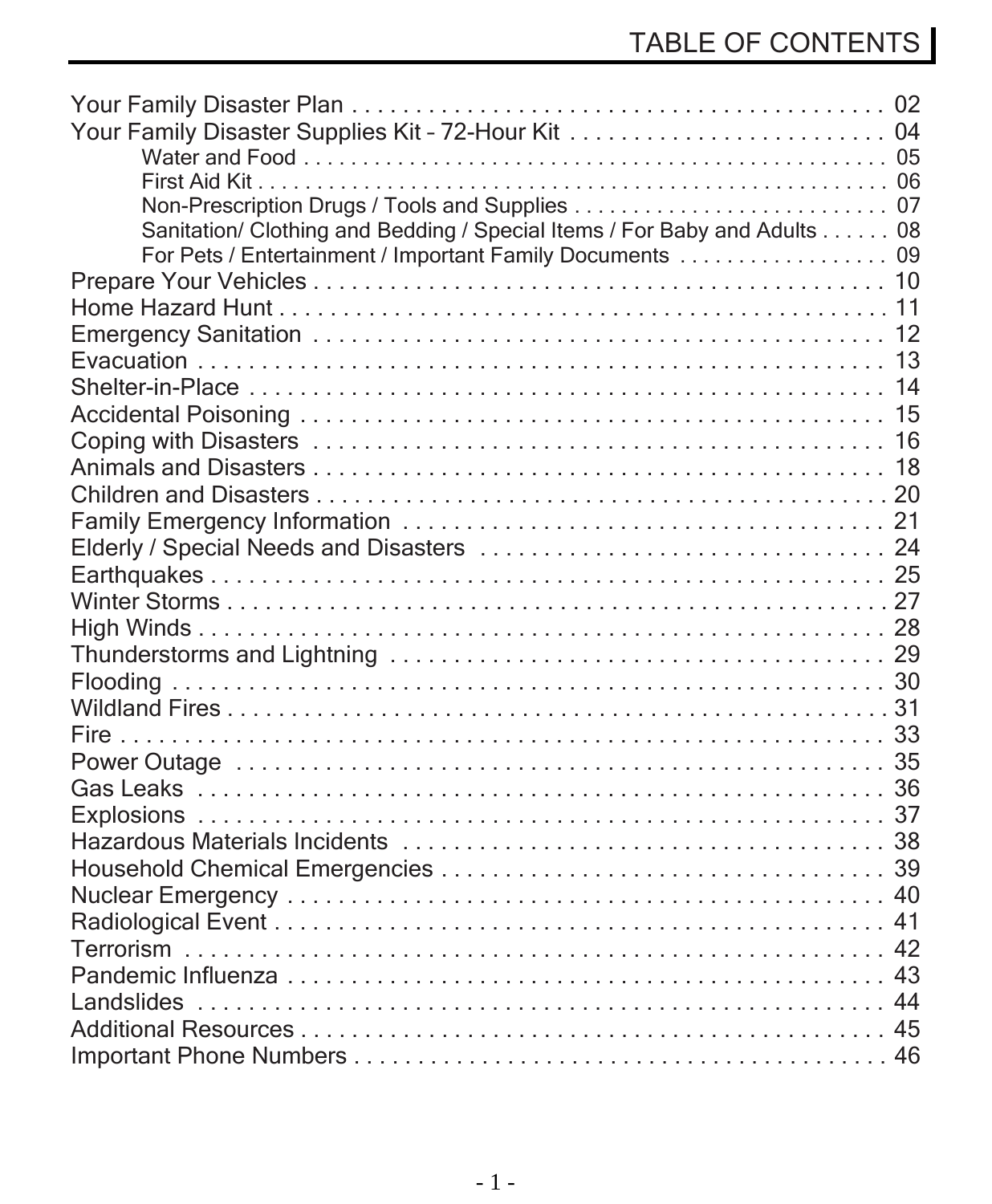# TABLE OF CONTENTS

Your Family Disaster Plan . . . . . . . . . . . . . . . . . . . . . . . . . . . . . . . . . . . . . . . . . . . . 02
Your Family Disaster Supplies Kit – 72-Hour Kit . . . . . . . . . . . . . . . . . . . . . . . . . . 04
- Water and Food . . . . . . . . . . . . . . . . . . . . . . . . . . . . . . . . . . . . . . . . . . . . . . . . . 05
- First Aid Kit . . . . . . . . . . . . . . . . . . . . . . . . . . . . . . . . . . . . . . . . . . . . . . . . . . . . 06
- Non-Prescription Drugs / Tools and Supplies . . . . . . . . . . . . . . . . . . . . . . . . . . 07
- Sanitation/ Clothing and Bedding / Special Items / For Baby and Adults . . . . . . 08
- For Pets / Entertainment / Important Family Documents . . . . . . . . . . . . . . . . . . 09

Prepare Your Vehicles . . . . . . . . . . . . . . . . . . . . . . . . . . . . . . . . . . . . . . . . . . . . . 10
Home Hazard Hunt . . . . . . . . . . . . . . . . . . . . . . . . . . . . . . . . . . . . . . . . . . . . . . . 11
Emergency Sanitation . . . . . . . . . . . . . . . . . . . . . . . . . . . . . . . . . . . . . . . . . . . . . 12
Evacuation . . . . . . . . . . . . . . . . . . . . . . . . . . . . . . . . . . . . . . . . . . . . . . . . . . . . . . 13
Shelter-in-Place . . . . . . . . . . . . . . . . . . . . . . . . . . . . . . . . . . . . . . . . . . . . . . . . . . 14
Accidental Poisoning . . . . . . . . . . . . . . . . . . . . . . . . . . . . . . . . . . . . . . . . . . . . . . 15
Coping with Disasters . . . . . . . . . . . . . . . . . . . . . . . . . . . . . . . . . . . . . . . . . . . . . 16
Animals and Disasters . . . . . . . . . . . . . . . . . . . . . . . . . . . . . . . . . . . . . . . . . . . . . 18
Children and Disasters . . . . . . . . . . . . . . . . . . . . . . . . . . . . . . . . . . . . . . . . . . . . . 20
Family Emergency Information . . . . . . . . . . . . . . . . . . . . . . . . . . . . . . . . . . . . . . 21
Elderly / Special Needs and Disasters . . . . . . . . . . . . . . . . . . . . . . . . . . . . . . . . . 24
Earthquakes . . . . . . . . . . . . . . . . . . . . . . . . . . . . . . . . . . . . . . . . . . . . . . . . . . . . . 25
Winter Storms . . . . . . . . . . . . . . . . . . . . . . . . . . . . . . . . . . . . . . . . . . . . . . . . . . . . 27
High Winds . . . . . . . . . . . . . . . . . . . . . . . . . . . . . . . . . . . . . . . . . . . . . . . . . . . . . . 28
Thunderstorms and Lightning . . . . . . . . . . . . . . . . . . . . . . . . . . . . . . . . . . . . . . . 29
Flooding . . . . . . . . . . . . . . . . . . . . . . . . . . . . . . . . . . . . . . . . . . . . . . . . . . . . . . . . 30
Wildland Fires . . . . . . . . . . . . . . . . . . . . . . . . . . . . . . . . . . . . . . . . . . . . . . . . . . . . 31
Fire . . . . . . . . . . . . . . . . . . . . . . . . . . . . . . . . . . . . . . . . . . . . . . . . . . . . . . . . . . . . 33
Power Outage . . . . . . . . . . . . . . . . . . . . . . . . . . . . . . . . . . . . . . . . . . . . . . . . . . . . 35
Gas Leaks . . . . . . . . . . . . . . . . . . . . . . . . . . . . . . . . . . . . . . . . . . . . . . . . . . . . . . . 36
Explosions . . . . . . . . . . . . . . . . . . . . . . . . . . . . . . . . . . . . . . . . . . . . . . . . . . . . . . . 37
Hazardous Materials Incidents . . . . . . . . . . . . . . . . . . . . . . . . . . . . . . . . . . . . . . . 38
Household Chemical Emergencies . . . . . . . . . . . . . . . . . . . . . . . . . . . . . . . . . . . . 39
Nuclear Emergency . . . . . . . . . . . . . . . . . . . . . . . . . . . . . . . . . . . . . . . . . . . . . . . . 40
Radiological Event . . . . . . . . . . . . . . . . . . . . . . . . . . . . . . . . . . . . . . . . . . . . . . . . . 41
Terrorism . . . . . . . . . . . . . . . . . . . . . . . . . . . . . . . . . . . . . . . . . . . . . . . . . . . . . . . . 42
Pandemic Influenza . . . . . . . . . . . . . . . . . . . . . . . . . . . . . . . . . . . . . . . . . . . . . . . . 43
Landslides . . . . . . . . . . . . . . . . . . . . . . . . . . . . . . . . . . . . . . . . . . . . . . . . . . . . . . . 44
Additional Resources . . . . . . . . . . . . . . . . . . . . . . . . . . . . . . . . . . . . . . . . . . . . . . 45
Important Phone Numbers . . . . . . . . . . . . . . . . . . . . . . . . . . . . . . . . . . . . . . . . . . 46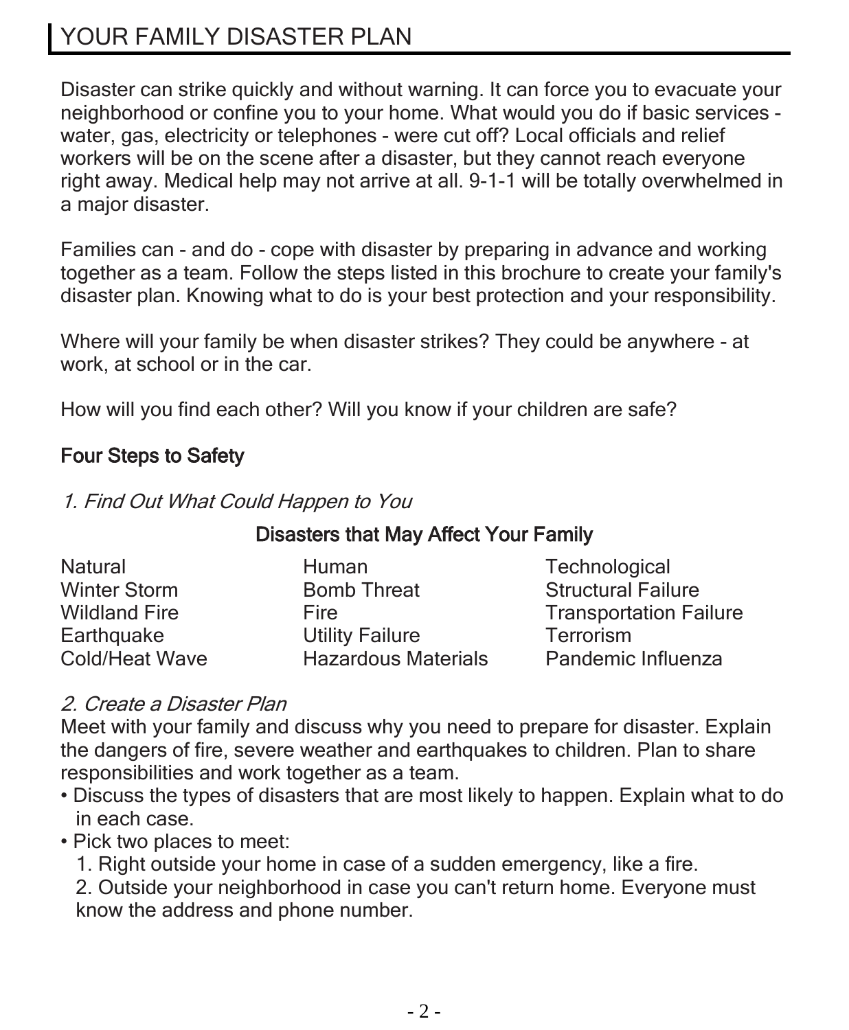# YOUR FAMILY DISASTER PLAN

Disaster can strike quickly and without warning. It can force you to evacuate your neighborhood or confine you to your home. What would you do if basic services - water, gas, electricity or telephones - were cut off? Local officials and relief workers will be on the scene after a disaster, but they cannot reach everyone right away. Medical help may not arrive at all. 9-1-1 will be totally overwhelmed in a major disaster.

Families can - and do - cope with disaster by preparing in advance and working together as a team. Follow the steps listed in this brochure to create your family's disaster plan. Knowing what to do is your best protection and your responsibility.

Where will your family be when disaster strikes? They could be anywhere - at work, at school or in the car.

How will you find each other? Will you know if your children are safe?

## Four Steps to Safety

### *1. Find Out What Could Happen to You*

**Disasters that May Affect Your Family**

| Natural | Human | Technological |
|---|---|---|
| Winter Storm | Bomb Threat | Structural Failure |
| Wildland Fire | Fire | Transportation Failure |
| Earthquake | Utility Failure | Terrorism |
| Cold/Heat Wave | Hazardous Materials | Pandemic Influenza |

### *2. Create a Disaster Plan*

Meet with your family and discuss why you need to prepare for disaster. Explain the dangers of fire, severe weather and earthquakes to children. Plan to share responsibilities and work together as a team.

- Discuss the types of disasters that are most likely to happen. Explain what to do in each case.
- Pick two places to meet:
  1. Right outside your home in case of a sudden emergency, like a fire.
  2. Outside your neighborhood in case you can't return home. Everyone must know the address and phone number.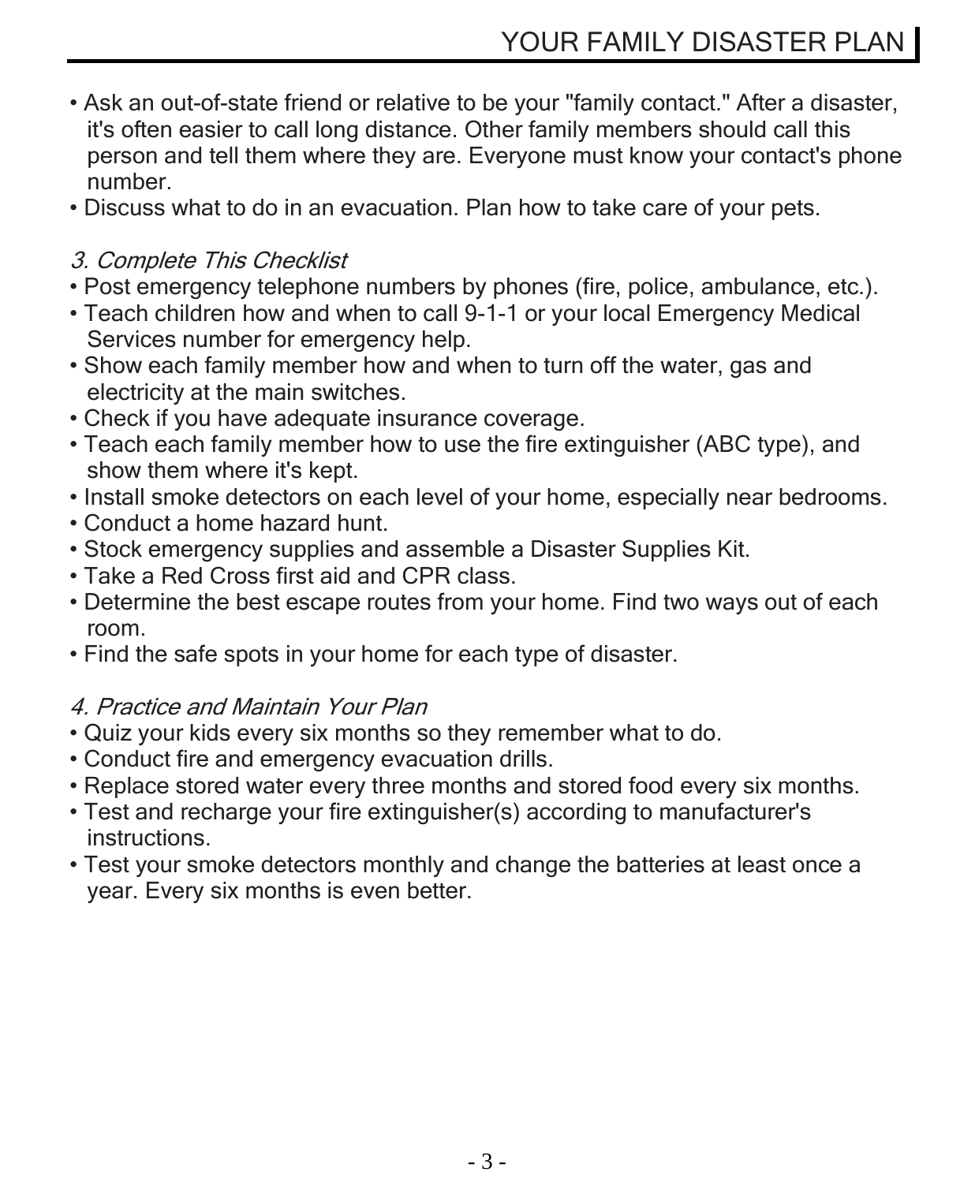- Ask an out-of-state friend or relative to be your "family contact." After a disaster, it's often easier to call long distance. Other family members should call this person and tell them where they are. Everyone must know your contact's phone number.
- Discuss what to do in an evacuation. Plan how to take care of your pets.

### *3. Complete This Checklist*

- Post emergency telephone numbers by phones (fire, police, ambulance, etc.).
- Teach children how and when to call 9-1-1 or your local Emergency Medical Services number for emergency help.
- Show each family member how and when to turn off the water, gas and electricity at the main switches.
- Check if you have adequate insurance coverage.
- Teach each family member how to use the fire extinguisher (ABC type), and show them where it's kept.
- Install smoke detectors on each level of your home, especially near bedrooms.
- Conduct a home hazard hunt.
- Stock emergency supplies and assemble a Disaster Supplies Kit.
- Take a Red Cross first aid and CPR class.
- Determine the best escape routes from your home. Find two ways out of each room.
- Find the safe spots in your home for each type of disaster.

### *4. Practice and Maintain Your Plan*

- Quiz your kids every six months so they remember what to do.
- Conduct fire and emergency evacuation drills.
- Replace stored water every three months and stored food every six months.
- Test and recharge your fire extinguisher(s) according to manufacturer's instructions.
- Test your smoke detectors monthly and change the batteries at least once a year. Every six months is even better.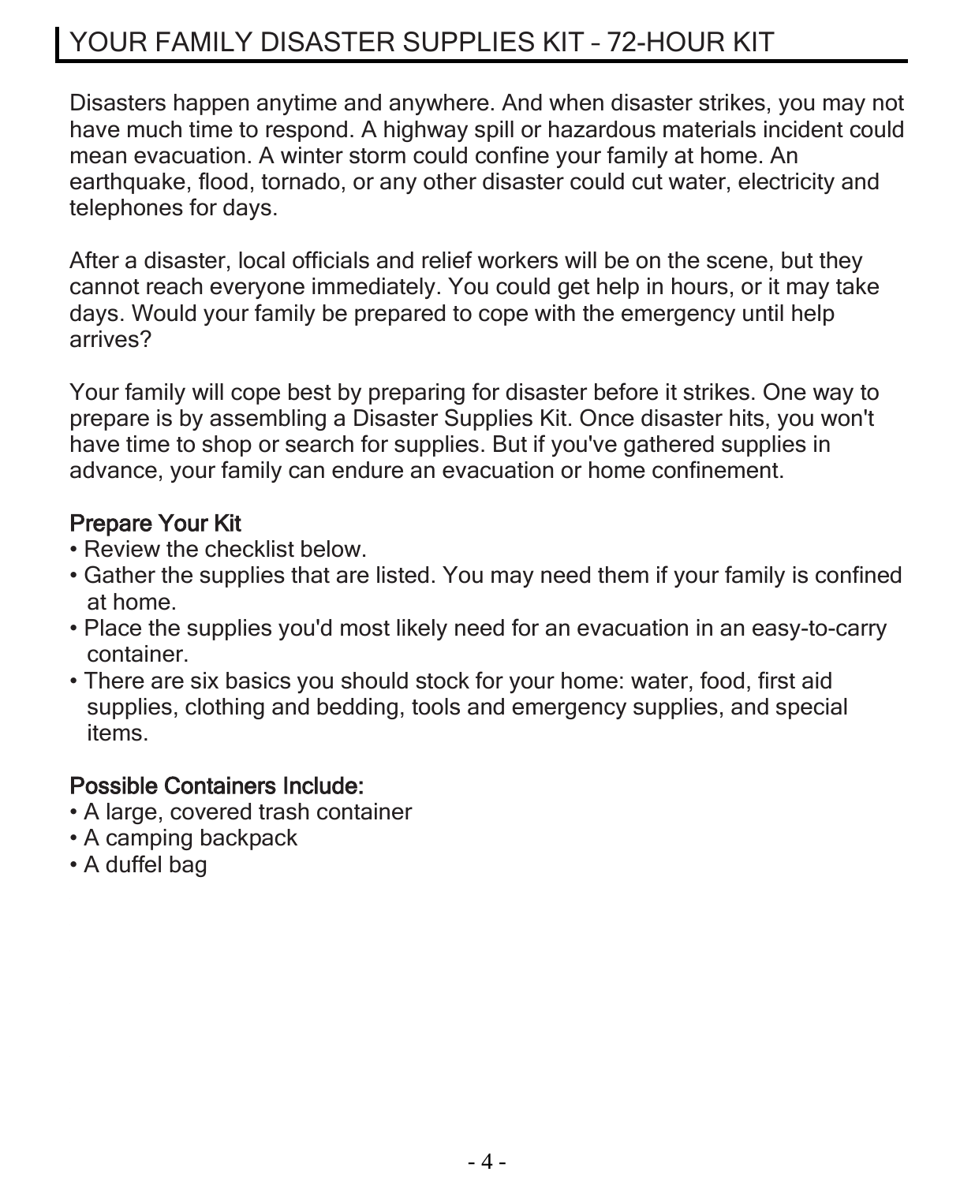# YOUR FAMILY DISASTER SUPPLIES KIT – 72-HOUR KIT

Disasters happen anytime and anywhere. And when disaster strikes, you may not have much time to respond. A highway spill or hazardous materials incident could mean evacuation. A winter storm could confine your family at home. An earthquake, flood, tornado, or any other disaster could cut water, electricity and telephones for days.

After a disaster, local officials and relief workers will be on the scene, but they cannot reach everyone immediately. You could get help in hours, or it may take days. Would your family be prepared to cope with the emergency until help arrives?

Your family will cope best by preparing for disaster before it strikes. One way to prepare is by assembling a Disaster Supplies Kit. Once disaster hits, you won't have time to shop or search for supplies. But if you've gathered supplies in advance, your family can endure an evacuation or home confinement.

## Prepare Your Kit

- Review the checklist below.
- Gather the supplies that are listed. You may need them if your family is confined at home.
- Place the supplies you'd most likely need for an evacuation in an easy-to-carry container.
- There are six basics you should stock for your home: water, food, first aid supplies, clothing and bedding, tools and emergency supplies, and special items.

## Possible Containers Include:

- A large, covered trash container
- A camping backpack
- A duffel bag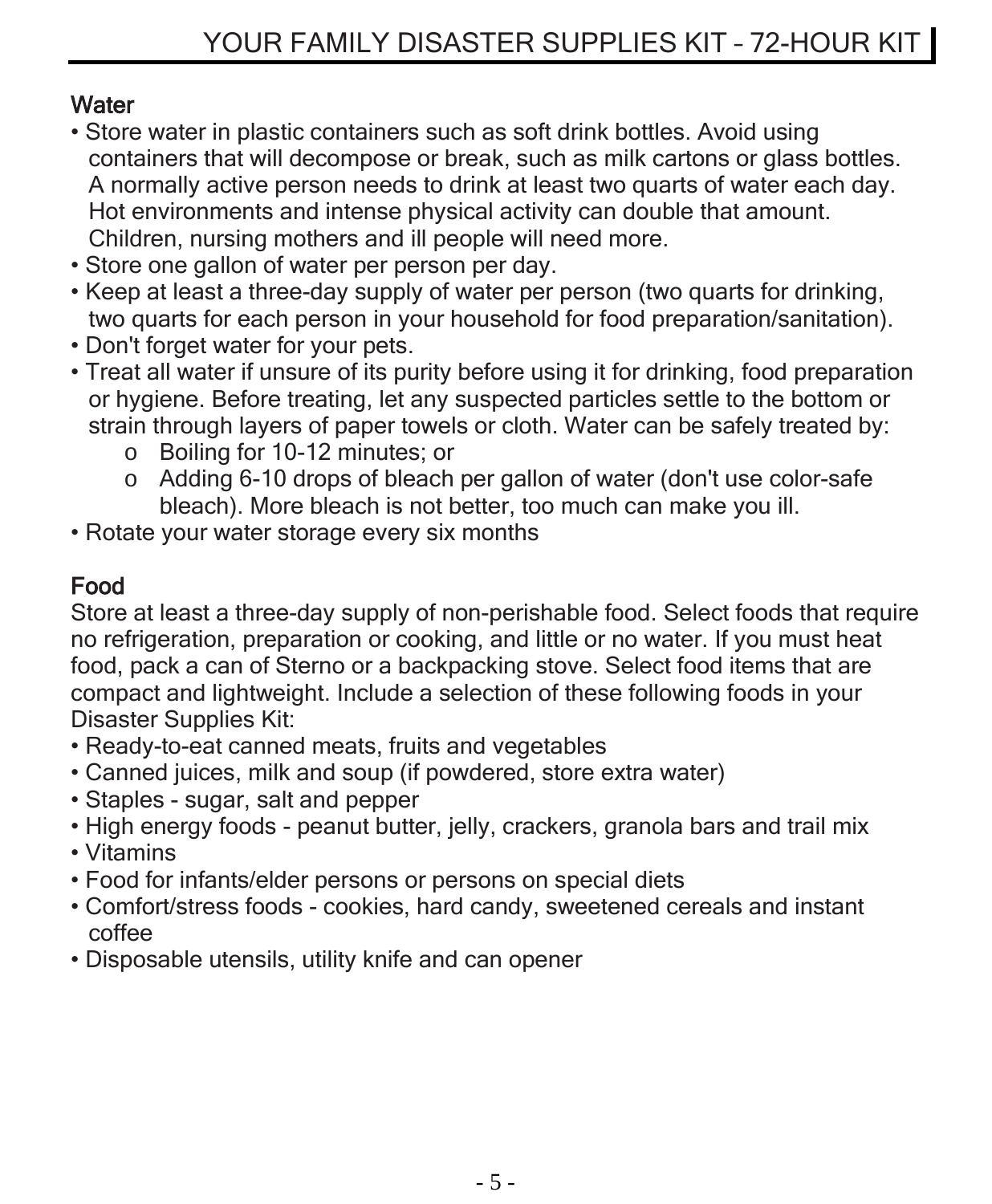# YOUR FAMILY DISASTER SUPPLIES KIT – 72-HOUR KIT

## Water

- Store water in plastic containers such as soft drink bottles. Avoid using containers that will decompose or break, such as milk cartons or glass bottles. A normally active person needs to drink at least two quarts of water each day. Hot environments and intense physical activity can double that amount. Children, nursing mothers and ill people will need more.
- Store one gallon of water per person per day.
- Keep at least a three-day supply of water per person (two quarts for drinking, two quarts for each person in your household for food preparation/sanitation).
- Don't forget water for your pets.
- Treat all water if unsure of its purity before using it for drinking, food preparation or hygiene. Before treating, let any suspected particles settle to the bottom or strain through layers of paper towels or cloth. Water can be safely treated by:
  - Boiling for 10-12 minutes; or
  - Adding 6-10 drops of bleach per gallon of water (don't use color-safe bleach). More bleach is not better, too much can make you ill.
- Rotate your water storage every six months

## Food

Store at least a three-day supply of non-perishable food. Select foods that require no refrigeration, preparation or cooking, and little or no water. If you must heat food, pack a can of Sterno or a backpacking stove. Select food items that are compact and lightweight. Include a selection of these following foods in your Disaster Supplies Kit:

- Ready-to-eat canned meats, fruits and vegetables
- Canned juices, milk and soup (if powdered, store extra water)
- Staples - sugar, salt and pepper
- High energy foods - peanut butter, jelly, crackers, granola bars and trail mix
- Vitamins
- Food for infants/elder persons or persons on special diets
- Comfort/stress foods - cookies, hard candy, sweetened cereals and instant coffee
- Disposable utensils, utility knife and can opener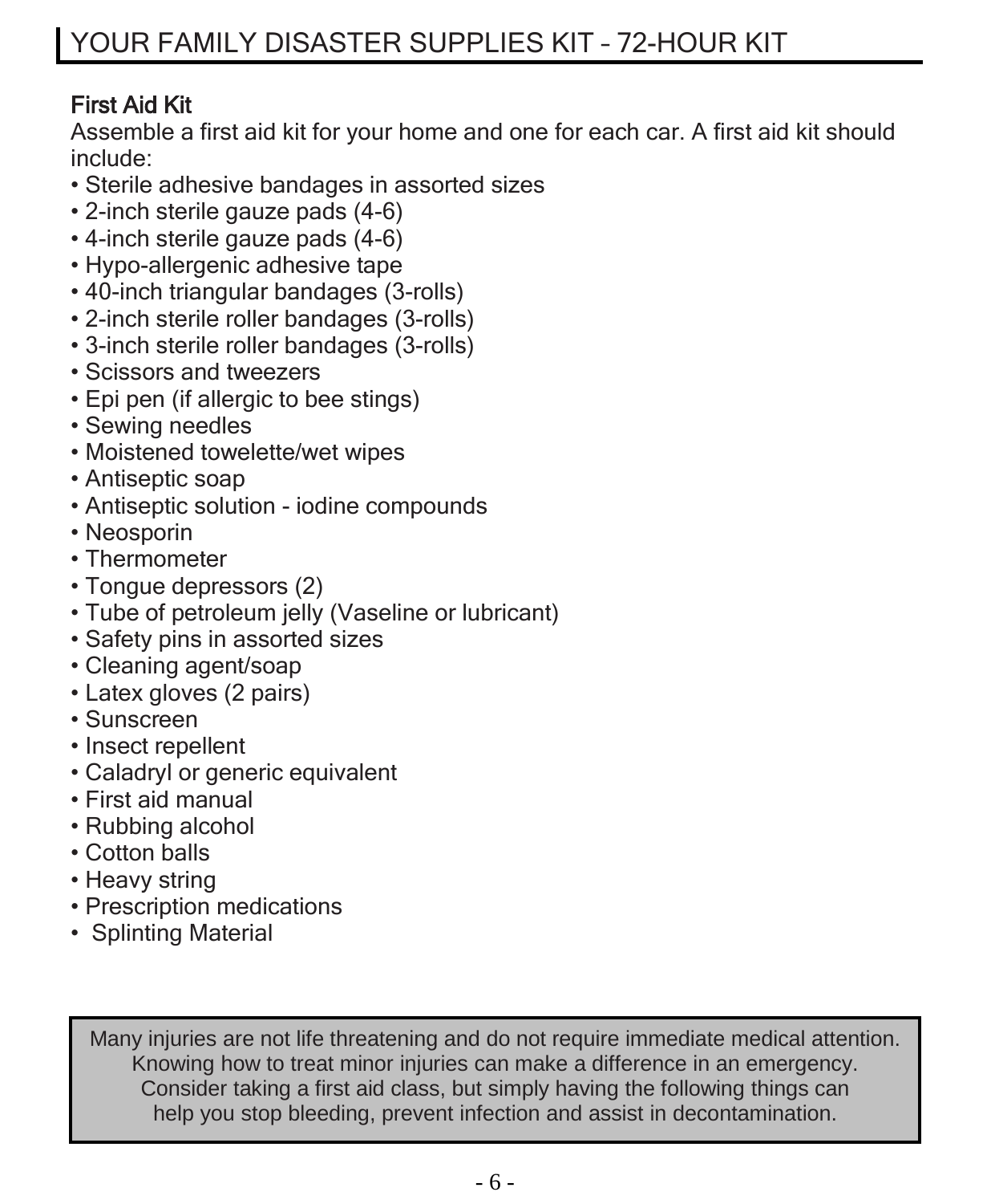# YOUR FAMILY DISASTER SUPPLIES KIT – 72-HOUR KIT

## First Aid Kit

Assemble a first aid kit for your home and one for each car. A first aid kit should include:

- Sterile adhesive bandages in assorted sizes
- 2-inch sterile gauze pads (4-6)
- 4-inch sterile gauze pads (4-6)
- Hypo-allergenic adhesive tape
- 40-inch triangular bandages (3-rolls)
- 2-inch sterile roller bandages (3-rolls)
- 3-inch sterile roller bandages (3-rolls)
- Scissors and tweezers
- Epi pen (if allergic to bee stings)
- Sewing needles
- Moistened towelette/wet wipes
- Antiseptic soap
- Antiseptic solution - iodine compounds
- Neosporin
- Thermometer
- Tongue depressors (2)
- Tube of petroleum jelly (Vaseline or lubricant)
- Safety pins in assorted sizes
- Cleaning agent/soap
- Latex gloves (2 pairs)
- Sunscreen
- Insect repellent
- Caladryl or generic equivalent
- First aid manual
- Rubbing alcohol
- Cotton balls
- Heavy string
- Prescription medications
- Splinting Material

Many injuries are not life threatening and do not require immediate medical attention. Knowing how to treat minor injuries can make a difference in an emergency. Consider taking a first aid class, but simply having the following things can help you stop bleeding, prevent infection and assist in decontamination.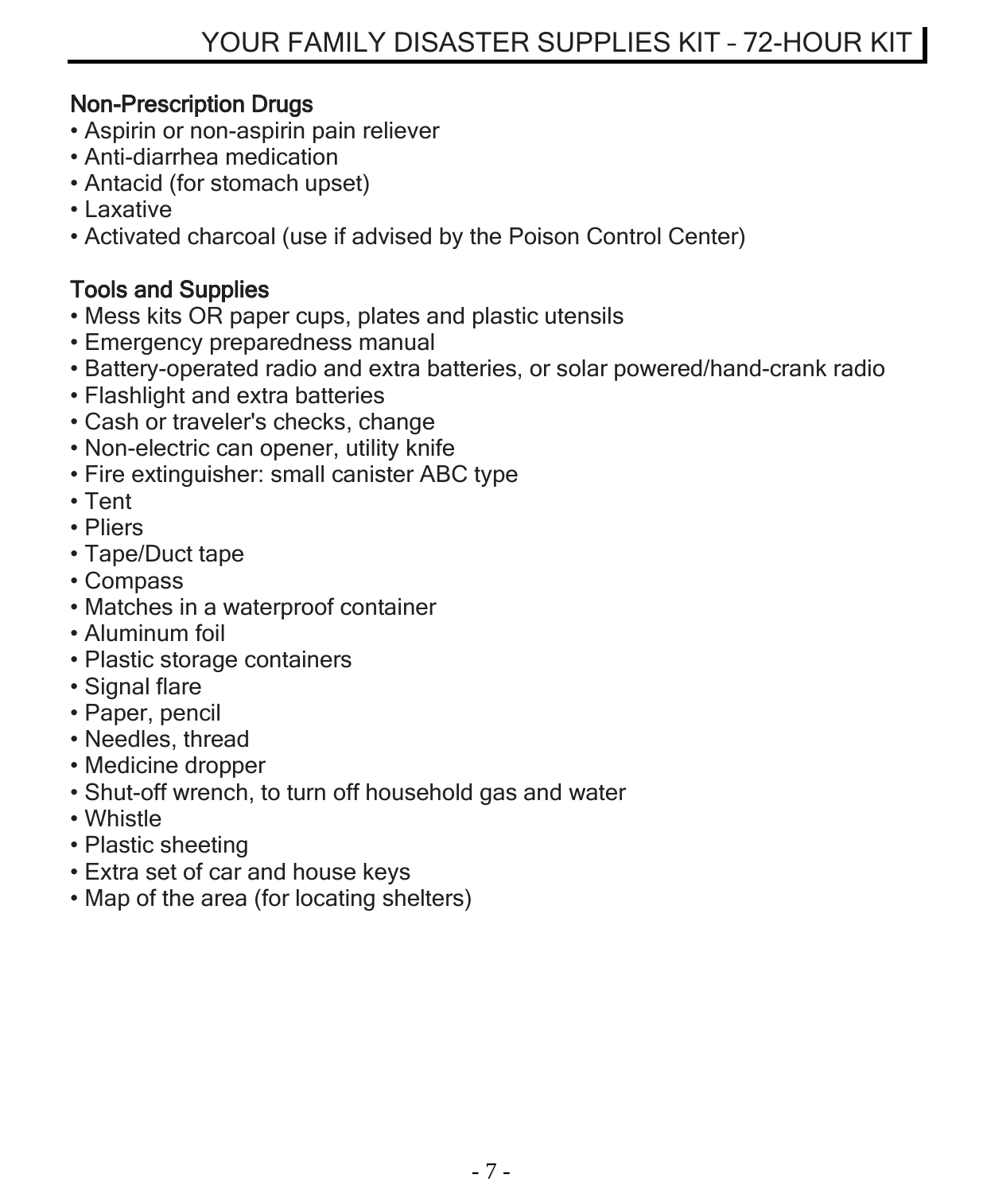## Non-Prescription Drugs

- Aspirin or non-aspirin pain reliever
- Anti-diarrhea medication
- Antacid (for stomach upset)
- Laxative
- Activated charcoal (use if advised by the Poison Control Center)

## Tools and Supplies

- Mess kits OR paper cups, plates and plastic utensils
- Emergency preparedness manual
- Battery-operated radio and extra batteries, or solar powered/hand-crank radio
- Flashlight and extra batteries
- Cash or traveler's checks, change
- Non-electric can opener, utility knife
- Fire extinguisher: small canister ABC type
- Tent
- Pliers
- Tape/Duct tape
- Compass
- Matches in a waterproof container
- Aluminum foil
- Plastic storage containers
- Signal flare
- Paper, pencil
- Needles, thread
- Medicine dropper
- Shut-off wrench, to turn off household gas and water
- Whistle
- Plastic sheeting
- Extra set of car and house keys
- Map of the area (for locating shelters)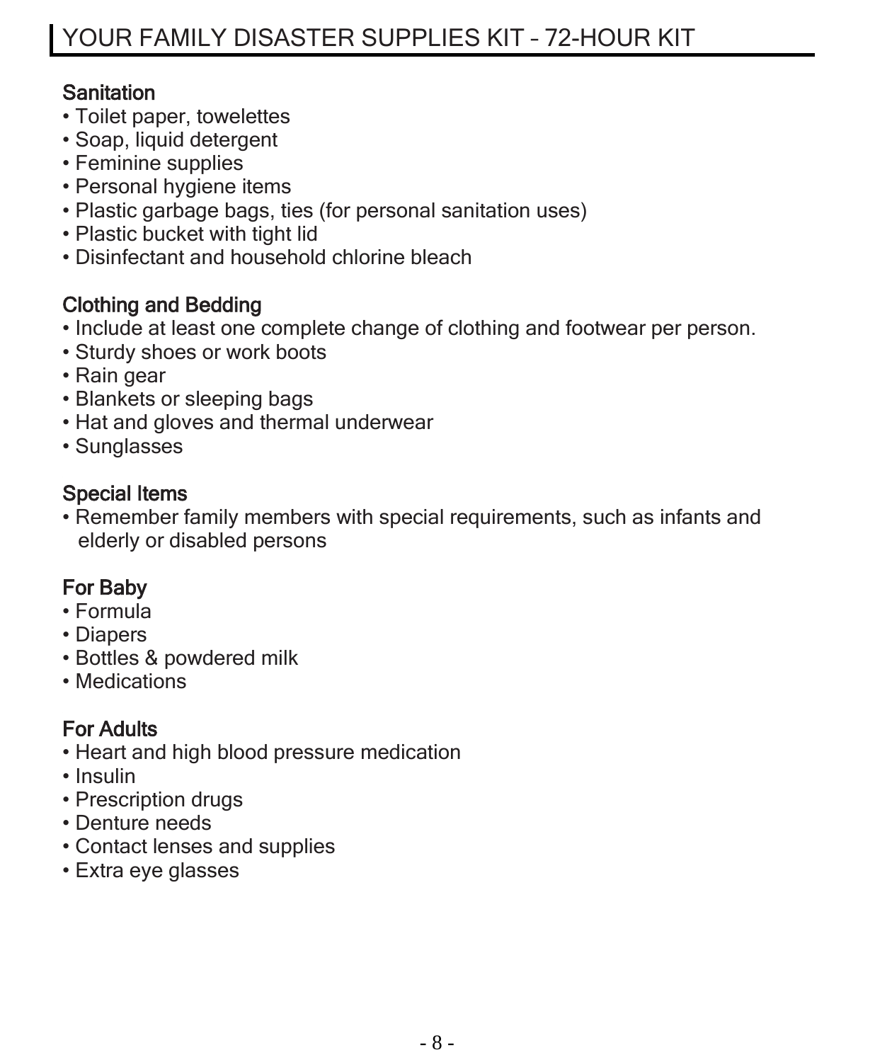# YOUR FAMILY DISASTER SUPPLIES KIT – 72-HOUR KIT

### Sanitation

- Toilet paper, towelettes
- Soap, liquid detergent
- Feminine supplies
- Personal hygiene items
- Plastic garbage bags, ties (for personal sanitation uses)
- Plastic bucket with tight lid
- Disinfectant and household chlorine bleach

### Clothing and Bedding

- Include at least one complete change of clothing and footwear per person.
- Sturdy shoes or work boots
- Rain gear
- Blankets or sleeping bags
- Hat and gloves and thermal underwear
- Sunglasses

### Special Items

- Remember family members with special requirements, such as infants and elderly or disabled persons

### For Baby

- Formula
- Diapers
- Bottles & powdered milk
- Medications

### For Adults

- Heart and high blood pressure medication
- Insulin
- Prescription drugs
- Denture needs
- Contact lenses and supplies
- Extra eye glasses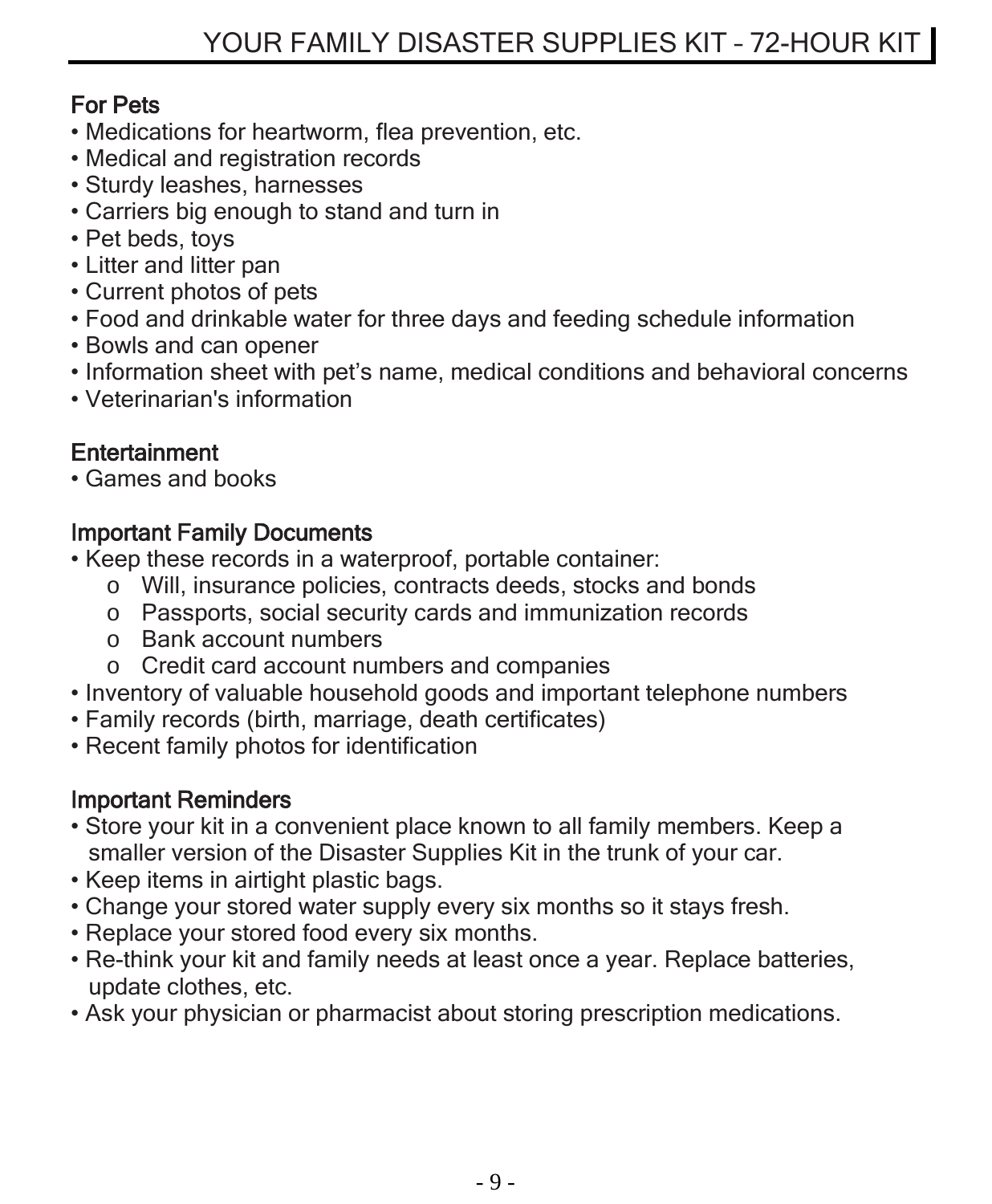## For Pets

- Medications for heartworm, flea prevention, etc.
- Medical and registration records
- Sturdy leashes, harnesses
- Carriers big enough to stand and turn in
- Pet beds, toys
- Litter and litter pan
- Current photos of pets
- Food and drinkable water for three days and feeding schedule information
- Bowls and can opener
- Information sheet with pet's name, medical conditions and behavioral concerns
- Veterinarian's information

## Entertainment

- Games and books

## Important Family Documents

- Keep these records in a waterproof, portable container:
    - Will, insurance policies, contracts deeds, stocks and bonds
    - Passports, social security cards and immunization records
    - Bank account numbers
    - Credit card account numbers and companies
- Inventory of valuable household goods and important telephone numbers
- Family records (birth, marriage, death certificates)
- Recent family photos for identification

## Important Reminders

- Store your kit in a convenient place known to all family members. Keep a smaller version of the Disaster Supplies Kit in the trunk of your car.
- Keep items in airtight plastic bags.
- Change your stored water supply every six months so it stays fresh.
- Replace your stored food every six months.
- Re-think your kit and family needs at least once a year. Replace batteries, update clothes, etc.
- Ask your physician or pharmacist about storing prescription medications.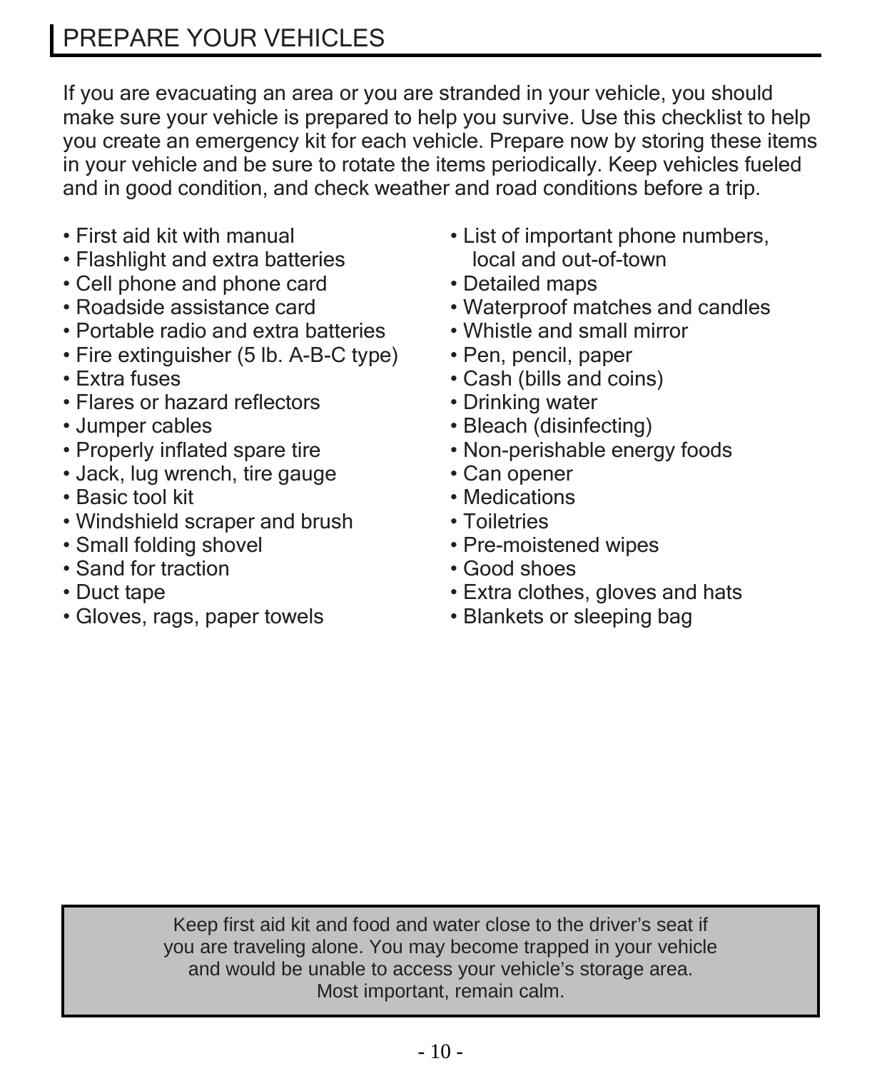## PREPARE YOUR VEHICLES

If you are evacuating an area or you are stranded in your vehicle, you should make sure your vehicle is prepared to help you survive. Use this checklist to help you create an emergency kit for each vehicle. Prepare now by storing these items in your vehicle and be sure to rotate the items periodically. Keep vehicles fueled and in good condition, and check weather and road conditions before a trip.

- First aid kit with manual
- Flashlight and extra batteries
- Cell phone and phone card
- Roadside assistance card
- Portable radio and extra batteries
- Fire extinguisher (5 lb. A-B-C type)
- Extra fuses
- Flares or hazard reflectors
- Jumper cables
- Properly inflated spare tire
- Jack, lug wrench, tire gauge
- Basic tool kit
- Windshield scraper and brush
- Small folding shovel
- Sand for traction
- Duct tape
- Gloves, rags, paper towels
- List of important phone numbers, local and out-of-town
- Detailed maps
- Waterproof matches and candles
- Whistle and small mirror
- Pen, pencil, paper
- Cash (bills and coins)
- Drinking water
- Bleach (disinfecting)
- Non-perishable energy foods
- Can opener
- Medications
- Toiletries
- Pre-moistened wipes
- Good shoes
- Extra clothes, gloves and hats
- Blankets or sleeping bag

> Keep first aid kit and food and water close to the driver's seat if you are traveling alone. You may become trapped in your vehicle and would be unable to access your vehicle's storage area. Most important, remain calm.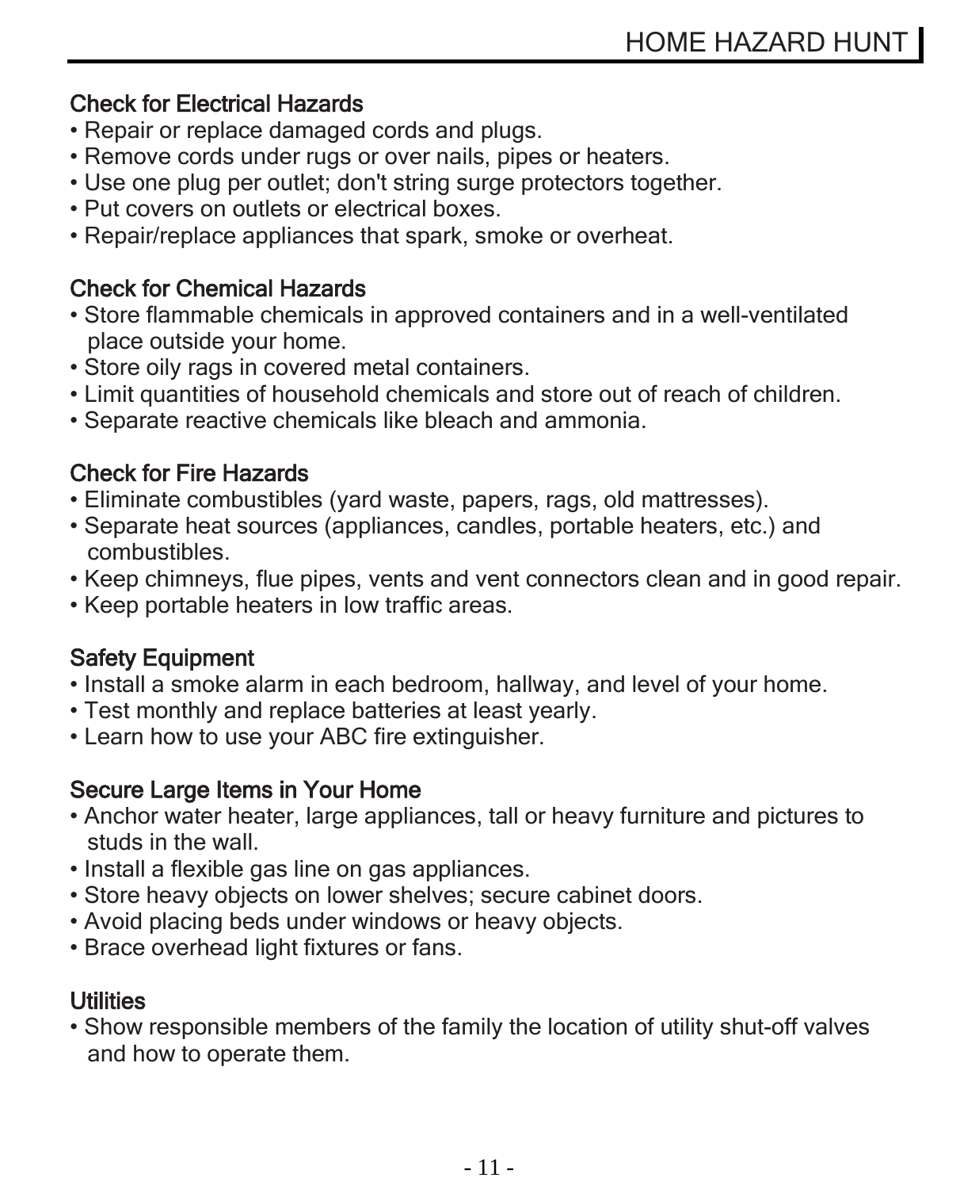# HOME HAZARD HUNT

## Check for Electrical Hazards

- Repair or replace damaged cords and plugs.
- Remove cords under rugs or over nails, pipes or heaters.
- Use one plug per outlet; don't string surge protectors together.
- Put covers on outlets or electrical boxes.
- Repair/replace appliances that spark, smoke or overheat.

## Check for Chemical Hazards

- Store flammable chemicals in approved containers and in a well-ventilated place outside your home.
- Store oily rags in covered metal containers.
- Limit quantities of household chemicals and store out of reach of children.
- Separate reactive chemicals like bleach and ammonia.

## Check for Fire Hazards

- Eliminate combustibles (yard waste, papers, rags, old mattresses).
- Separate heat sources (appliances, candles, portable heaters, etc.) and combustibles.
- Keep chimneys, flue pipes, vents and vent connectors clean and in good repair.
- Keep portable heaters in low traffic areas.

## Safety Equipment

- Install a smoke alarm in each bedroom, hallway, and level of your home.
- Test monthly and replace batteries at least yearly.
- Learn how to use your ABC fire extinguisher.

## Secure Large Items in Your Home

- Anchor water heater, large appliances, tall or heavy furniture and pictures to studs in the wall.
- Install a flexible gas line on gas appliances.
- Store heavy objects on lower shelves; secure cabinet doors.
- Avoid placing beds under windows or heavy objects.
- Brace overhead light fixtures or fans.

## Utilities

- Show responsible members of the family the location of utility shut-off valves and how to operate them.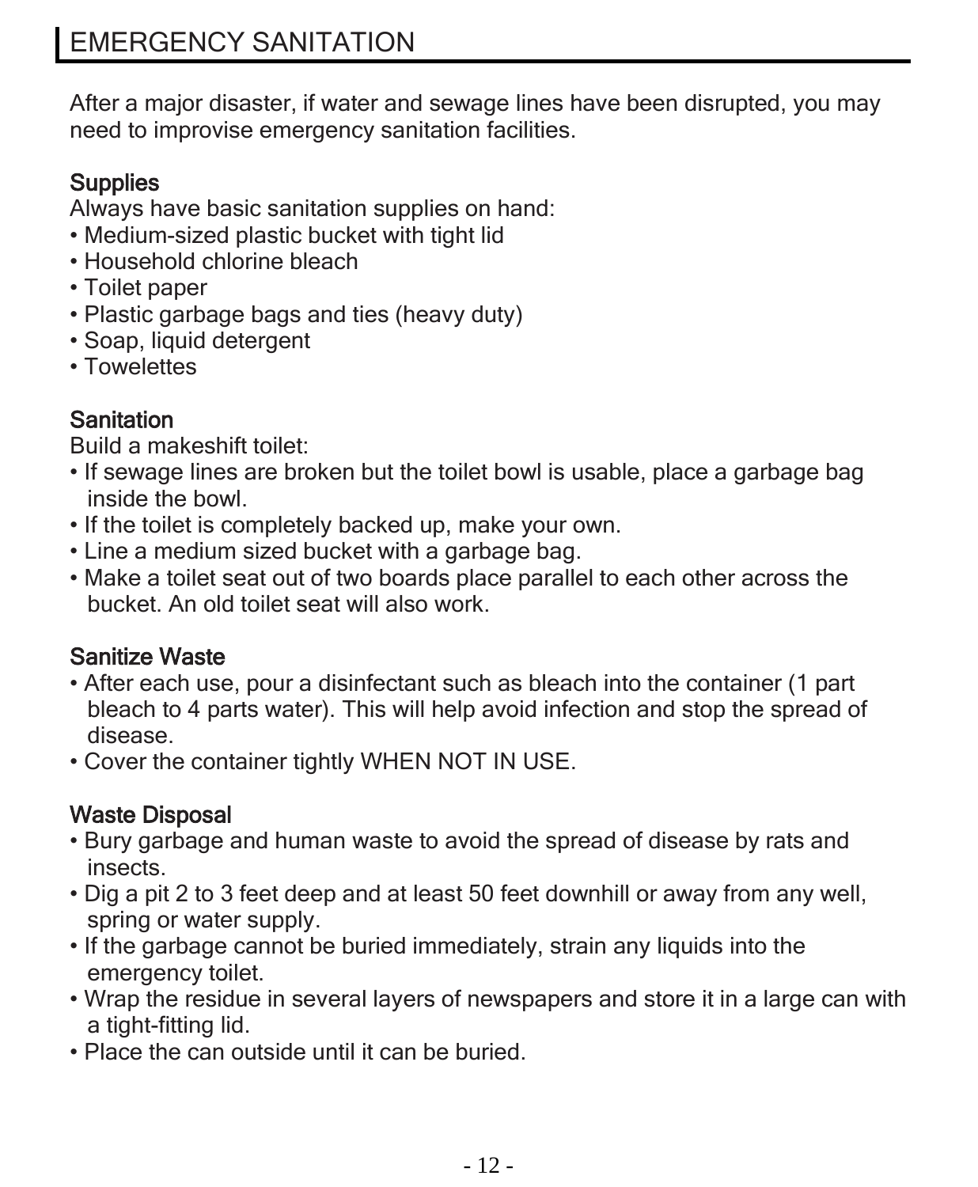# EMERGENCY SANITATION

After a major disaster, if water and sewage lines have been disrupted, you may need to improvise emergency sanitation facilities.

## Supplies

Always have basic sanitation supplies on hand:

- Medium-sized plastic bucket with tight lid
- Household chlorine bleach
- Toilet paper
- Plastic garbage bags and ties (heavy duty)
- Soap, liquid detergent
- Towelettes

## Sanitation

Build a makeshift toilet:

- If sewage lines are broken but the toilet bowl is usable, place a garbage bag inside the bowl.
- If the toilet is completely backed up, make your own.
- Line a medium sized bucket with a garbage bag.
- Make a toilet seat out of two boards place parallel to each other across the bucket. An old toilet seat will also work.

## Sanitize Waste

- After each use, pour a disinfectant such as bleach into the container (1 part bleach to 4 parts water). This will help avoid infection and stop the spread of disease.
- Cover the container tightly WHEN NOT IN USE.

## Waste Disposal

- Bury garbage and human waste to avoid the spread of disease by rats and insects.
- Dig a pit 2 to 3 feet deep and at least 50 feet downhill or away from any well, spring or water supply.
- If the garbage cannot be buried immediately, strain any liquids into the emergency toilet.
- Wrap the residue in several layers of newspapers and store it in a large can with a tight-fitting lid.
- Place the can outside until it can be buried.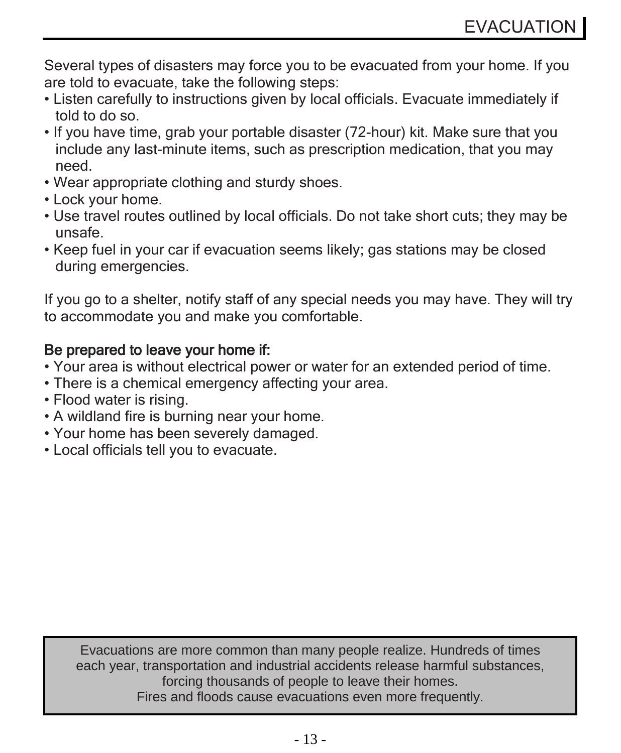# EVACUATION

Several types of disasters may force you to be evacuated from your home. If you are told to evacuate, take the following steps:

- Listen carefully to instructions given by local officials. Evacuate immediately if told to do so.
- If you have time, grab your portable disaster (72-hour) kit. Make sure that you include any last-minute items, such as prescription medication, that you may need.
- Wear appropriate clothing and sturdy shoes.
- Lock your home.
- Use travel routes outlined by local officials. Do not take short cuts; they may be unsafe.
- Keep fuel in your car if evacuation seems likely; gas stations may be closed during emergencies.

If you go to a shelter, notify staff of any special needs you may have. They will try to accommodate you and make you comfortable.

**Be prepared to leave your home if:**

- Your area is without electrical power or water for an extended period of time.
- There is a chemical emergency affecting your area.
- Flood water is rising.
- A wildland fire is burning near your home.
- Your home has been severely damaged.
- Local officials tell you to evacuate.

> Evacuations are more common than many people realize. Hundreds of times each year, transportation and industrial accidents release harmful substances, forcing thousands of people to leave their homes.
> Fires and floods cause evacuations even more frequently.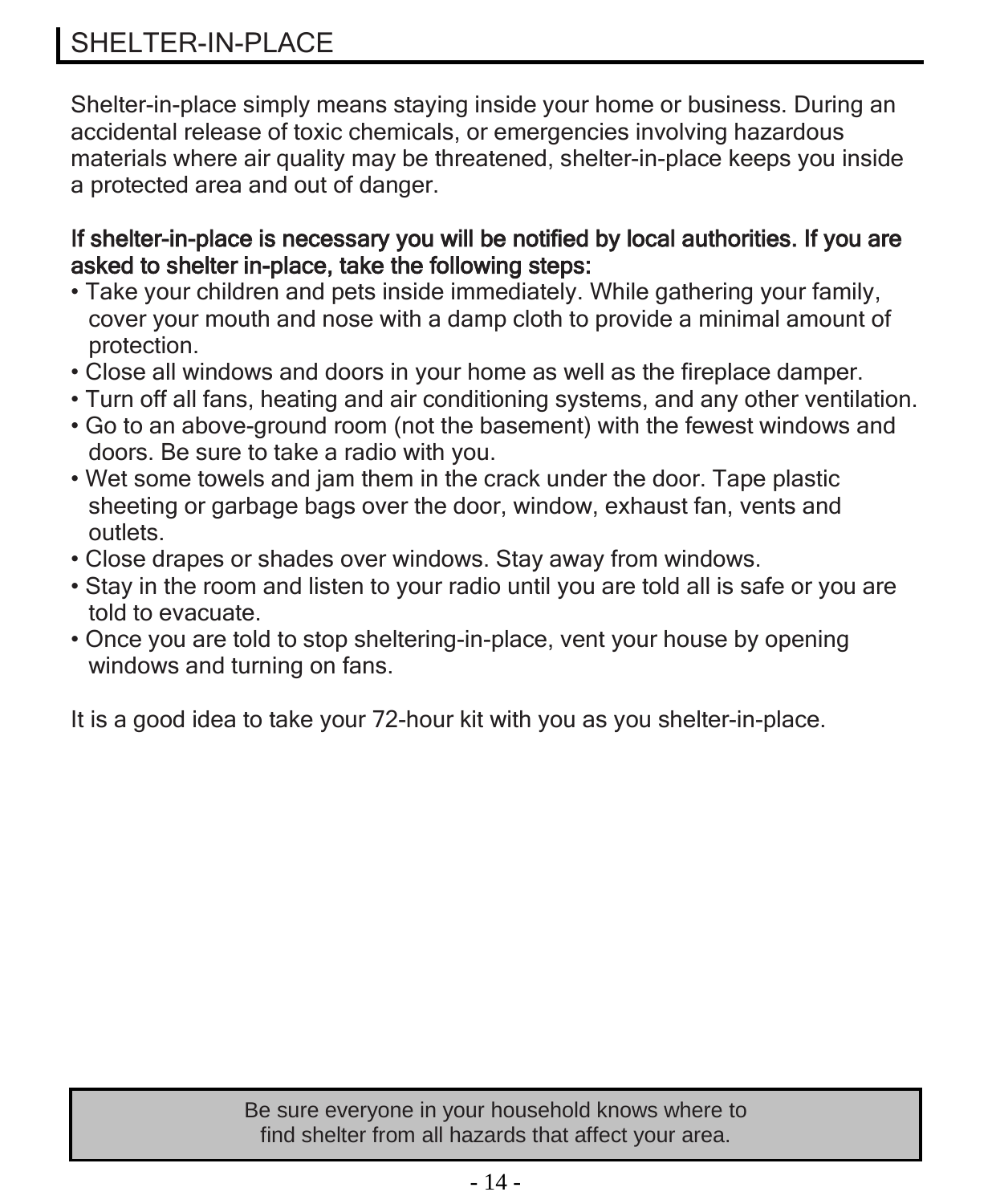## SHELTER-IN-PLACE

Shelter-in-place simply means staying inside your home or business. During an accidental release of toxic chemicals, or emergencies involving hazardous materials where air quality may be threatened, shelter-in-place keeps you inside a protected area and out of danger.

**If shelter-in-place is necessary you will be notified by local authorities. If you are asked to shelter in-place, take the following steps:**

- Take your children and pets inside immediately. While gathering your family, cover your mouth and nose with a damp cloth to provide a minimal amount of protection.
- Close all windows and doors in your home as well as the fireplace damper.
- Turn off all fans, heating and air conditioning systems, and any other ventilation.
- Go to an above-ground room (not the basement) with the fewest windows and doors. Be sure to take a radio with you.
- Wet some towels and jam them in the crack under the door. Tape plastic sheeting or garbage bags over the door, window, exhaust fan, vents and outlets.
- Close drapes or shades over windows. Stay away from windows.
- Stay in the room and listen to your radio until you are told all is safe or you are told to evacuate.
- Once you are told to stop sheltering-in-place, vent your house by opening windows and turning on fans.

It is a good idea to take your 72-hour kit with you as you shelter-in-place.

Be sure everyone in your household knows where to find shelter from all hazards that affect your area.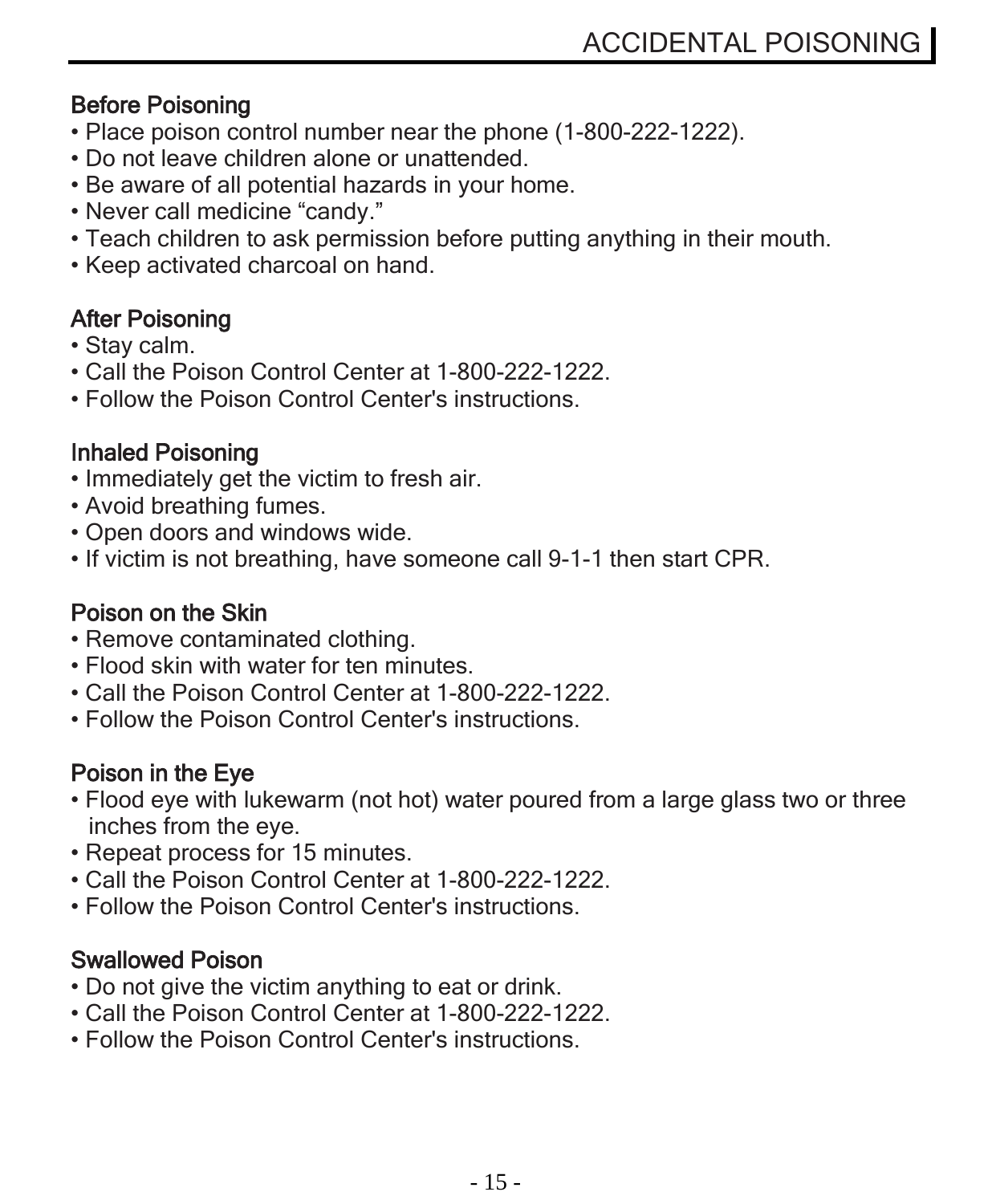# ACCIDENTAL POISONING

### Before Poisoning

- Place poison control number near the phone (1-800-222-1222).
- Do not leave children alone or unattended.
- Be aware of all potential hazards in your home.
- Never call medicine “candy.”
- Teach children to ask permission before putting anything in their mouth.
- Keep activated charcoal on hand.

### After Poisoning

- Stay calm.
- Call the Poison Control Center at 1-800-222-1222.
- Follow the Poison Control Center's instructions.

### Inhaled Poisoning

- Immediately get the victim to fresh air.
- Avoid breathing fumes.
- Open doors and windows wide.
- If victim is not breathing, have someone call 9-1-1 then start CPR.

### Poison on the Skin

- Remove contaminated clothing.
- Flood skin with water for ten minutes.
- Call the Poison Control Center at 1-800-222-1222.
- Follow the Poison Control Center's instructions.

### Poison in the Eye

- Flood eye with lukewarm (not hot) water poured from a large glass two or three inches from the eye.
- Repeat process for 15 minutes.
- Call the Poison Control Center at 1-800-222-1222.
- Follow the Poison Control Center's instructions.

### Swallowed Poison

- Do not give the victim anything to eat or drink.
- Call the Poison Control Center at 1-800-222-1222.
- Follow the Poison Control Center's instructions.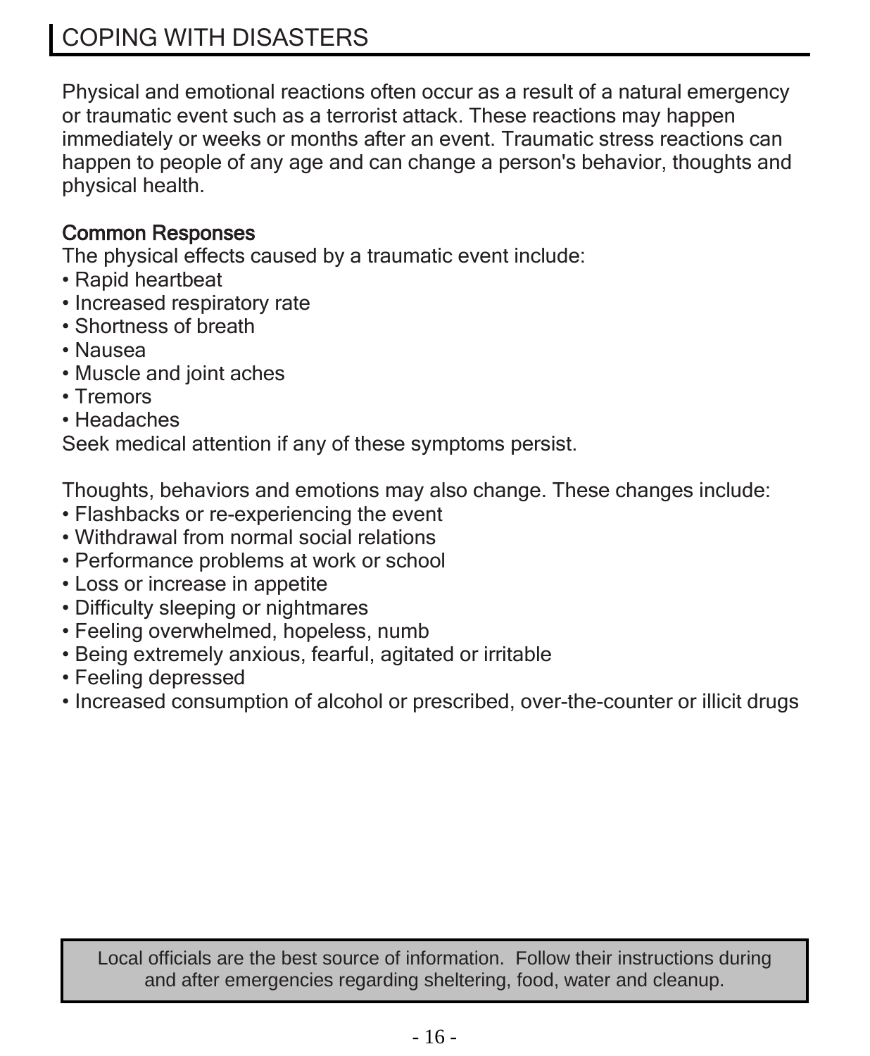# COPING WITH DISASTERS

Physical and emotional reactions often occur as a result of a natural emergency or traumatic event such as a terrorist attack. These reactions may happen immediately or weeks or months after an event. Traumatic stress reactions can happen to people of any age and can change a person's behavior, thoughts and physical health.

## Common Responses

The physical effects caused by a traumatic event include:

- Rapid heartbeat
- Increased respiratory rate
- Shortness of breath
- Nausea
- Muscle and joint aches
- Tremors
- Headaches

Seek medical attention if any of these symptoms persist.

Thoughts, behaviors and emotions may also change. These changes include:

- Flashbacks or re-experiencing the event
- Withdrawal from normal social relations
- Performance problems at work or school
- Loss or increase in appetite
- Difficulty sleeping or nightmares
- Feeling overwhelmed, hopeless, numb
- Being extremely anxious, fearful, agitated or irritable
- Feeling depressed
- Increased consumption of alcohol or prescribed, over-the-counter or illicit drugs

Local officials are the best source of information. Follow their instructions during and after emergencies regarding sheltering, food, water and cleanup.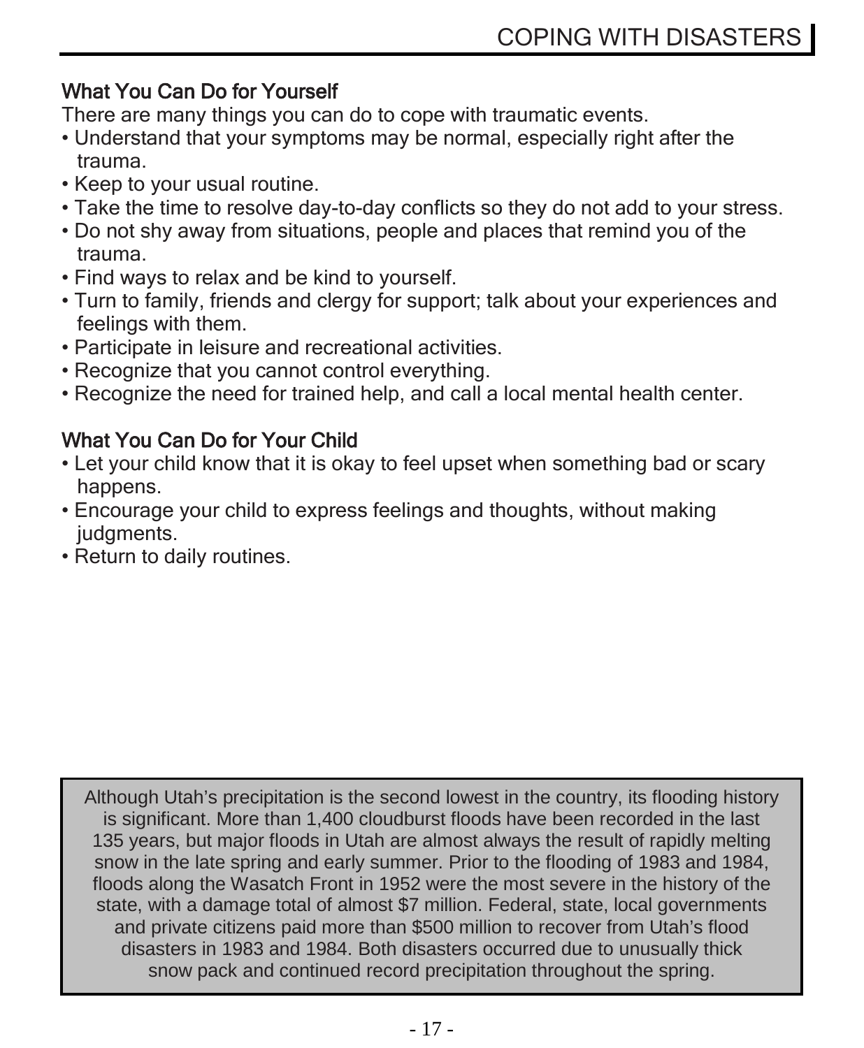## What You Can Do for Yourself

There are many things you can do to cope with traumatic events.

- Understand that your symptoms may be normal, especially right after the trauma.
- Keep to your usual routine.
- Take the time to resolve day-to-day conflicts so they do not add to your stress.
- Do not shy away from situations, people and places that remind you of the trauma.
- Find ways to relax and be kind to yourself.
- Turn to family, friends and clergy for support; talk about your experiences and feelings with them.
- Participate in leisure and recreational activities.
- Recognize that you cannot control everything.
- Recognize the need for trained help, and call a local mental health center.

## What You Can Do for Your Child

- Let your child know that it is okay to feel upset when something bad or scary happens.
- Encourage your child to express feelings and thoughts, without making judgments.
- Return to daily routines.

> Although Utah's precipitation is the second lowest in the country, its flooding history is significant. More than 1,400 cloudburst floods have been recorded in the last 135 years, but major floods in Utah are almost always the result of rapidly melting snow in the late spring and early summer. Prior to the flooding of 1983 and 1984, floods along the Wasatch Front in 1952 were the most severe in the history of the state, with a damage total of almost $7 million. Federal, state, local governments and private citizens paid more than $500 million to recover from Utah's flood disasters in 1983 and 1984. Both disasters occurred due to unusually thick snow pack and continued record precipitation throughout the spring.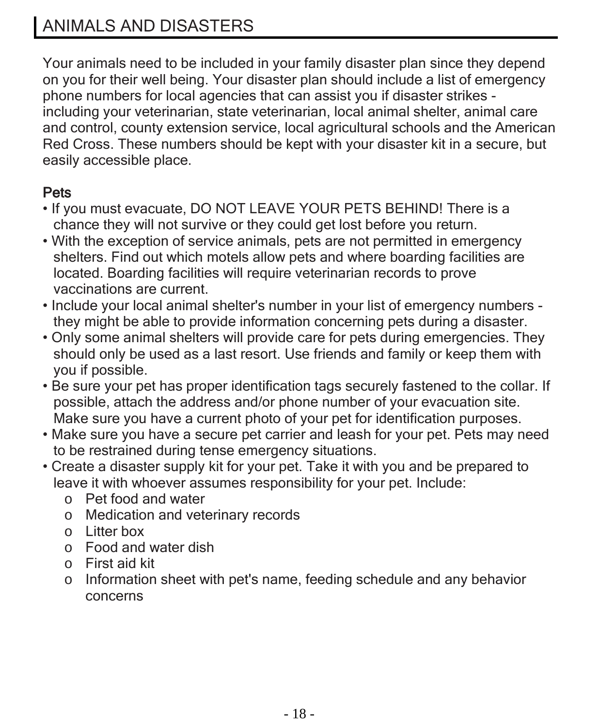## ANIMALS AND DISASTERS

Your animals need to be included in your family disaster plan since they depend on you for their well being. Your disaster plan should include a list of emergency phone numbers for local agencies that can assist you if disaster strikes - including your veterinarian, state veterinarian, local animal shelter, animal care and control, county extension service, local agricultural schools and the American Red Cross. These numbers should be kept with your disaster kit in a secure, but easily accessible place.

### Pets

- If you must evacuate, DO NOT LEAVE YOUR PETS BEHIND! There is a chance they will not survive or they could get lost before you return.
- With the exception of service animals, pets are not permitted in emergency shelters. Find out which motels allow pets and where boarding facilities are located. Boarding facilities will require veterinarian records to prove vaccinations are current.
- Include your local animal shelter's number in your list of emergency numbers - they might be able to provide information concerning pets during a disaster.
- Only some animal shelters will provide care for pets during emergencies. They should only be used as a last resort. Use friends and family or keep them with you if possible.
- Be sure your pet has proper identification tags securely fastened to the collar. If possible, attach the address and/or phone number of your evacuation site. Make sure you have a current photo of your pet for identification purposes.
- Make sure you have a secure pet carrier and leash for your pet. Pets may need to be restrained during tense emergency situations.
- Create a disaster supply kit for your pet. Take it with you and be prepared to leave it with whoever assumes responsibility for your pet. Include:
  - Pet food and water
  - Medication and veterinary records
  - Litter box
  - Food and water dish
  - First aid kit
  - Information sheet with pet's name, feeding schedule and any behavior concerns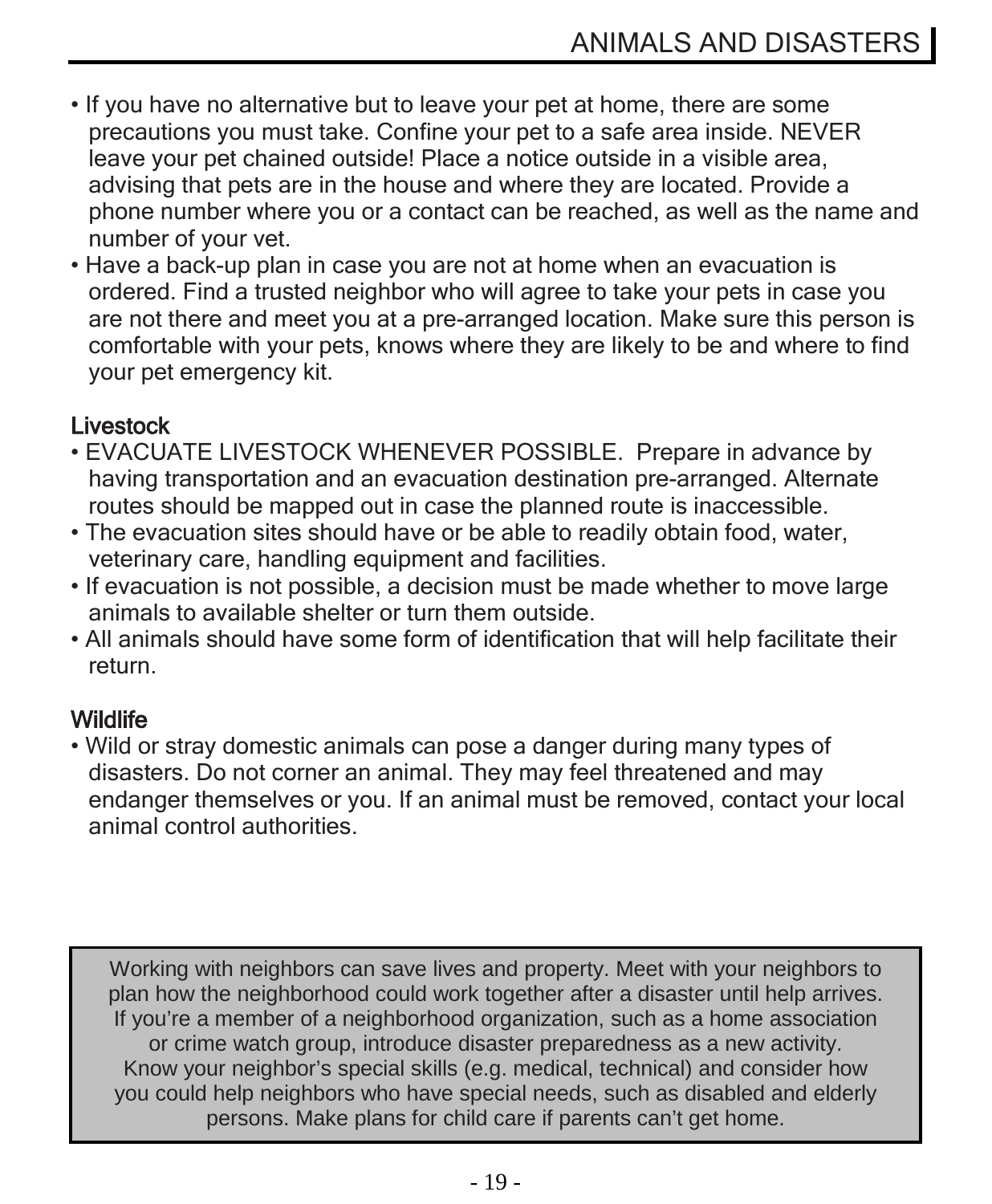- If you have no alternative but to leave your pet at home, there are some precautions you must take. Confine your pet to a safe area inside. NEVER leave your pet chained outside! Place a notice outside in a visible area, advising that pets are in the house and where they are located. Provide a phone number where you or a contact can be reached, as well as the name and number of your vet.
- Have a back-up plan in case you are not at home when an evacuation is ordered. Find a trusted neighbor who will agree to take your pets in case you are not there and meet you at a pre-arranged location. Make sure this person is comfortable with your pets, knows where they are likely to be and where to find your pet emergency kit.

### Livestock

- EVACUATE LIVESTOCK WHENEVER POSSIBLE. Prepare in advance by having transportation and an evacuation destination pre-arranged. Alternate routes should be mapped out in case the planned route is inaccessible.
- The evacuation sites should have or be able to readily obtain food, water, veterinary care, handling equipment and facilities.
- If evacuation is not possible, a decision must be made whether to move large animals to available shelter or turn them outside.
- All animals should have some form of identification that will help facilitate their return.

### Wildlife

- Wild or stray domestic animals can pose a danger during many types of disasters. Do not corner an animal. They may feel threatened and may endanger themselves or you. If an animal must be removed, contact your local animal control authorities.

> Working with neighbors can save lives and property. Meet with your neighbors to plan how the neighborhood could work together after a disaster until help arrives. If you're a member of a neighborhood organization, such as a home association or crime watch group, introduce disaster preparedness as a new activity. Know your neighbor's special skills (e.g. medical, technical) and consider how you could help neighbors who have special needs, such as disabled and elderly persons. Make plans for child care if parents can't get home.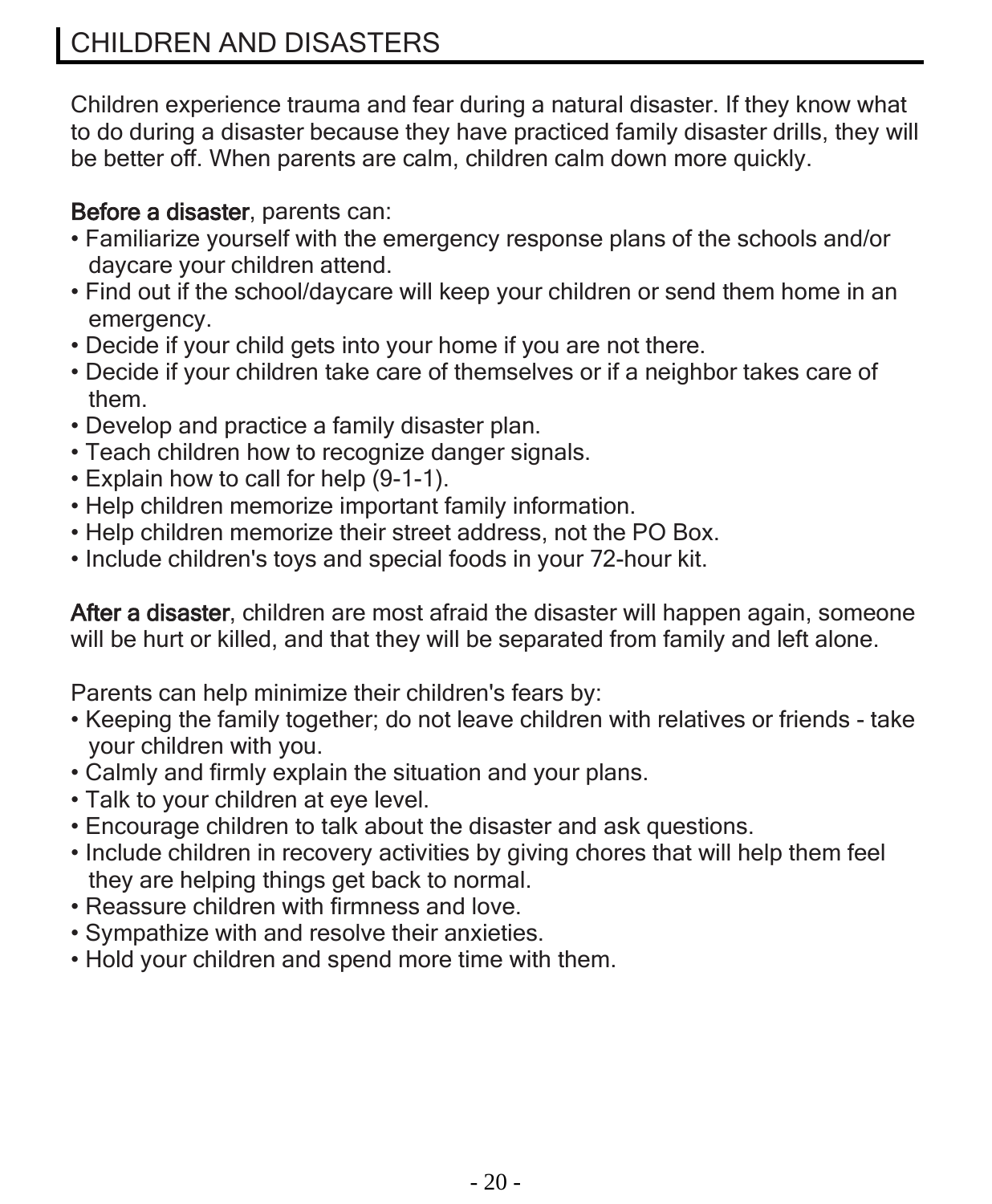# CHILDREN AND DISASTERS

Children experience trauma and fear during a natural disaster. If they know what to do during a disaster because they have practiced family disaster drills, they will be better off. When parents are calm, children calm down more quickly.

**Before a disaster**, parents can:

- Familiarize yourself with the emergency response plans of the schools and/or daycare your children attend.
- Find out if the school/daycare will keep your children or send them home in an emergency.
- Decide if your child gets into your home if you are not there.
- Decide if your children take care of themselves or if a neighbor takes care of them.
- Develop and practice a family disaster plan.
- Teach children how to recognize danger signals.
- Explain how to call for help (9-1-1).
- Help children memorize important family information.
- Help children memorize their street address, not the PO Box.
- Include children's toys and special foods in your 72-hour kit.

**After a disaster**, children are most afraid the disaster will happen again, someone will be hurt or killed, and that they will be separated from family and left alone.

Parents can help minimize their children's fears by:

- Keeping the family together; do not leave children with relatives or friends - take your children with you.
- Calmly and firmly explain the situation and your plans.
- Talk to your children at eye level.
- Encourage children to talk about the disaster and ask questions.
- Include children in recovery activities by giving chores that will help them feel they are helping things get back to normal.
- Reassure children with firmness and love.
- Sympathize with and resolve their anxieties.
- Hold your children and spend more time with them.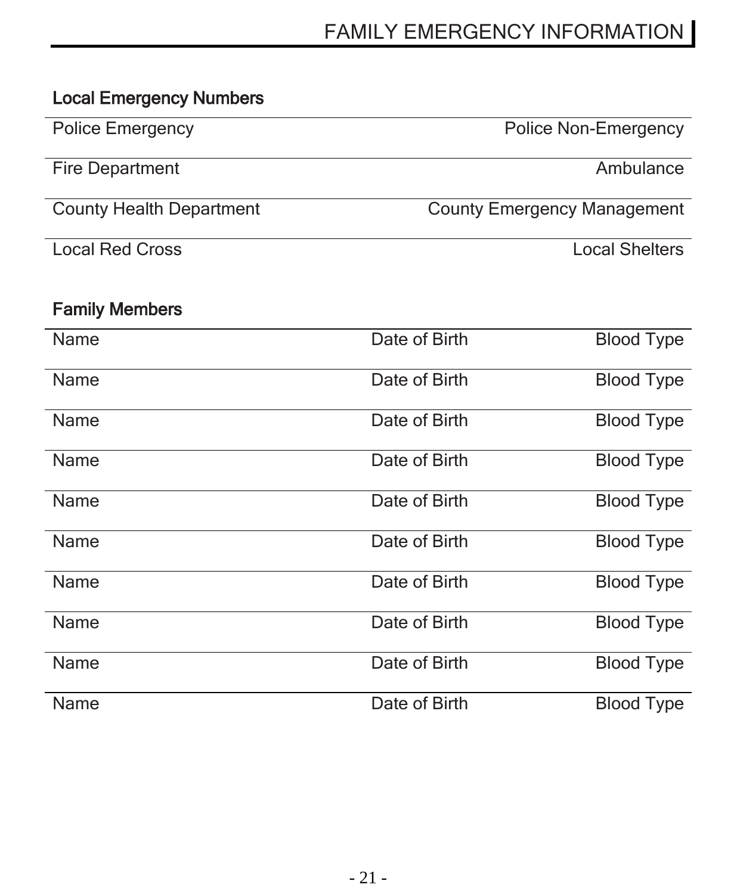# FAMILY EMERGENCY INFORMATION

## Local Emergency Numbers

| | |
|---|---|
| Police Emergency | Police Non-Emergency |
| Fire Department | Ambulance |
| County Health Department | County Emergency Management |
| Local Red Cross | Local Shelters |

## Family Members

| | | |
|---|---|---|
| Name | Date of Birth | Blood Type |
| Name | Date of Birth | Blood Type |
| Name | Date of Birth | Blood Type |
| Name | Date of Birth | Blood Type |
| Name | Date of Birth | Blood Type |
| Name | Date of Birth | Blood Type |
| Name | Date of Birth | Blood Type |
| Name | Date of Birth | Blood Type |
| Name | Date of Birth | Blood Type |
| Name | Date of Birth | Blood Type |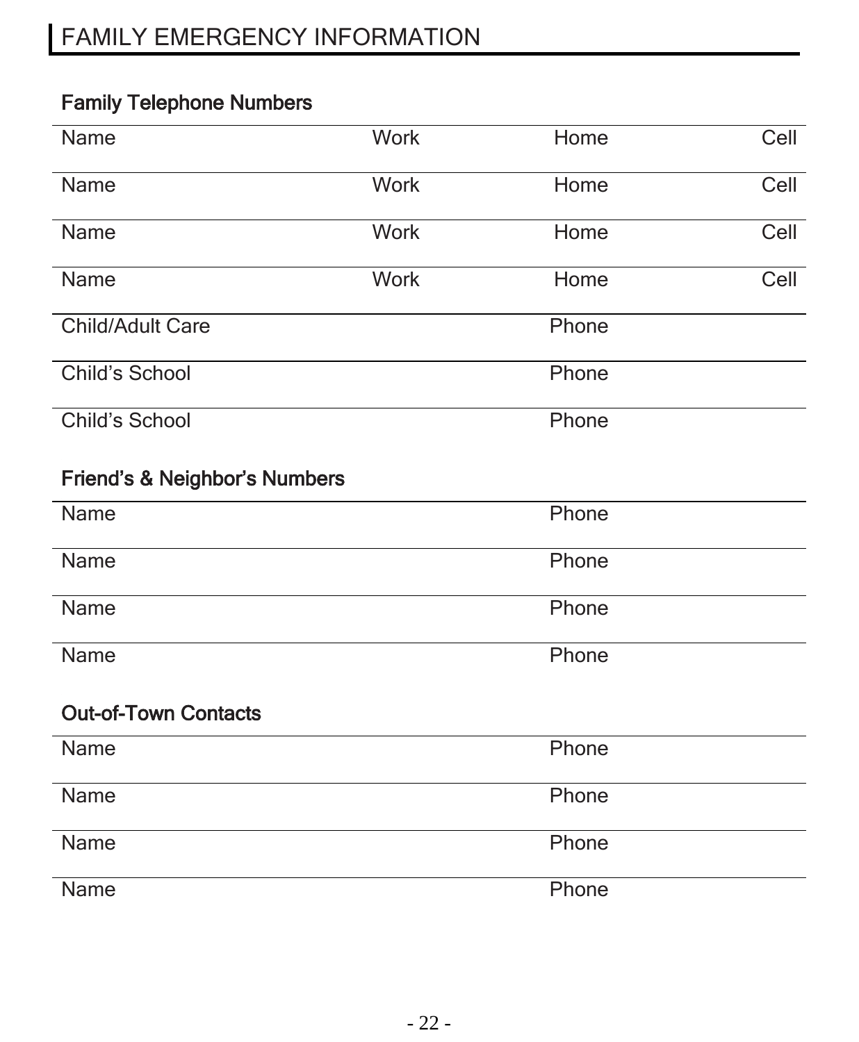# FAMILY EMERGENCY INFORMATION

## Family Telephone Numbers

| Name | Work | Home | Cell |
|---|---|---|---|
| Name | Work | Home | Cell |
| Name | Work | Home | Cell |
| Name | Work | Home | Cell |

| Child/Adult Care | Phone |
|---|---|
| Child's School | Phone |
| Child's School | Phone |

## Friend's & Neighbor's Numbers

| Name | Phone |
|---|---|
| Name | Phone |
| Name | Phone |
| Name | Phone |

## Out-of-Town Contacts

| Name | Phone |
|---|---|
| Name | Phone |
| Name | Phone |
| Name | Phone |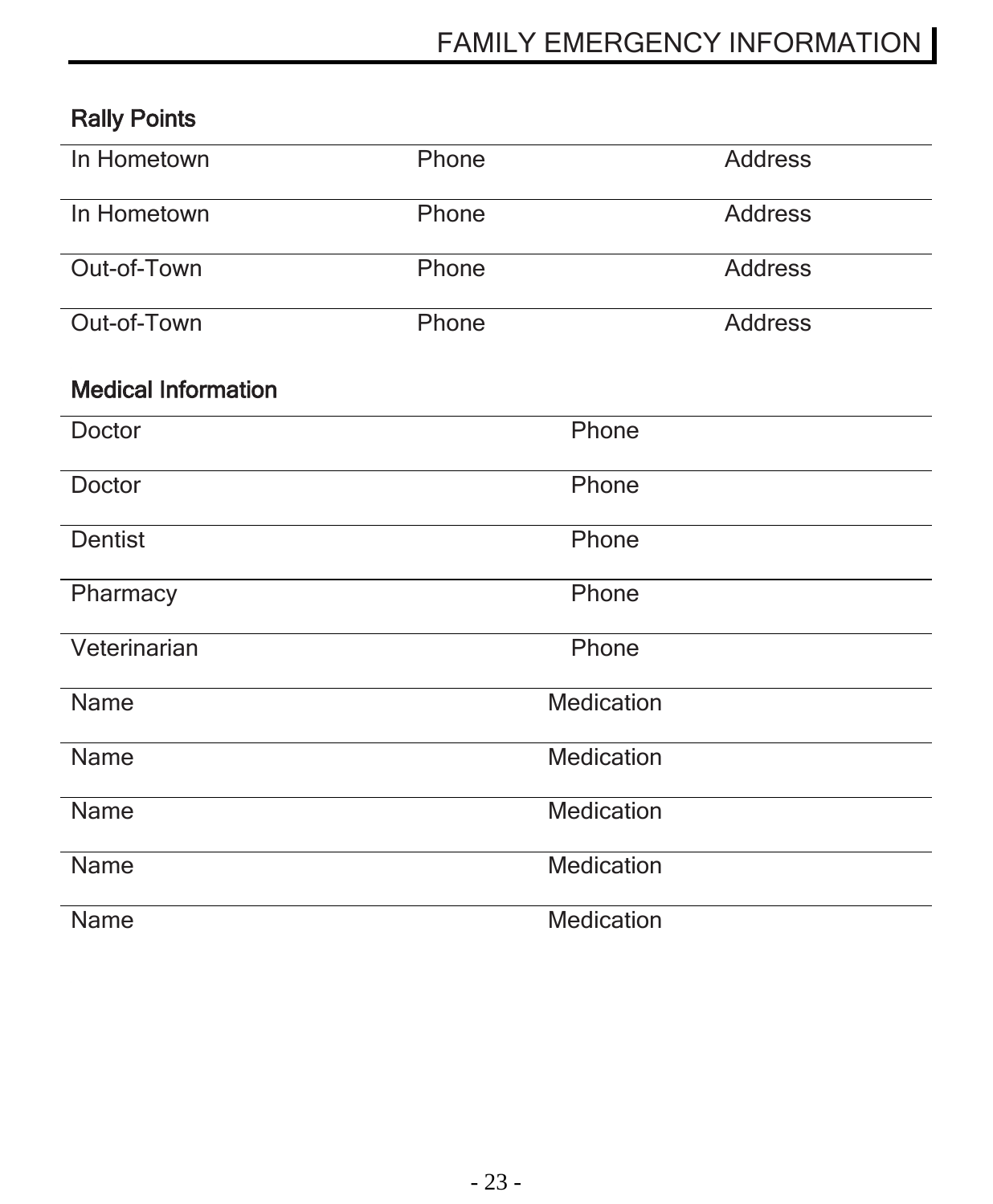# FAMILY EMERGENCY INFORMATION

## Rally Points

| | | |
|---|---|---|
| In Hometown | Phone | Address |
| In Hometown | Phone | Address |
| Out-of-Town | Phone | Address |
| Out-of-Town | Phone | Address |

## Medical Information

| | |
|---|---|
| Doctor | Phone |
| Doctor | Phone |
| Dentist | Phone |
| Pharmacy | Phone |
| Veterinarian | Phone |
| Name | Medication |
| Name | Medication |
| Name | Medication |
| Name | Medication |
| Name | Medication |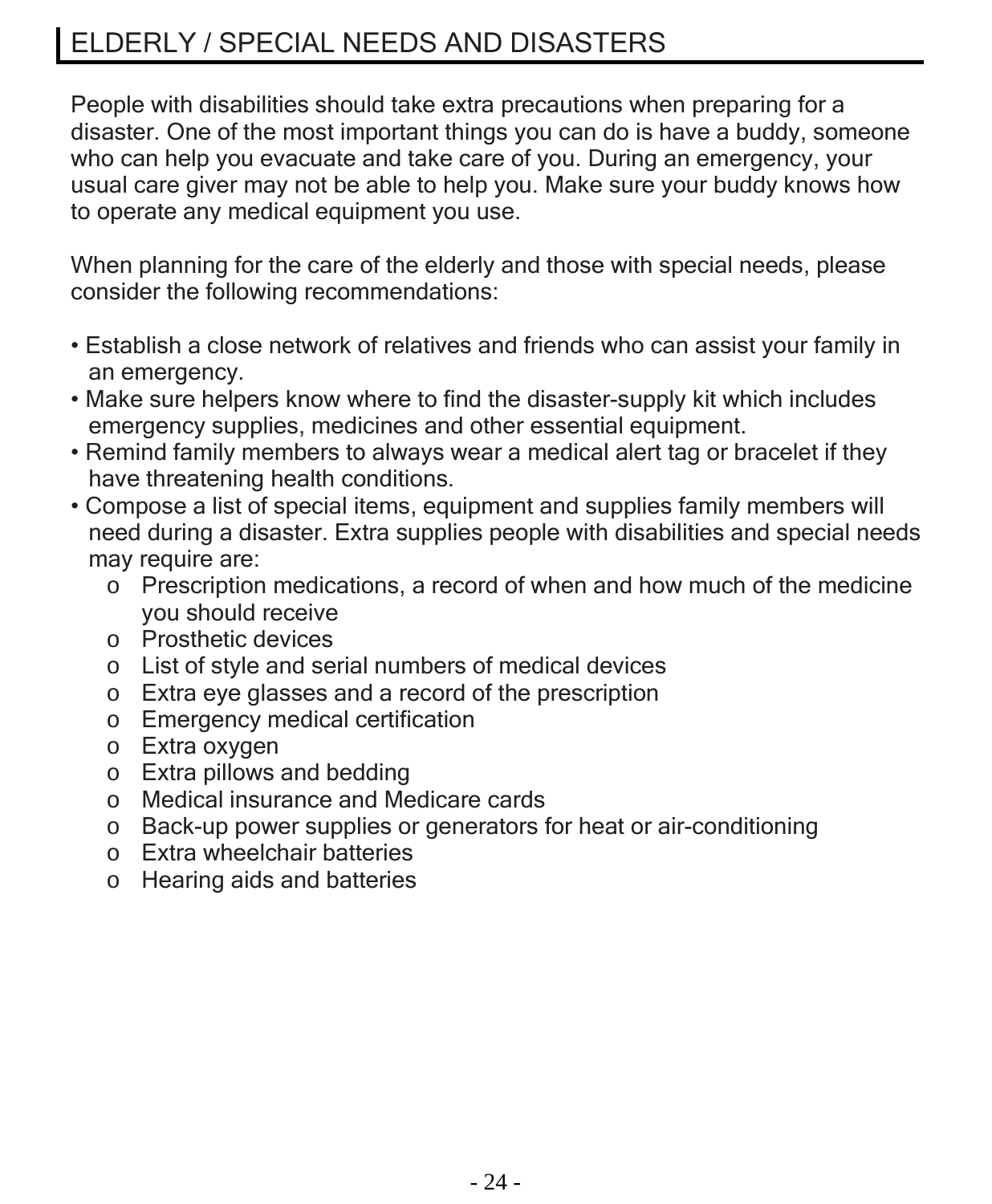## ELDERLY / SPECIAL NEEDS AND DISASTERS

People with disabilities should take extra precautions when preparing for a disaster. One of the most important things you can do is have a buddy, someone who can help you evacuate and take care of you. During an emergency, your usual care giver may not be able to help you. Make sure your buddy knows how to operate any medical equipment you use.

When planning for the care of the elderly and those with special needs, please consider the following recommendations:

- Establish a close network of relatives and friends who can assist your family in an emergency.
- Make sure helpers know where to find the disaster-supply kit which includes emergency supplies, medicines and other essential equipment.
- Remind family members to always wear a medical alert tag or bracelet if they have threatening health conditions.
- Compose a list of special items, equipment and supplies family members will need during a disaster. Extra supplies people with disabilities and special needs may require are:
  - Prescription medications, a record of when and how much of the medicine you should receive
  - Prosthetic devices
  - List of style and serial numbers of medical devices
  - Extra eye glasses and a record of the prescription
  - Emergency medical certification
  - Extra oxygen
  - Extra pillows and bedding
  - Medical insurance and Medicare cards
  - Back-up power supplies or generators for heat or air-conditioning
  - Extra wheelchair batteries
  - Hearing aids and batteries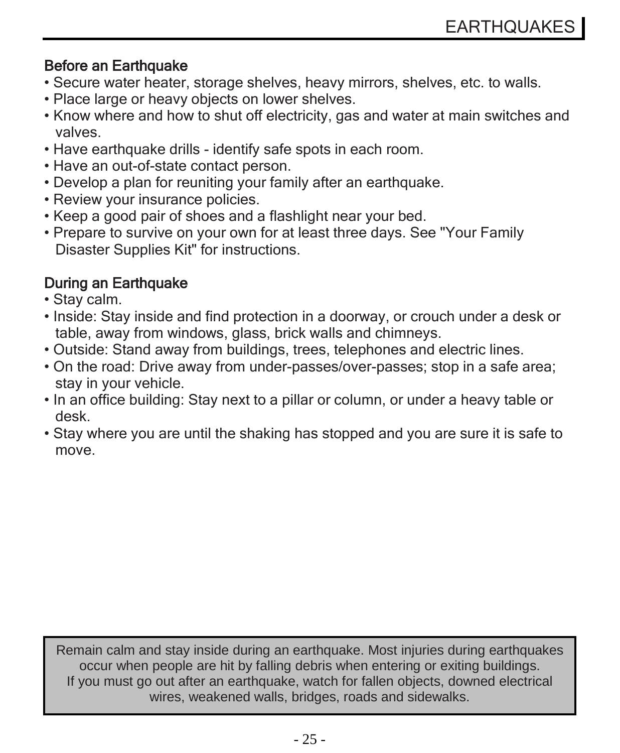# EARTHQUAKES

## Before an Earthquake

- Secure water heater, storage shelves, heavy mirrors, shelves, etc. to walls.
- Place large or heavy objects on lower shelves.
- Know where and how to shut off electricity, gas and water at main switches and valves.
- Have earthquake drills - identify safe spots in each room.
- Have an out-of-state contact person.
- Develop a plan for reuniting your family after an earthquake.
- Review your insurance policies.
- Keep a good pair of shoes and a flashlight near your bed.
- Prepare to survive on your own for at least three days. See "Your Family Disaster Supplies Kit" for instructions.

## During an Earthquake

- Stay calm.
- Inside: Stay inside and find protection in a doorway, or crouch under a desk or table, away from windows, glass, brick walls and chimneys.
- Outside: Stand away from buildings, trees, telephones and electric lines.
- On the road: Drive away from under-passes/over-passes; stop in a safe area; stay in your vehicle.
- In an office building: Stay next to a pillar or column, or under a heavy table or desk.
- Stay where you are until the shaking has stopped and you are sure it is safe to move.

Remain calm and stay inside during an earthquake. Most injuries during earthquakes occur when people are hit by falling debris when entering or exiting buildings. If you must go out after an earthquake, watch for fallen objects, downed electrical wires, weakened walls, bridges, roads and sidewalks.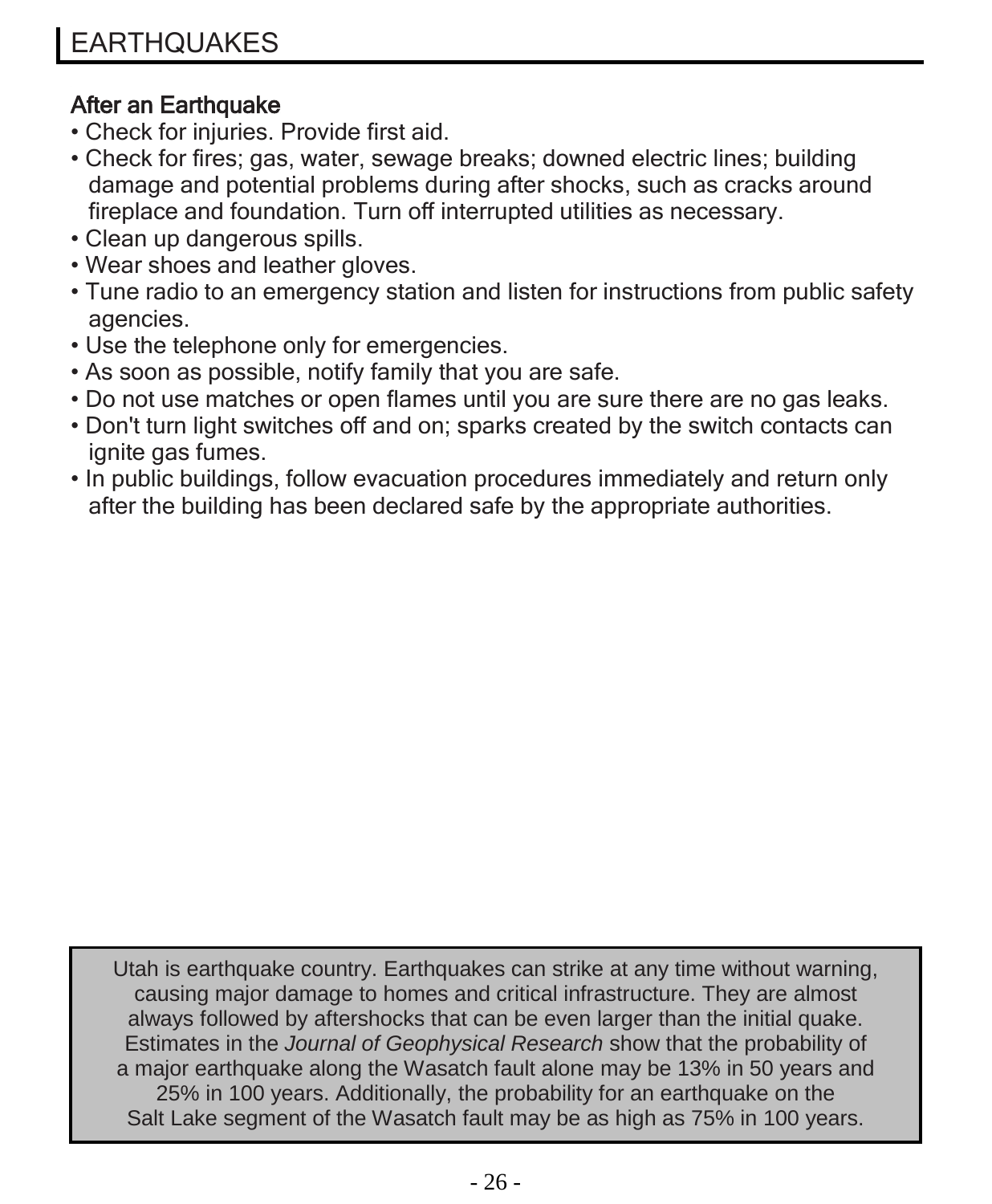# EARTHQUAKES

## After an Earthquake

- Check for injuries. Provide first aid.
- Check for fires; gas, water, sewage breaks; downed electric lines; building damage and potential problems during after shocks, such as cracks around fireplace and foundation. Turn off interrupted utilities as necessary.
- Clean up dangerous spills.
- Wear shoes and leather gloves.
- Tune radio to an emergency station and listen for instructions from public safety agencies.
- Use the telephone only for emergencies.
- As soon as possible, notify family that you are safe.
- Do not use matches or open flames until you are sure there are no gas leaks.
- Don't turn light switches off and on; sparks created by the switch contacts can ignite gas fumes.
- In public buildings, follow evacuation procedures immediately and return only after the building has been declared safe by the appropriate authorities.

Utah is earthquake country. Earthquakes can strike at any time without warning, causing major damage to homes and critical infrastructure. They are almost always followed by aftershocks that can be even larger than the initial quake. Estimates in the *Journal of Geophysical Research* show that the probability of a major earthquake along the Wasatch fault alone may be 13% in 50 years and 25% in 100 years. Additionally, the probability for an earthquake on the Salt Lake segment of the Wasatch fault may be as high as 75% in 100 years.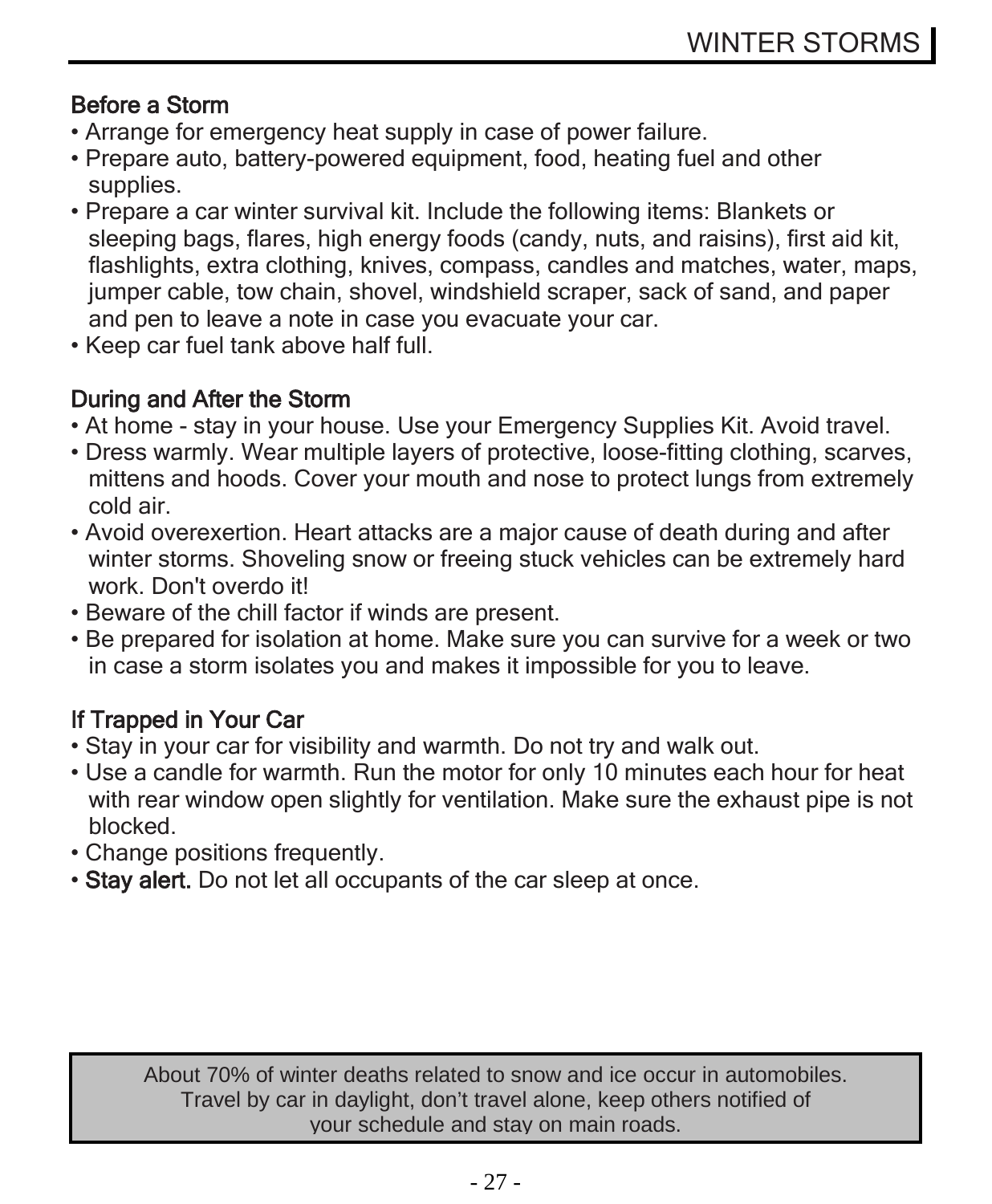# WINTER STORMS

## Before a Storm

- Arrange for emergency heat supply in case of power failure.
- Prepare auto, battery-powered equipment, food, heating fuel and other supplies.
- Prepare a car winter survival kit. Include the following items: Blankets or sleeping bags, flares, high energy foods (candy, nuts, and raisins), first aid kit, flashlights, extra clothing, knives, compass, candles and matches, water, maps, jumper cable, tow chain, shovel, windshield scraper, sack of sand, and paper and pen to leave a note in case you evacuate your car.
- Keep car fuel tank above half full.

## During and After the Storm

- At home - stay in your house. Use your Emergency Supplies Kit. Avoid travel.
- Dress warmly. Wear multiple layers of protective, loose-fitting clothing, scarves, mittens and hoods. Cover your mouth and nose to protect lungs from extremely cold air.
- Avoid overexertion. Heart attacks are a major cause of death during and after winter storms. Shoveling snow or freeing stuck vehicles can be extremely hard work. Don't overdo it!
- Beware of the chill factor if winds are present.
- Be prepared for isolation at home. Make sure you can survive for a week or two in case a storm isolates you and makes it impossible for you to leave.

## If Trapped in Your Car

- Stay in your car for visibility and warmth. Do not try and walk out.
- Use a candle for warmth. Run the motor for only 10 minutes each hour for heat with rear window open slightly for ventilation. Make sure the exhaust pipe is not blocked.
- Change positions frequently.
- **Stay alert.** Do not let all occupants of the car sleep at once.

About 70% of winter deaths related to snow and ice occur in automobiles. Travel by car in daylight, don’t travel alone, keep others notified of your schedule and stay on main roads.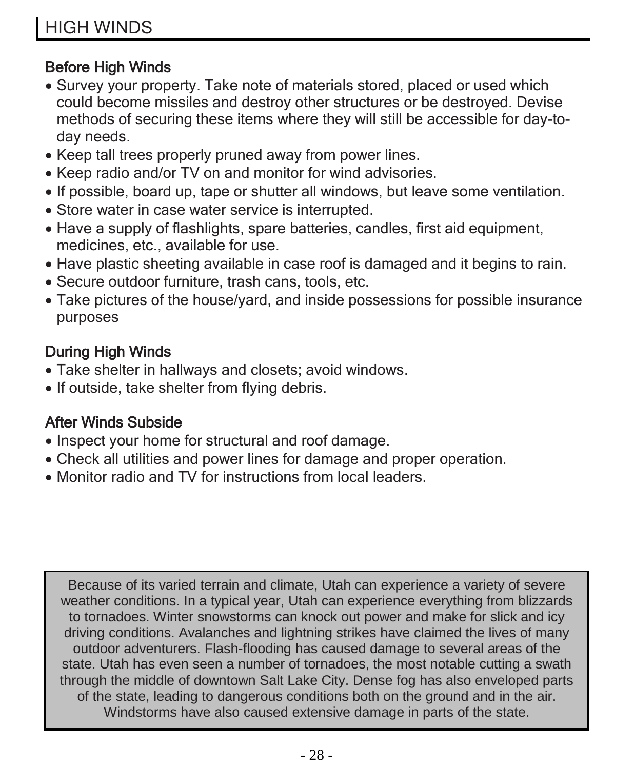# HIGH WINDS

## Before High Winds

- Survey your property. Take note of materials stored, placed or used which could become missiles and destroy other structures or be destroyed. Devise methods of securing these items where they will still be accessible for day-to-day needs.
- Keep tall trees properly pruned away from power lines.
- Keep radio and/or TV on and monitor for wind advisories.
- If possible, board up, tape or shutter all windows, but leave some ventilation.
- Store water in case water service is interrupted.
- Have a supply of flashlights, spare batteries, candles, first aid equipment, medicines, etc., available for use.
- Have plastic sheeting available in case roof is damaged and it begins to rain.
- Secure outdoor furniture, trash cans, tools, etc.
- Take pictures of the house/yard, and inside possessions for possible insurance purposes

## During High Winds

- Take shelter in hallways and closets; avoid windows.
- If outside, take shelter from flying debris.

## After Winds Subside

- Inspect your home for structural and roof damage.
- Check all utilities and power lines for damage and proper operation.
- Monitor radio and TV for instructions from local leaders.

> Because of its varied terrain and climate, Utah can experience a variety of severe weather conditions. In a typical year, Utah can experience everything from blizzards to tornadoes. Winter snowstorms can knock out power and make for slick and icy driving conditions. Avalanches and lightning strikes have claimed the lives of many outdoor adventurers. Flash-flooding has caused damage to several areas of the state. Utah has even seen a number of tornadoes, the most notable cutting a swath through the middle of downtown Salt Lake City. Dense fog has also enveloped parts of the state, leading to dangerous conditions both on the ground and in the air. Windstorms have also caused extensive damage in parts of the state.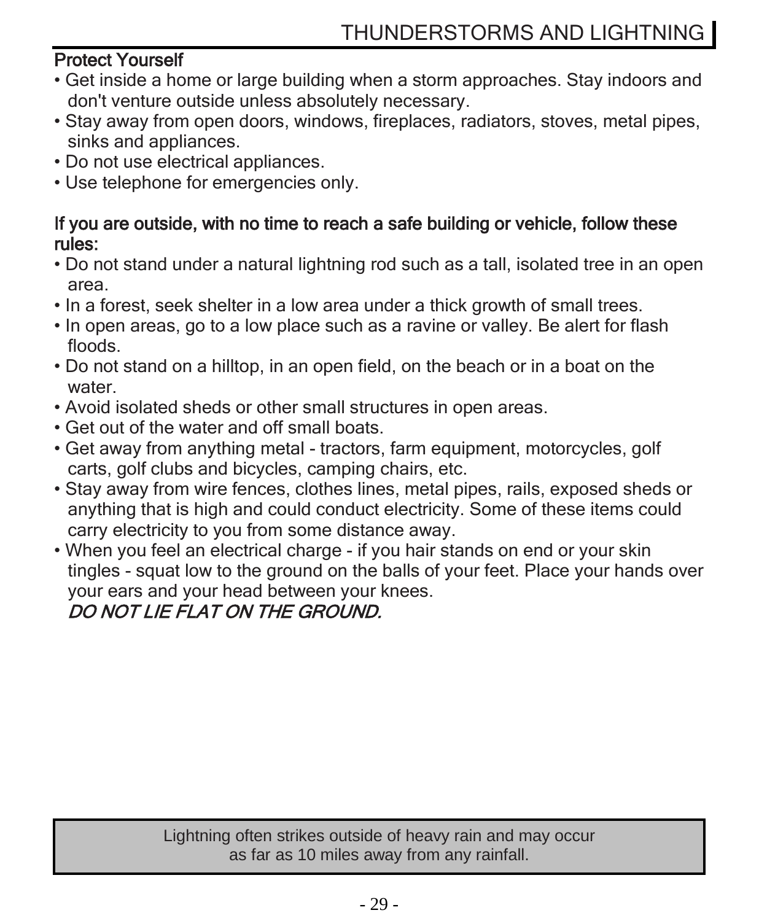# THUNDERSTORMS AND LIGHTNING

**Protect Yourself**

- Get inside a home or large building when a storm approaches. Stay indoors and don't venture outside unless absolutely necessary.
- Stay away from open doors, windows, fireplaces, radiators, stoves, metal pipes, sinks and appliances.
- Do not use electrical appliances.
- Use telephone for emergencies only.

**If you are outside, with no time to reach a safe building or vehicle, follow these rules:**

- Do not stand under a natural lightning rod such as a tall, isolated tree in an open area.
- In a forest, seek shelter in a low area under a thick growth of small trees.
- In open areas, go to a low place such as a ravine or valley. Be alert for flash floods.
- Do not stand on a hilltop, in an open field, on the beach or in a boat on the water.
- Avoid isolated sheds or other small structures in open areas.
- Get out of the water and off small boats.
- Get away from anything metal - tractors, farm equipment, motorcycles, golf carts, golf clubs and bicycles, camping chairs, etc.
- Stay away from wire fences, clothes lines, metal pipes, rails, exposed sheds or anything that is high and could conduct electricity. Some of these items could carry electricity to you from some distance away.
- When you feel an electrical charge - if you hair stands on end or your skin tingles - squat low to the ground on the balls of your feet. Place your hands over your ears and your head between your knees.
  ***DO NOT LIE FLAT ON THE GROUND.***

> Lightning often strikes outside of heavy rain and may occur as far as 10 miles away from any rainfall.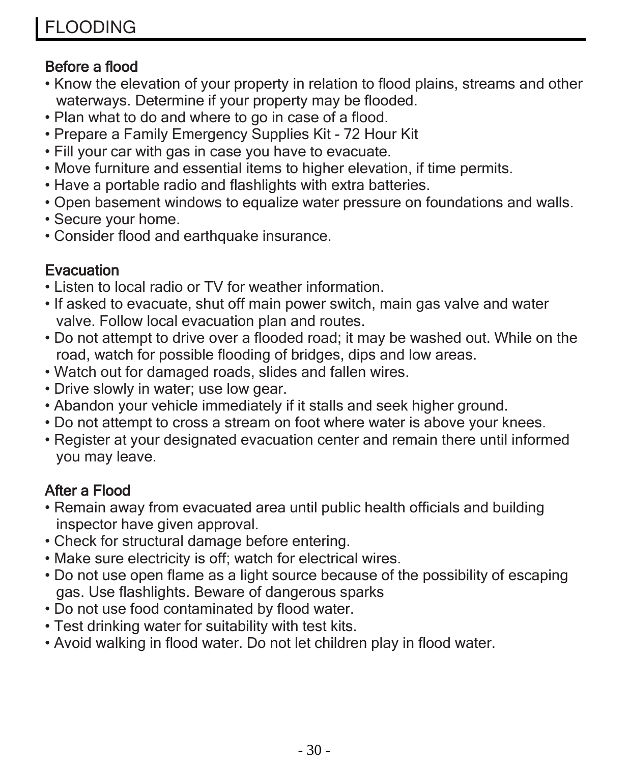# FLOODING

## Before a flood

- Know the elevation of your property in relation to flood plains, streams and other waterways. Determine if your property may be flooded.
- Plan what to do and where to go in case of a flood.
- Prepare a Family Emergency Supplies Kit - 72 Hour Kit
- Fill your car with gas in case you have to evacuate.
- Move furniture and essential items to higher elevation, if time permits.
- Have a portable radio and flashlights with extra batteries.
- Open basement windows to equalize water pressure on foundations and walls.
- Secure your home.
- Consider flood and earthquake insurance.

## Evacuation

- Listen to local radio or TV for weather information.
- If asked to evacuate, shut off main power switch, main gas valve and water valve. Follow local evacuation plan and routes.
- Do not attempt to drive over a flooded road; it may be washed out. While on the road, watch for possible flooding of bridges, dips and low areas.
- Watch out for damaged roads, slides and fallen wires.
- Drive slowly in water; use low gear.
- Abandon your vehicle immediately if it stalls and seek higher ground.
- Do not attempt to cross a stream on foot where water is above your knees.
- Register at your designated evacuation center and remain there until informed you may leave.

## After a Flood

- Remain away from evacuated area until public health officials and building inspector have given approval.
- Check for structural damage before entering.
- Make sure electricity is off; watch for electrical wires.
- Do not use open flame as a light source because of the possibility of escaping gas. Use flashlights. Beware of dangerous sparks
- Do not use food contaminated by flood water.
- Test drinking water for suitability with test kits.
- Avoid walking in flood water. Do not let children play in flood water.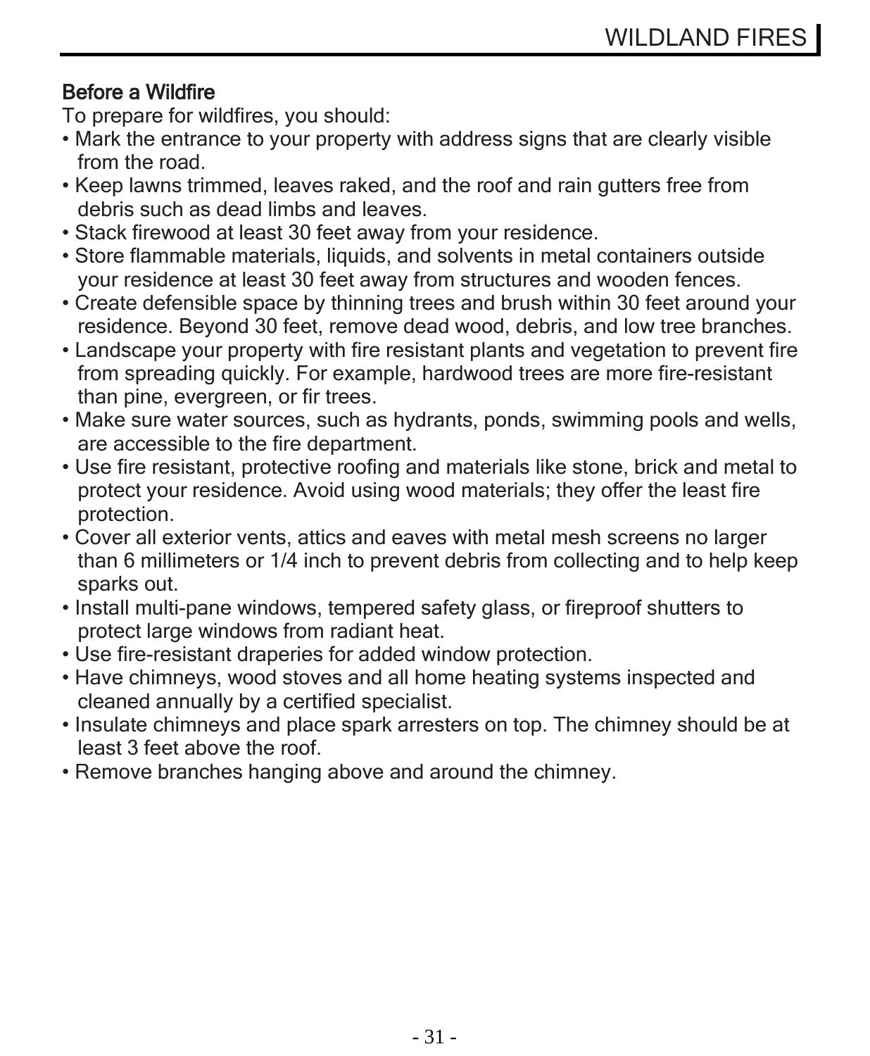### Before a Wildfire

To prepare for wildfires, you should:

- Mark the entrance to your property with address signs that are clearly visible from the road.
- Keep lawns trimmed, leaves raked, and the roof and rain gutters free from debris such as dead limbs and leaves.
- Stack firewood at least 30 feet away from your residence.
- Store flammable materials, liquids, and solvents in metal containers outside your residence at least 30 feet away from structures and wooden fences.
- Create defensible space by thinning trees and brush within 30 feet around your residence. Beyond 30 feet, remove dead wood, debris, and low tree branches.
- Landscape your property with fire resistant plants and vegetation to prevent fire from spreading quickly. For example, hardwood trees are more fire-resistant than pine, evergreen, or fir trees.
- Make sure water sources, such as hydrants, ponds, swimming pools and wells, are accessible to the fire department.
- Use fire resistant, protective roofing and materials like stone, brick and metal to protect your residence. Avoid using wood materials; they offer the least fire protection.
- Cover all exterior vents, attics and eaves with metal mesh screens no larger than 6 millimeters or 1/4 inch to prevent debris from collecting and to help keep sparks out.
- Install multi-pane windows, tempered safety glass, or fireproof shutters to protect large windows from radiant heat.
- Use fire-resistant draperies for added window protection.
- Have chimneys, wood stoves and all home heating systems inspected and cleaned annually by a certified specialist.
- Insulate chimneys and place spark arresters on top. The chimney should be at least 3 feet above the roof.
- Remove branches hanging above and around the chimney.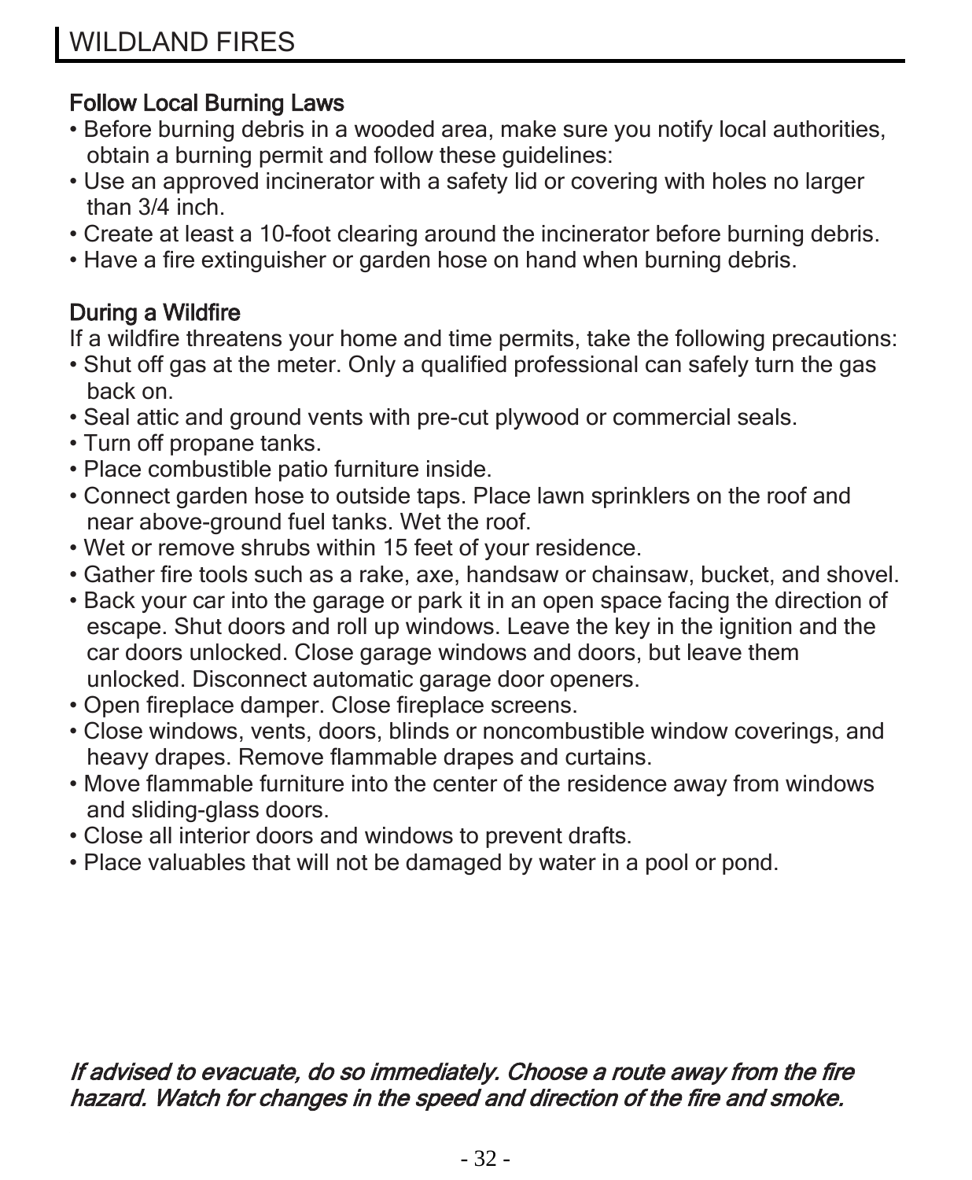# WILDLAND FIRES

### Follow Local Burning Laws

- Before burning debris in a wooded area, make sure you notify local authorities, obtain a burning permit and follow these guidelines:
- Use an approved incinerator with a safety lid or covering with holes no larger than 3/4 inch.
- Create at least a 10-foot clearing around the incinerator before burning debris.
- Have a fire extinguisher or garden hose on hand when burning debris.

### During a Wildfire

If a wildfire threatens your home and time permits, take the following precautions:

- Shut off gas at the meter. Only a qualified professional can safely turn the gas back on.
- Seal attic and ground vents with pre-cut plywood or commercial seals.
- Turn off propane tanks.
- Place combustible patio furniture inside.
- Connect garden hose to outside taps. Place lawn sprinklers on the roof and near above-ground fuel tanks. Wet the roof.
- Wet or remove shrubs within 15 feet of your residence.
- Gather fire tools such as a rake, axe, handsaw or chainsaw, bucket, and shovel.
- Back your car into the garage or park it in an open space facing the direction of escape. Shut doors and roll up windows. Leave the key in the ignition and the car doors unlocked. Close garage windows and doors, but leave them unlocked. Disconnect automatic garage door openers.
- Open fireplace damper. Close fireplace screens.
- Close windows, vents, doors, blinds or noncombustible window coverings, and heavy drapes. Remove flammable drapes and curtains.
- Move flammable furniture into the center of the residence away from windows and sliding-glass doors.
- Close all interior doors and windows to prevent drafts.
- Place valuables that will not be damaged by water in a pool or pond.

***If advised to evacuate, do so immediately. Choose a route away from the fire hazard. Watch for changes in the speed and direction of the fire and smoke.***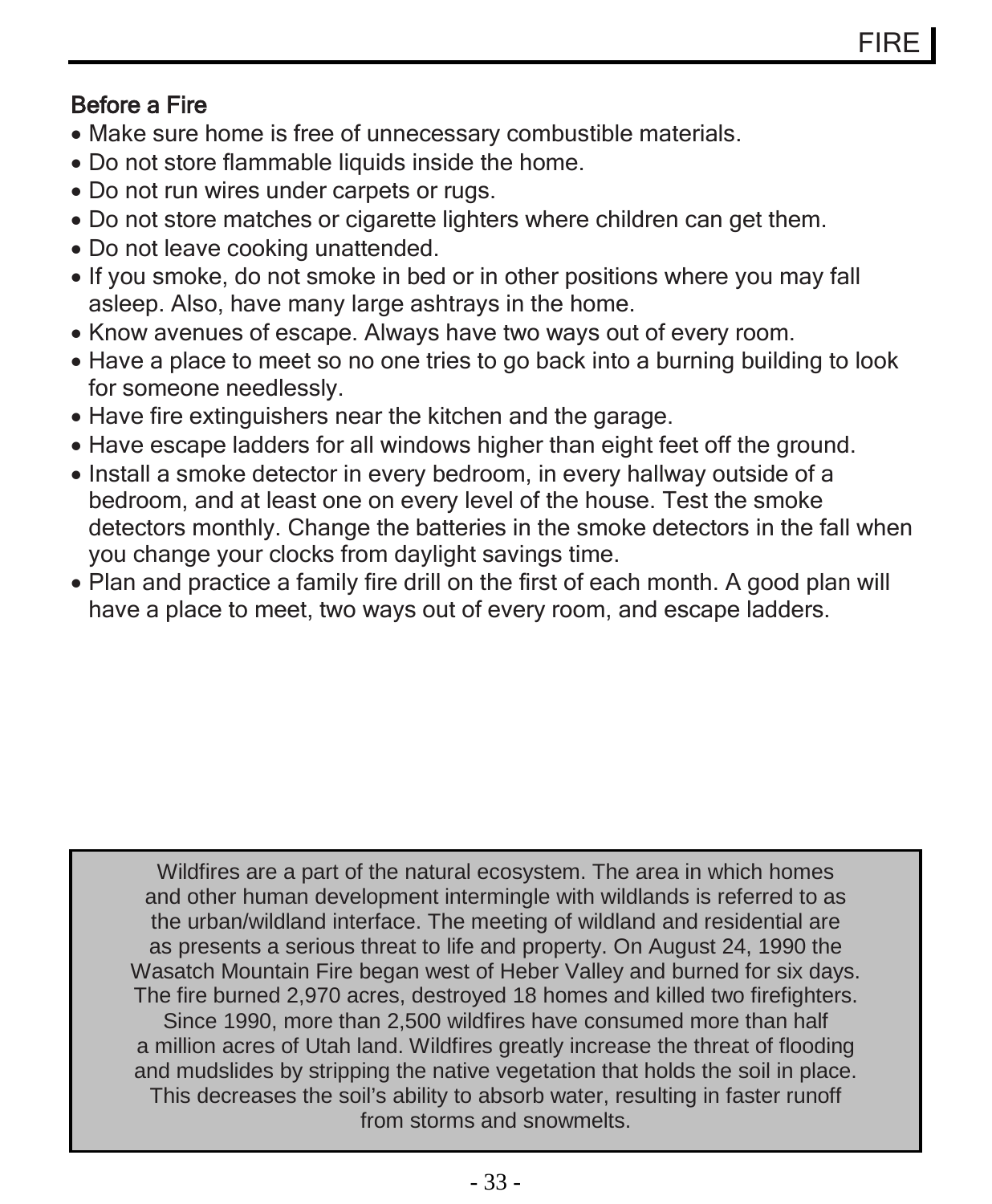## Before a Fire

- Make sure home is free of unnecessary combustible materials.
- Do not store flammable liquids inside the home.
- Do not run wires under carpets or rugs.
- Do not store matches or cigarette lighters where children can get them.
- Do not leave cooking unattended.
- If you smoke, do not smoke in bed or in other positions where you may fall asleep. Also, have many large ashtrays in the home.
- Know avenues of escape. Always have two ways out of every room.
- Have a place to meet so no one tries to go back into a burning building to look for someone needlessly.
- Have fire extinguishers near the kitchen and the garage.
- Have escape ladders for all windows higher than eight feet off the ground.
- Install a smoke detector in every bedroom, in every hallway outside of a bedroom, and at least one on every level of the house. Test the smoke detectors monthly. Change the batteries in the smoke detectors in the fall when you change your clocks from daylight savings time.
- Plan and practice a family fire drill on the first of each month. A good plan will have a place to meet, two ways out of every room, and escape ladders.

> Wildfires are a part of the natural ecosystem. The area in which homes and other human development intermingle with wildlands is referred to as the urban/wildland interface. The meeting of wildland and residential are as presents a serious threat to life and property. On August 24, 1990 the Wasatch Mountain Fire began west of Heber Valley and burned for six days. The fire burned 2,970 acres, destroyed 18 homes and killed two firefighters. Since 1990, more than 2,500 wildfires have consumed more than half a million acres of Utah land. Wildfires greatly increase the threat of flooding and mudslides by stripping the native vegetation that holds the soil in place. This decreases the soil's ability to absorb water, resulting in faster runoff from storms and snowmelts.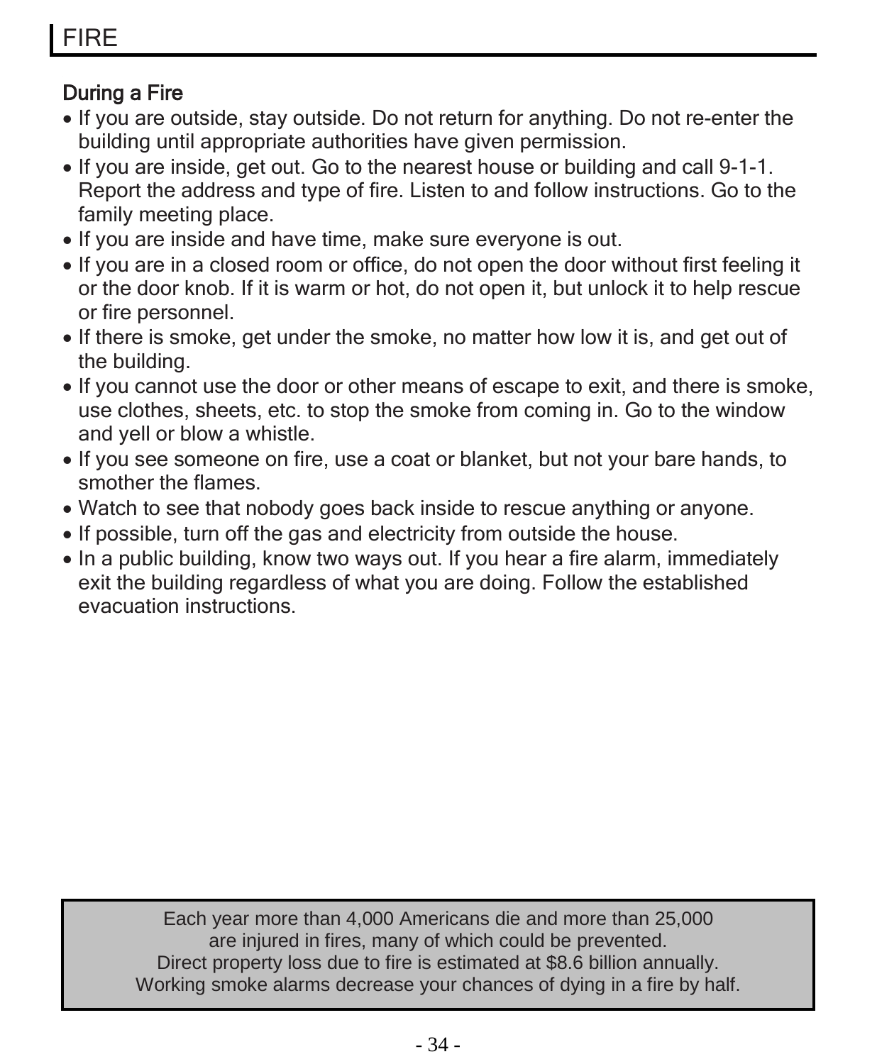# FIRE

## During a Fire

- If you are outside, stay outside. Do not return for anything. Do not re-enter the building until appropriate authorities have given permission.
- If you are inside, get out. Go to the nearest house or building and call 9-1-1. Report the address and type of fire. Listen to and follow instructions. Go to the family meeting place.
- If you are inside and have time, make sure everyone is out.
- If you are in a closed room or office, do not open the door without first feeling it or the door knob. If it is warm or hot, do not open it, but unlock it to help rescue or fire personnel.
- If there is smoke, get under the smoke, no matter how low it is, and get out of the building.
- If you cannot use the door or other means of escape to exit, and there is smoke, use clothes, sheets, etc. to stop the smoke from coming in. Go to the window and yell or blow a whistle.
- If you see someone on fire, use a coat or blanket, but not your bare hands, to smother the flames.
- Watch to see that nobody goes back inside to rescue anything or anyone.
- If possible, turn off the gas and electricity from outside the house.
- In a public building, know two ways out. If you hear a fire alarm, immediately exit the building regardless of what you are doing. Follow the established evacuation instructions.

> Each year more than 4,000 Americans die and more than 25,000 are injured in fires, many of which could be prevented.
> Direct property loss due to fire is estimated at $8.6 billion annually.
> Working smoke alarms decrease your chances of dying in a fire by half.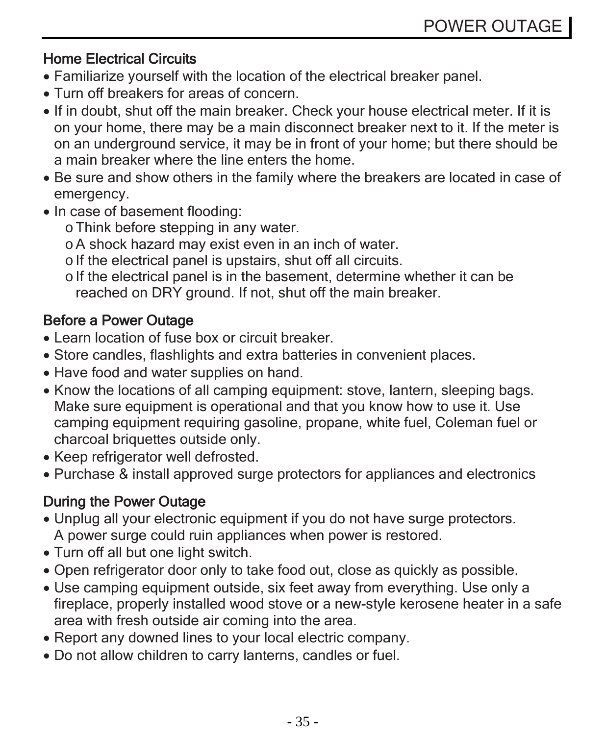## Home Electrical Circuits

- Familiarize yourself with the location of the electrical breaker panel.
- Turn off breakers for areas of concern.
- If in doubt, shut off the main breaker. Check your house electrical meter. If it is on your home, there may be a main disconnect breaker next to it. If the meter is on an underground service, it may be in front of your home; but there should be a main breaker where the line enters the home.
- Be sure and show others in the family where the breakers are located in case of emergency.
- In case of basement flooding:
  - Think before stepping in any water.
  - A shock hazard may exist even in an inch of water.
  - If the electrical panel is upstairs, shut off all circuits.
  - If the electrical panel is in the basement, determine whether it can be reached on DRY ground. If not, shut off the main breaker.

## Before a Power Outage

- Learn location of fuse box or circuit breaker.
- Store candles, flashlights and extra batteries in convenient places.
- Have food and water supplies on hand.
- Know the locations of all camping equipment: stove, lantern, sleeping bags. Make sure equipment is operational and that you know how to use it. Use camping equipment requiring gasoline, propane, white fuel, Coleman fuel or charcoal briquettes outside only.
- Keep refrigerator well defrosted.
- Purchase & install approved surge protectors for appliances and electronics

## During the Power Outage

- Unplug all your electronic equipment if you do not have surge protectors. A power surge could ruin appliances when power is restored.
- Turn off all but one light switch.
- Open refrigerator door only to take food out, close as quickly as possible.
- Use camping equipment outside, six feet away from everything. Use only a fireplace, properly installed wood stove or a new-style kerosene heater in a safe area with fresh outside air coming into the area.
- Report any downed lines to your local electric company.
- Do not allow children to carry lanterns, candles or fuel.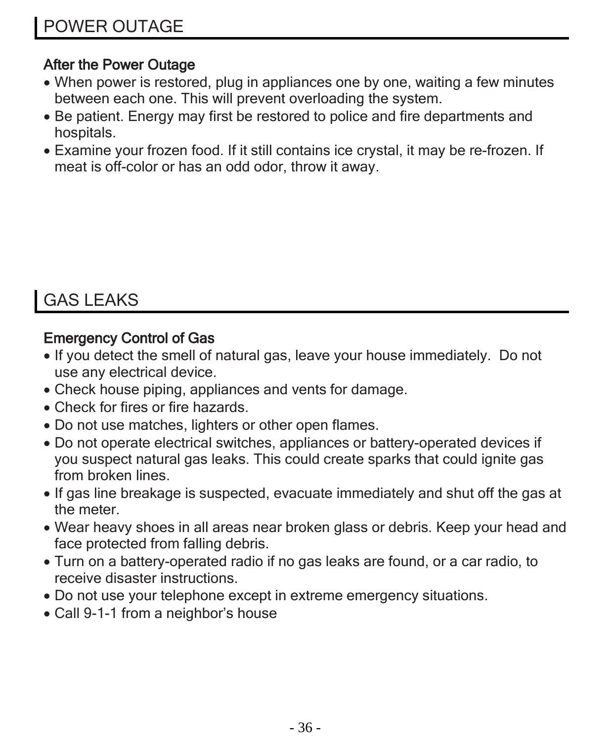## POWER OUTAGE

### After the Power Outage

- When power is restored, plug in appliances one by one, waiting a few minutes between each one. This will prevent overloading the system.
- Be patient. Energy may first be restored to police and fire departments and hospitals.
- Examine your frozen food. If it still contains ice crystal, it may be re-frozen. If meat is off-color or has an odd odor, throw it away.

## GAS LEAKS

### Emergency Control of Gas

- If you detect the smell of natural gas, leave your house immediately. Do not use any electrical device.
- Check house piping, appliances and vents for damage.
- Check for fires or fire hazards.
- Do not use matches, lighters or other open flames.
- Do not operate electrical switches, appliances or battery-operated devices if you suspect natural gas leaks. This could create sparks that could ignite gas from broken lines.
- If gas line breakage is suspected, evacuate immediately and shut off the gas at the meter.
- Wear heavy shoes in all areas near broken glass or debris. Keep your head and face protected from falling debris.
- Turn on a battery-operated radio if no gas leaks are found, or a car radio, to receive disaster instructions.
- Do not use your telephone except in extreme emergency situations.
- Call 9-1-1 from a neighbor's house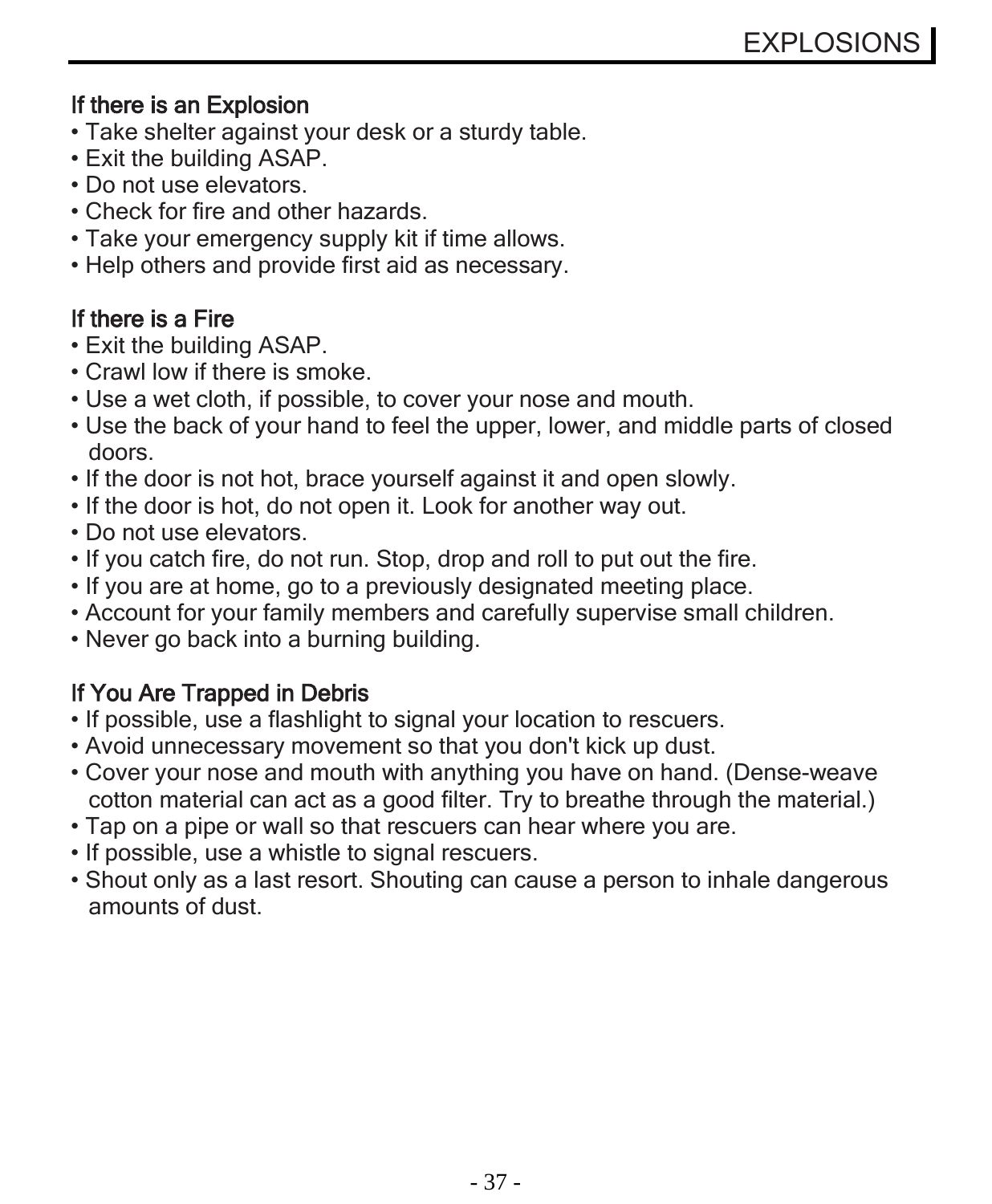# EXPLOSIONS

## If there is an Explosion

- Take shelter against your desk or a sturdy table.
- Exit the building ASAP.
- Do not use elevators.
- Check for fire and other hazards.
- Take your emergency supply kit if time allows.
- Help others and provide first aid as necessary.

## If there is a Fire

- Exit the building ASAP.
- Crawl low if there is smoke.
- Use a wet cloth, if possible, to cover your nose and mouth.
- Use the back of your hand to feel the upper, lower, and middle parts of closed doors.
- If the door is not hot, brace yourself against it and open slowly.
- If the door is hot, do not open it. Look for another way out.
- Do not use elevators.
- If you catch fire, do not run. Stop, drop and roll to put out the fire.
- If you are at home, go to a previously designated meeting place.
- Account for your family members and carefully supervise small children.
- Never go back into a burning building.

## If You Are Trapped in Debris

- If possible, use a flashlight to signal your location to rescuers.
- Avoid unnecessary movement so that you don't kick up dust.
- Cover your nose and mouth with anything you have on hand. (Dense-weave cotton material can act as a good filter. Try to breathe through the material.)
- Tap on a pipe or wall so that rescuers can hear where you are.
- If possible, use a whistle to signal rescuers.
- Shout only as a last resort. Shouting can cause a person to inhale dangerous amounts of dust.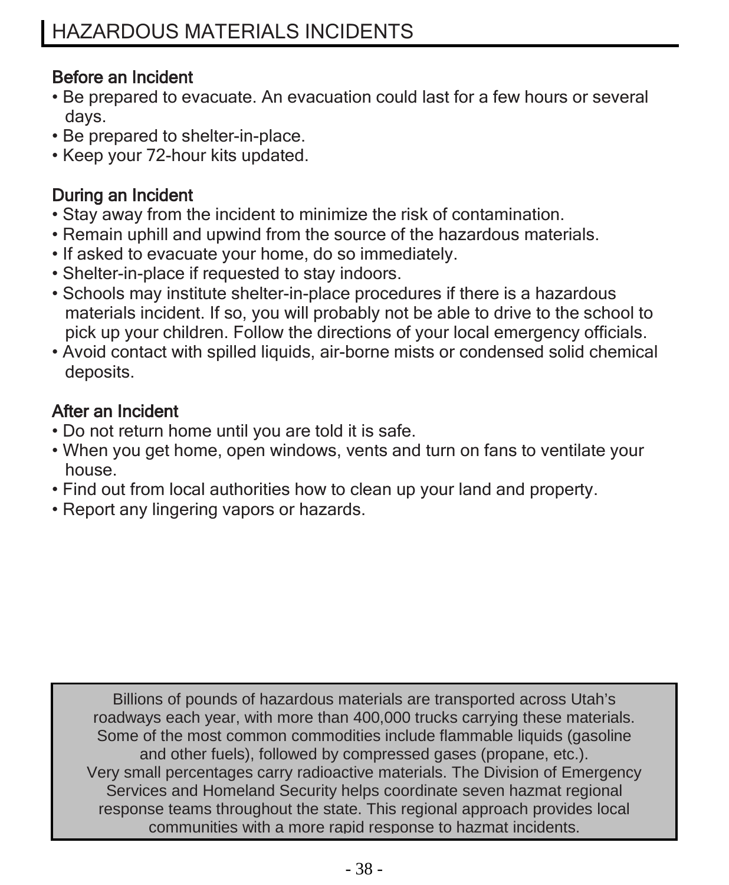# HAZARDOUS MATERIALS INCIDENTS

## Before an Incident

- Be prepared to evacuate. An evacuation could last for a few hours or several days.
- Be prepared to shelter-in-place.
- Keep your 72-hour kits updated.

## During an Incident

- Stay away from the incident to minimize the risk of contamination.
- Remain uphill and upwind from the source of the hazardous materials.
- If asked to evacuate your home, do so immediately.
- Shelter-in-place if requested to stay indoors.
- Schools may institute shelter-in-place procedures if there is a hazardous materials incident. If so, you will probably not be able to drive to the school to pick up your children. Follow the directions of your local emergency officials.
- Avoid contact with spilled liquids, air-borne mists or condensed solid chemical deposits.

## After an Incident

- Do not return home until you are told it is safe.
- When you get home, open windows, vents and turn on fans to ventilate your house.
- Find out from local authorities how to clean up your land and property.
- Report any lingering vapors or hazards.

> Billions of pounds of hazardous materials are transported across Utah's roadways each year, with more than 400,000 trucks carrying these materials. Some of the most common commodities include flammable liquids (gasoline and other fuels), followed by compressed gases (propane, etc.). Very small percentages carry radioactive materials. The Division of Emergency Services and Homeland Security helps coordinate seven hazmat regional response teams throughout the state. This regional approach provides local communities with a more rapid response to hazmat incidents.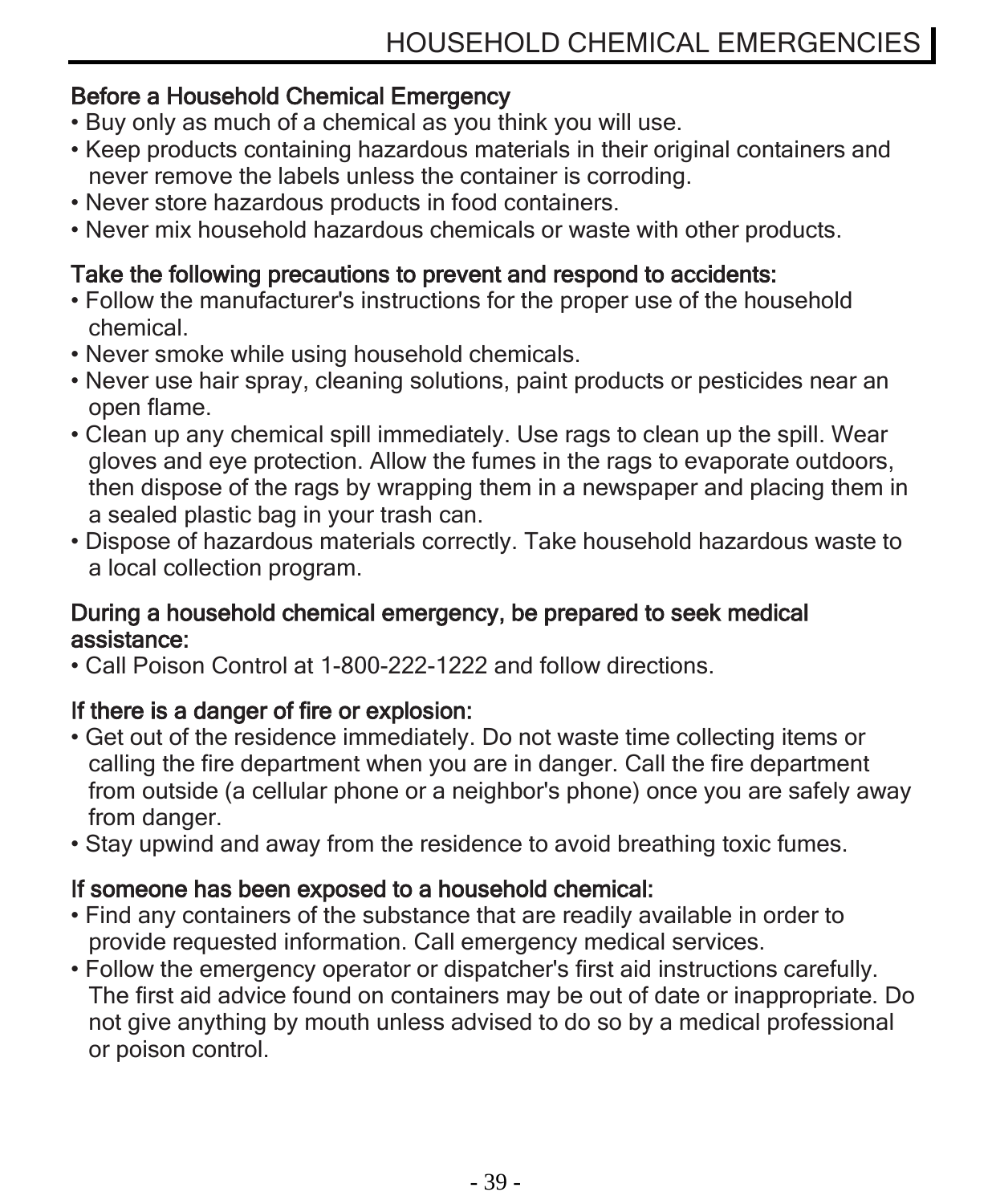# HOUSEHOLD CHEMICAL EMERGENCIES

## Before a Household Chemical Emergency

- Buy only as much of a chemical as you think you will use.
- Keep products containing hazardous materials in their original containers and never remove the labels unless the container is corroding.
- Never store hazardous products in food containers.
- Never mix household hazardous chemicals or waste with other products.

## Take the following precautions to prevent and respond to accidents:

- Follow the manufacturer's instructions for the proper use of the household chemical.
- Never smoke while using household chemicals.
- Never use hair spray, cleaning solutions, paint products or pesticides near an open flame.
- Clean up any chemical spill immediately. Use rags to clean up the spill. Wear gloves and eye protection. Allow the fumes in the rags to evaporate outdoors, then dispose of the rags by wrapping them in a newspaper and placing them in a sealed plastic bag in your trash can.
- Dispose of hazardous materials correctly. Take household hazardous waste to a local collection program.

## During a household chemical emergency, be prepared to seek medical assistance:

- Call Poison Control at 1-800-222-1222 and follow directions.

## If there is a danger of fire or explosion:

- Get out of the residence immediately. Do not waste time collecting items or calling the fire department when you are in danger. Call the fire department from outside (a cellular phone or a neighbor's phone) once you are safely away from danger.
- Stay upwind and away from the residence to avoid breathing toxic fumes.

## If someone has been exposed to a household chemical:

- Find any containers of the substance that are readily available in order to provide requested information. Call emergency medical services.
- Follow the emergency operator or dispatcher's first aid instructions carefully. The first aid advice found on containers may be out of date or inappropriate. Do not give anything by mouth unless advised to do so by a medical professional or poison control.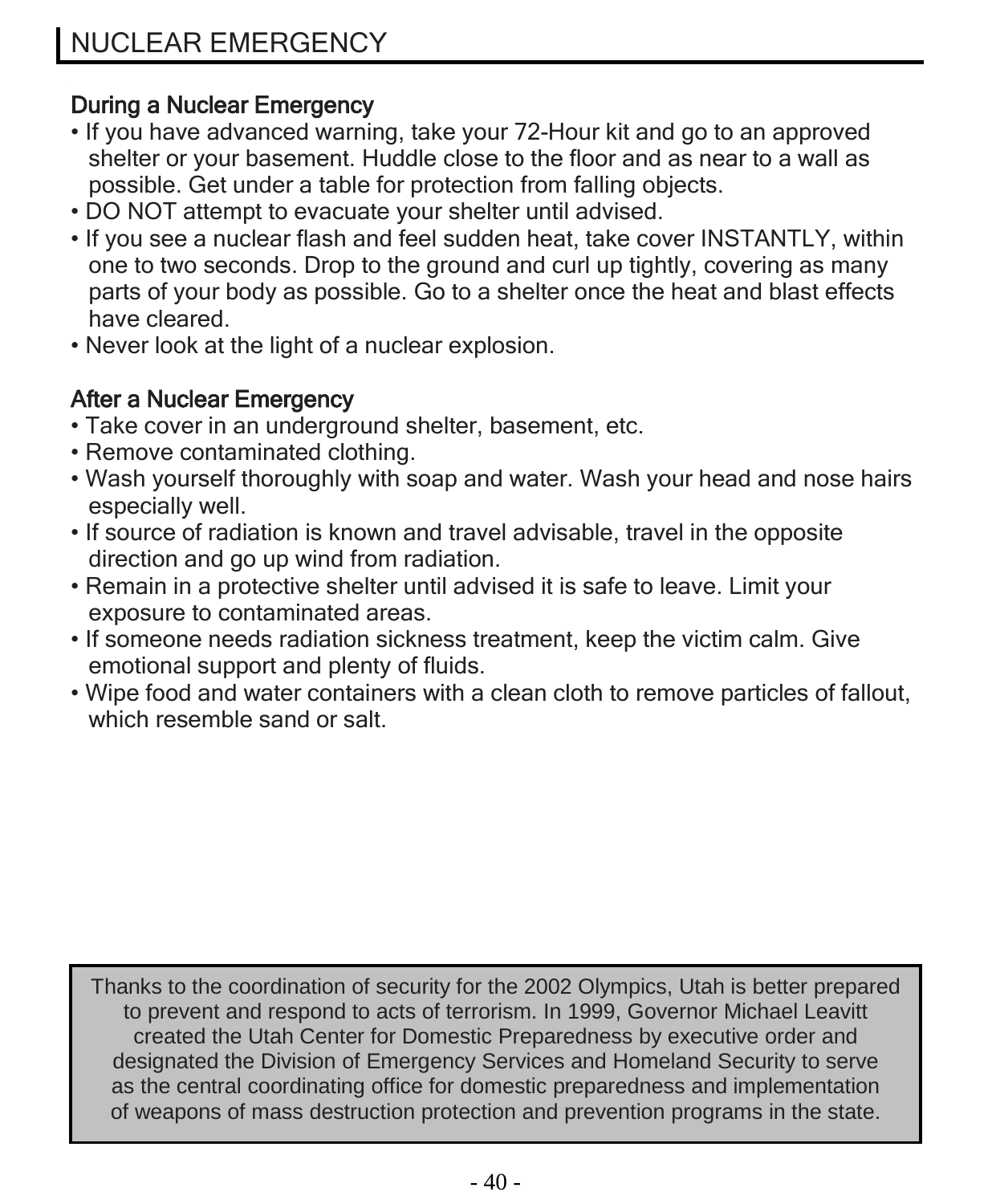# NUCLEAR EMERGENCY

## During a Nuclear Emergency

- If you have advanced warning, take your 72-Hour kit and go to an approved shelter or your basement. Huddle close to the floor and as near to a wall as possible. Get under a table for protection from falling objects.
- DO NOT attempt to evacuate your shelter until advised.
- If you see a nuclear flash and feel sudden heat, take cover INSTANTLY, within one to two seconds. Drop to the ground and curl up tightly, covering as many parts of your body as possible. Go to a shelter once the heat and blast effects have cleared.
- Never look at the light of a nuclear explosion.

## After a Nuclear Emergency

- Take cover in an underground shelter, basement, etc.
- Remove contaminated clothing.
- Wash yourself thoroughly with soap and water. Wash your head and nose hairs especially well.
- If source of radiation is known and travel advisable, travel in the opposite direction and go up wind from radiation.
- Remain in a protective shelter until advised it is safe to leave. Limit your exposure to contaminated areas.
- If someone needs radiation sickness treatment, keep the victim calm. Give emotional support and plenty of fluids.
- Wipe food and water containers with a clean cloth to remove particles of fallout, which resemble sand or salt.

Thanks to the coordination of security for the 2002 Olympics, Utah is better prepared to prevent and respond to acts of terrorism. In 1999, Governor Michael Leavitt created the Utah Center for Domestic Preparedness by executive order and designated the Division of Emergency Services and Homeland Security to serve as the central coordinating office for domestic preparedness and implementation of weapons of mass destruction protection and prevention programs in the state.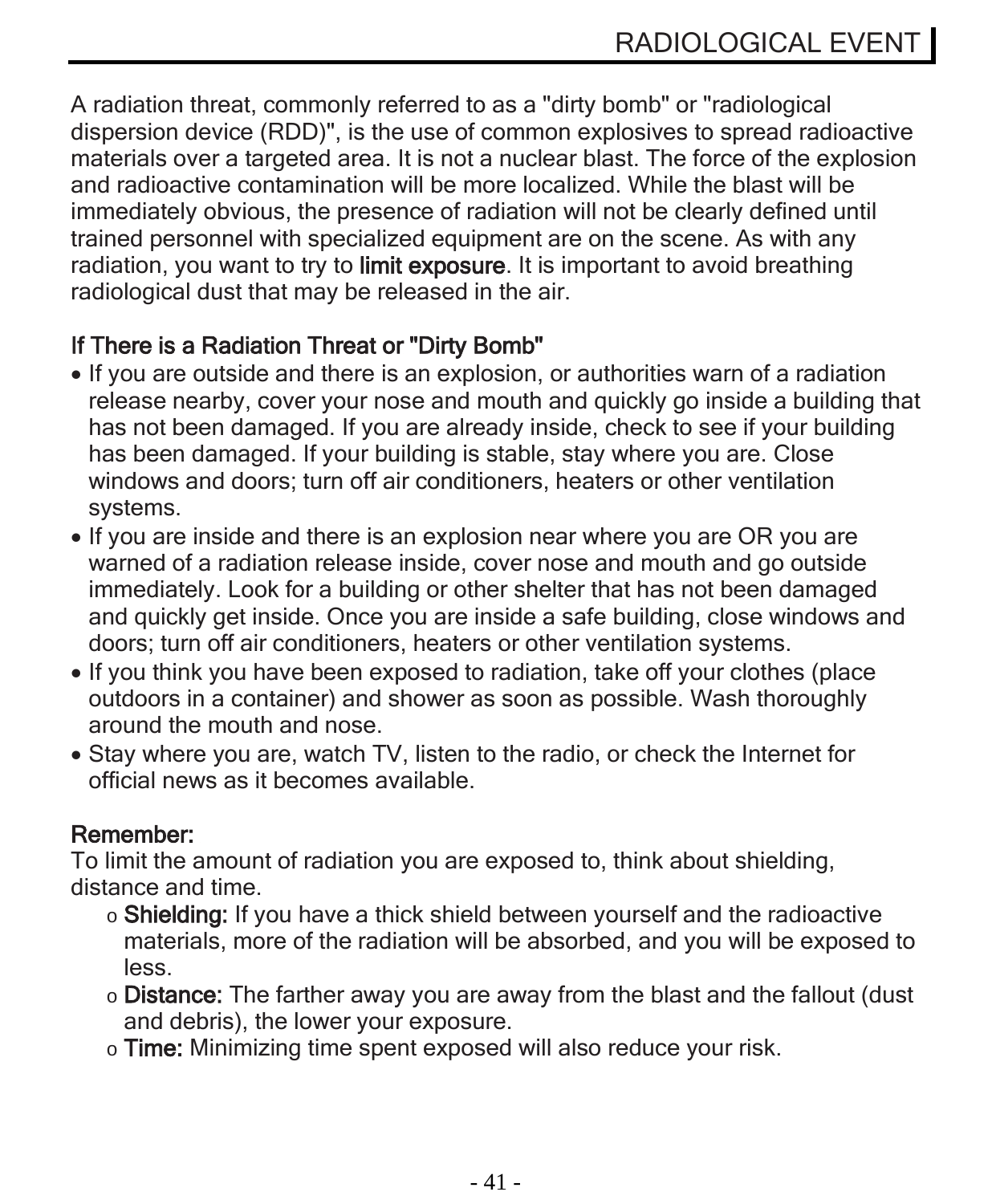# RADIOLOGICAL EVENT

A radiation threat, commonly referred to as a "dirty bomb" or "radiological dispersion device (RDD)", is the use of common explosives to spread radioactive materials over a targeted area. It is not a nuclear blast. The force of the explosion and radioactive contamination will be more localized. While the blast will be immediately obvious, the presence of radiation will not be clearly defined until trained personnel with specialized equipment are on the scene. As with any radiation, you want to try to **limit exposure**. It is important to avoid breathing radiological dust that may be released in the air.

## If There is a Radiation Threat or "Dirty Bomb"

- If you are outside and there is an explosion, or authorities warn of a radiation release nearby, cover your nose and mouth and quickly go inside a building that has not been damaged. If you are already inside, check to see if your building has been damaged. If your building is stable, stay where you are. Close windows and doors; turn off air conditioners, heaters or other ventilation systems.
- If you are inside and there is an explosion near where you are OR you are warned of a radiation release inside, cover nose and mouth and go outside immediately. Look for a building or other shelter that has not been damaged and quickly get inside. Once you are inside a safe building, close windows and doors; turn off air conditioners, heaters or other ventilation systems.
- If you think you have been exposed to radiation, take off your clothes (place outdoors in a container) and shower as soon as possible. Wash thoroughly around the mouth and nose.
- Stay where you are, watch TV, listen to the radio, or check the Internet for official news as it becomes available.

## Remember:

To limit the amount of radiation you are exposed to, think about shielding, distance and time.

- **Shielding:** If you have a thick shield between yourself and the radioactive materials, more of the radiation will be absorbed, and you will be exposed to less.
- **Distance:** The farther away you are away from the blast and the fallout (dust and debris), the lower your exposure.
- **Time:** Minimizing time spent exposed will also reduce your risk.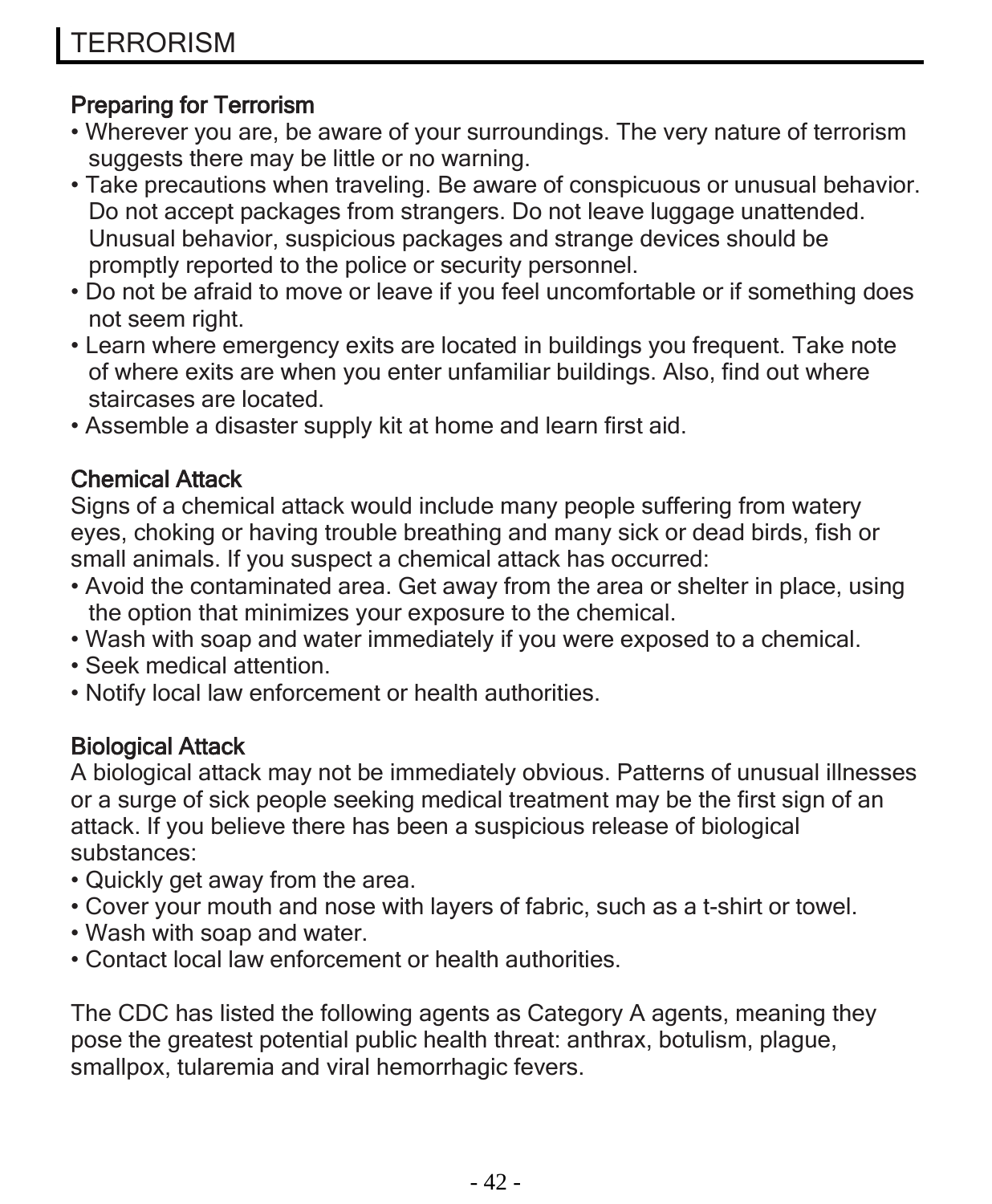# TERRORISM

## Preparing for Terrorism

- Wherever you are, be aware of your surroundings. The very nature of terrorism suggests there may be little or no warning.
- Take precautions when traveling. Be aware of conspicuous or unusual behavior. Do not accept packages from strangers. Do not leave luggage unattended. Unusual behavior, suspicious packages and strange devices should be promptly reported to the police or security personnel.
- Do not be afraid to move or leave if you feel uncomfortable or if something does not seem right.
- Learn where emergency exits are located in buildings you frequent. Take note of where exits are when you enter unfamiliar buildings. Also, find out where staircases are located.
- Assemble a disaster supply kit at home and learn first aid.

## Chemical Attack

Signs of a chemical attack would include many people suffering from watery eyes, choking or having trouble breathing and many sick or dead birds, fish or small animals. If you suspect a chemical attack has occurred:

- Avoid the contaminated area. Get away from the area or shelter in place, using the option that minimizes your exposure to the chemical.
- Wash with soap and water immediately if you were exposed to a chemical.
- Seek medical attention.
- Notify local law enforcement or health authorities.

## Biological Attack

A biological attack may not be immediately obvious. Patterns of unusual illnesses or a surge of sick people seeking medical treatment may be the first sign of an attack. If you believe there has been a suspicious release of biological substances:

- Quickly get away from the area.
- Cover your mouth and nose with layers of fabric, such as a t-shirt or towel.
- Wash with soap and water.
- Contact local law enforcement or health authorities.

The CDC has listed the following agents as Category A agents, meaning they pose the greatest potential public health threat: anthrax, botulism, plague, smallpox, tularemia and viral hemorrhagic fevers.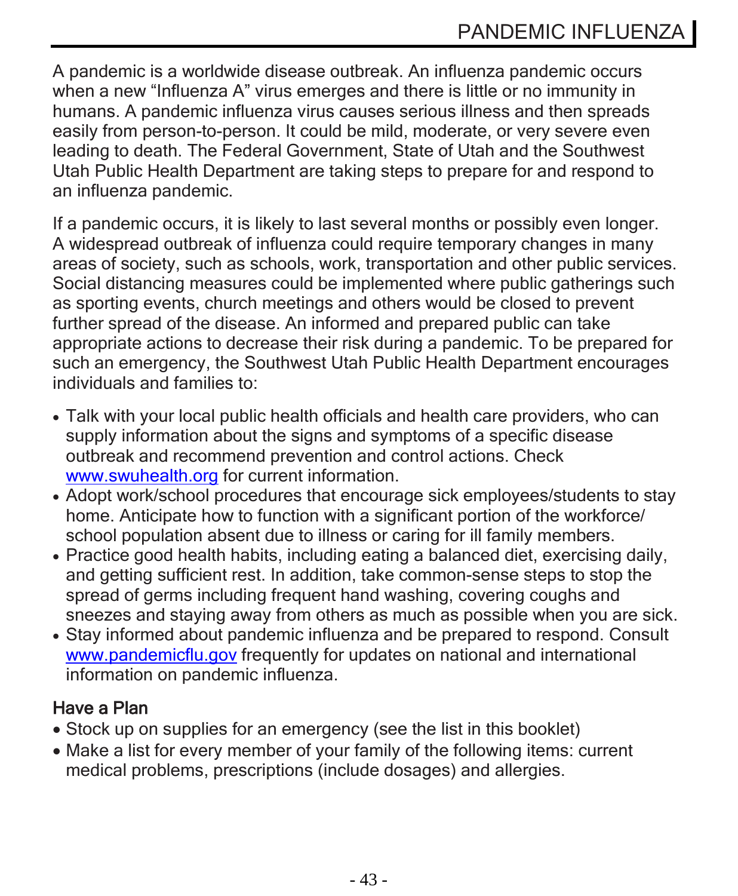# PANDEMIC INFLUENZA

A pandemic is a worldwide disease outbreak. An influenza pandemic occurs when a new "Influenza A" virus emerges and there is little or no immunity in humans. A pandemic influenza virus causes serious illness and then spreads easily from person-to-person. It could be mild, moderate, or very severe even leading to death. The Federal Government, State of Utah and the Southwest Utah Public Health Department are taking steps to prepare for and respond to an influenza pandemic.

If a pandemic occurs, it is likely to last several months or possibly even longer. A widespread outbreak of influenza could require temporary changes in many areas of society, such as schools, work, transportation and other public services. Social distancing measures could be implemented where public gatherings such as sporting events, church meetings and others would be closed to prevent further spread of the disease. An informed and prepared public can take appropriate actions to decrease their risk during a pandemic. To be prepared for such an emergency, the Southwest Utah Public Health Department encourages individuals and families to:

- Talk with your local public health officials and health care providers, who can supply information about the signs and symptoms of a specific disease outbreak and recommend prevention and control actions. Check www.swuhealth.org for current information.
- Adopt work/school procedures that encourage sick employees/students to stay home. Anticipate how to function with a significant portion of the workforce/ school population absent due to illness or caring for ill family members.
- Practice good health habits, including eating a balanced diet, exercising daily, and getting sufficient rest. In addition, take common-sense steps to stop the spread of germs including frequent hand washing, covering coughs and sneezes and staying away from others as much as possible when you are sick.
- Stay informed about pandemic influenza and be prepared to respond. Consult www.pandemicflu.gov frequently for updates on national and international information on pandemic influenza.

## Have a Plan

- Stock up on supplies for an emergency (see the list in this booklet)
- Make a list for every member of your family of the following items: current medical problems, prescriptions (include dosages) and allergies.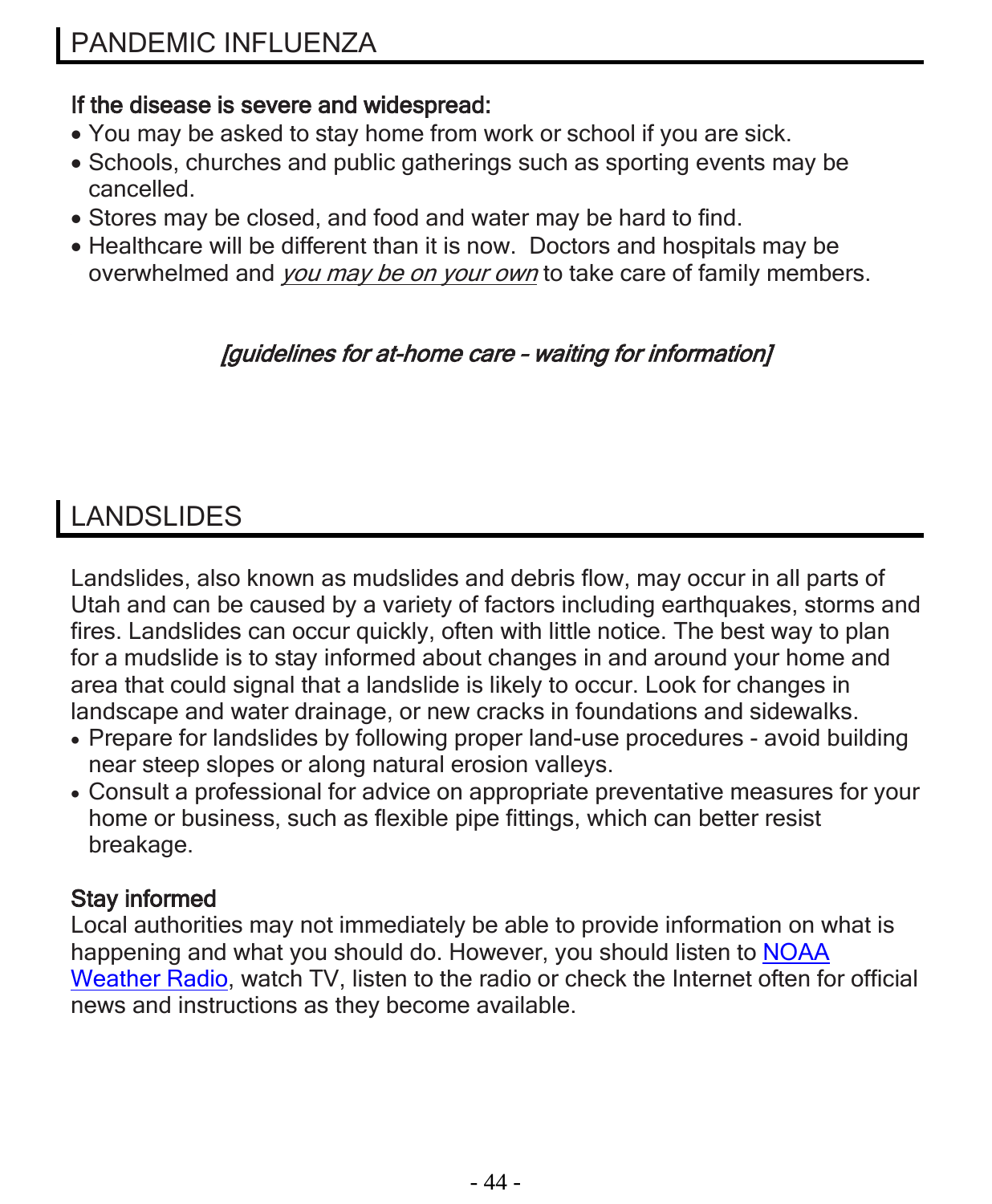## PANDEMIC INFLUENZA

**If the disease is severe and widespread:**

- You may be asked to stay home from work or school if you are sick.
- Schools, churches and public gatherings such as sporting events may be cancelled.
- Stores may be closed, and food and water may be hard to find.
- Healthcare will be different than it is now. Doctors and hospitals may be overwhelmed and *you may be on your own* to take care of family members.

*[guidelines for at-home care – waiting for information]*

## LANDSLIDES

Landslides, also known as mudslides and debris flow, may occur in all parts of Utah and can be caused by a variety of factors including earthquakes, storms and fires. Landslides can occur quickly, often with little notice. The best way to plan for a mudslide is to stay informed about changes in and around your home and area that could signal that a landslide is likely to occur. Look for changes in landscape and water drainage, or new cracks in foundations and sidewalks.

- Prepare for landslides by following proper land-use procedures - avoid building near steep slopes or along natural erosion valleys.
- Consult a professional for advice on appropriate preventative measures for your home or business, such as flexible pipe fittings, which can better resist breakage.

**Stay informed**

Local authorities may not immediately be able to provide information on what is happening and what you should do. However, you should listen to NOAA Weather Radio, watch TV, listen to the radio or check the Internet often for official news and instructions as they become available.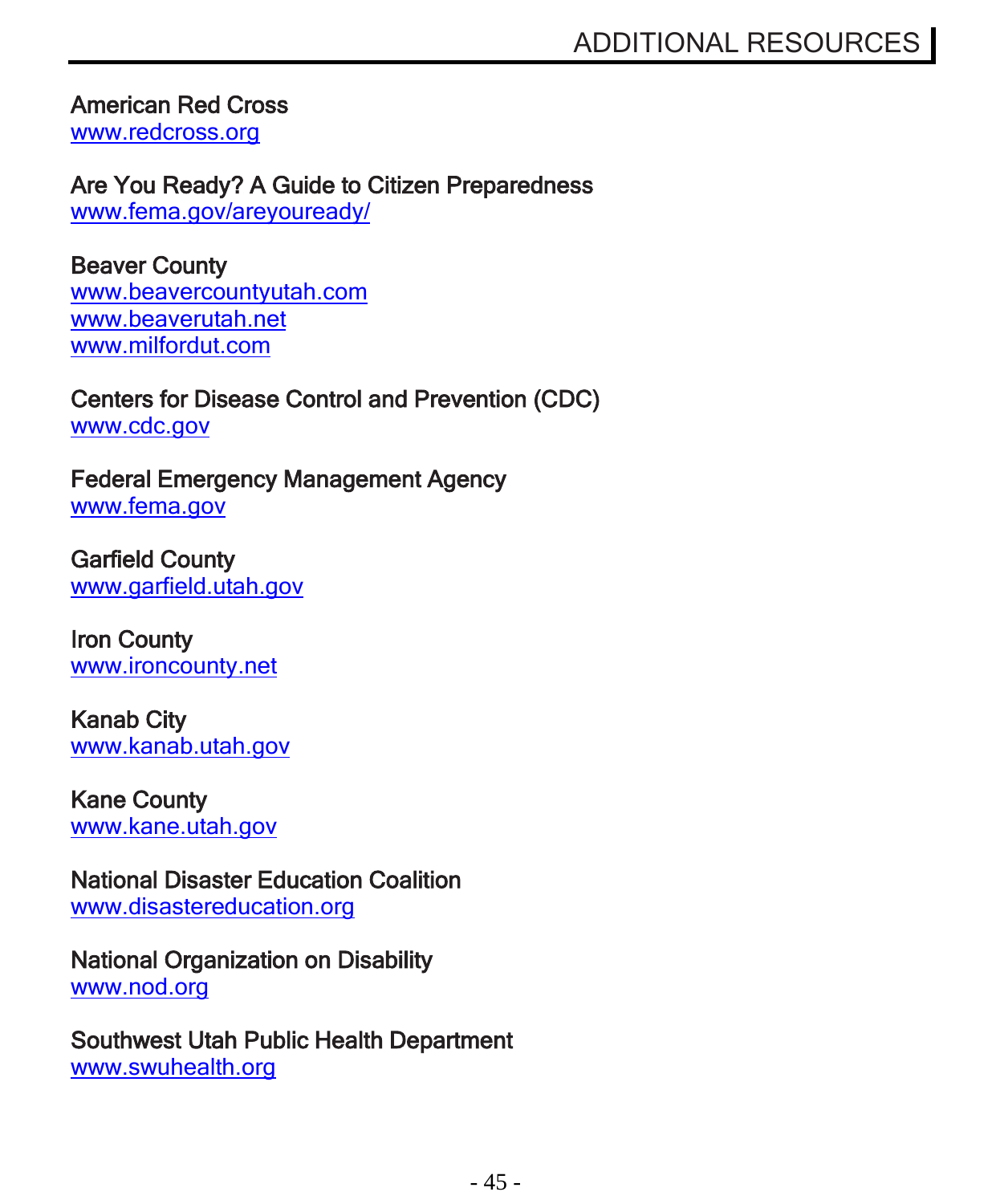# ADDITIONAL RESOURCES

**American Red Cross**
www.redcross.org

**Are You Ready? A Guide to Citizen Preparedness**
www.fema.gov/areyouready/

**Beaver County**
www.beavercountyutah.com
www.beaverutah.net
www.milfordut.com

**Centers for Disease Control and Prevention (CDC)**
www.cdc.gov

**Federal Emergency Management Agency**
www.fema.gov

**Garfield County**
www.garfield.utah.gov

**Iron County**
www.ironcounty.net

**Kanab City**
www.kanab.utah.gov

**Kane County**
www.kane.utah.gov

**National Disaster Education Coalition**
www.disastereducation.org

**National Organization on Disability**
www.nod.org

**Southwest Utah Public Health Department**
www.swuhealth.org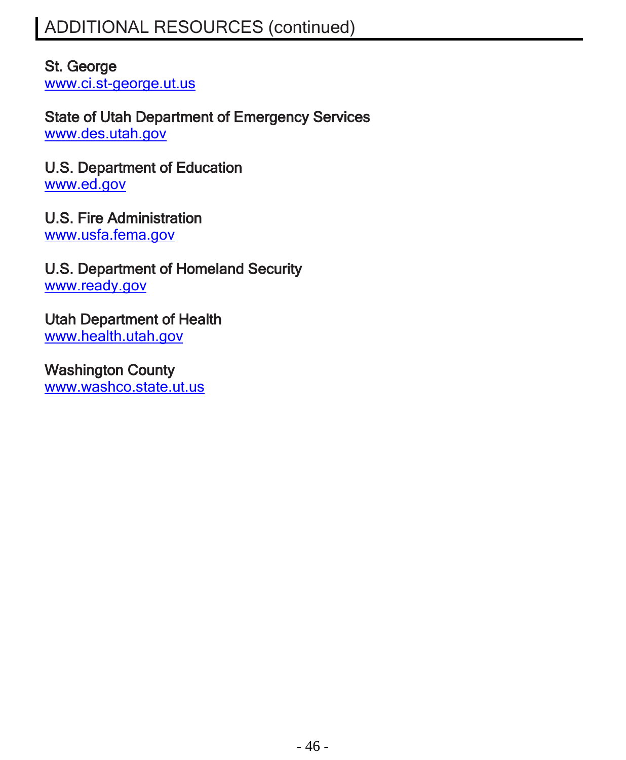## ADDITIONAL RESOURCES (continued)

**St. George**
www.ci.st-george.ut.us

**State of Utah Department of Emergency Services**
www.des.utah.gov

**U.S. Department of Education**
www.ed.gov

**U.S. Fire Administration**
www.usfa.fema.gov

**U.S. Department of Homeland Security**
www.ready.gov

**Utah Department of Health**
www.health.utah.gov

**Washington County**
www.washco.state.ut.us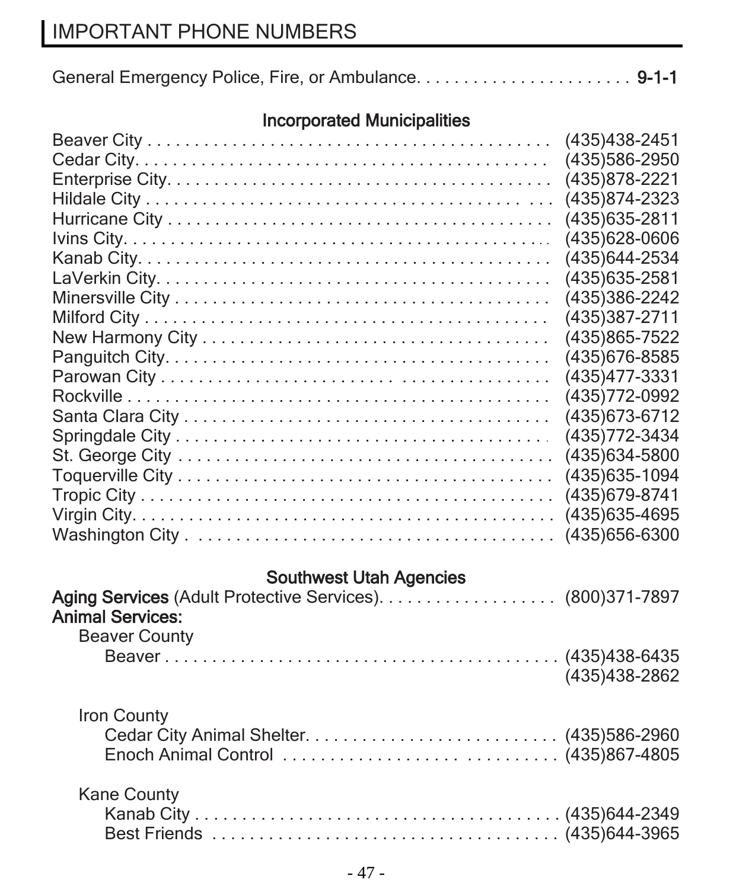## IMPORTANT PHONE NUMBERS

General Emergency Police, Fire, or Ambulance. . . . . . . . . . . . . . . . . . . . . . . **9-1-1**

### Incorporated Municipalities

| | |
|---|---|
| Beaver City | (435)438-2451 |
| Cedar City | (435)586-2950 |
| Enterprise City | (435)878-2221 |
| Hildale City | (435)874-2323 |
| Hurricane City | (435)635-2811 |
| Ivins City | (435)628-0606 |
| Kanab City | (435)644-2534 |
| LaVerkin City | (435)635-2581 |
| Minersville City | (435)386-2242 |
| Milford City | (435)387-2711 |
| New Harmony City | (435)865-7522 |
| Panguitch City | (435)676-8585 |
| Parowan City | (435)477-3331 |
| Rockville | (435)772-0992 |
| Santa Clara City | (435)673-6712 |
| Springdale City | (435)772-3434 |
| St. George City | (435)634-5800 |
| Toquerville City | (435)635-1094 |
| Tropic City | (435)679-8741 |
| Virgin City | (435)635-4695 |
| Washington City | (435)656-6300 |

### Southwest Utah Agencies

**Aging Services** (Adult Protective Services). . . . . . . . . . . . . . . . . . . (800)371-7897

**Animal Services:**

Beaver County

- Beaver . . . . . . . . . . . . . . . . . . . . . . . . . . . . . . . . . . . . . . . . (435)438-6435
  (435)438-2862

Iron County

- Cedar City Animal Shelter. . . . . . . . . . . . . . . . . . . . . . . . . . (435)586-2960
- Enoch Animal Control . . . . . . . . . . . . . . . . . . . . . . . . . . . . . (435)867-4805

Kane County

- Kanab City . . . . . . . . . . . . . . . . . . . . . . . . . . . . . . . . . . . . . (435)644-2349
- Best Friends . . . . . . . . . . . . . . . . . . . . . . . . . . . . . . . . . . . . (435)644-3965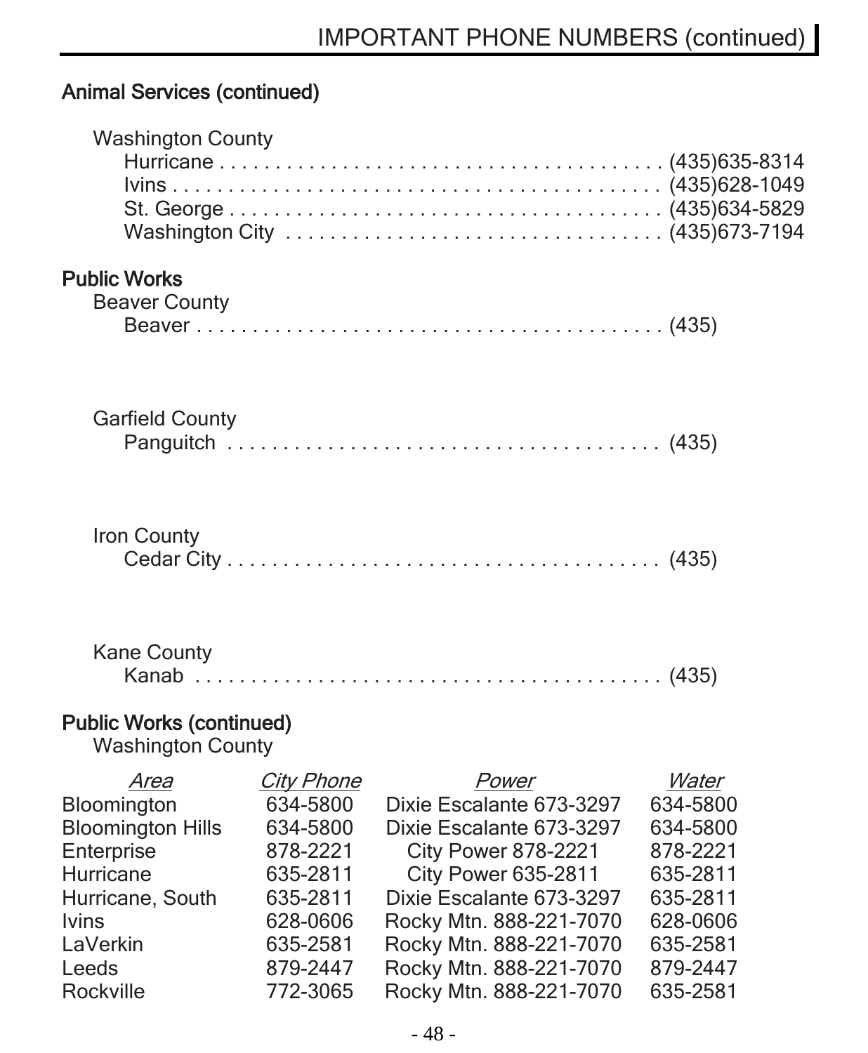## Animal Services (continued)

Washington County

- Hurricane . . . . . . . . . . . . . . . . . . . . . . . . . . . . . . . . . . . . . . . . (435)635-8314
- Ivins . . . . . . . . . . . . . . . . . . . . . . . . . . . . . . . . . . . . . . . . . . . (435)628-1049
- St. George . . . . . . . . . . . . . . . . . . . . . . . . . . . . . . . . . . . . . . . (435)634-5829
- Washington City . . . . . . . . . . . . . . . . . . . . . . . . . . . . . . . . . . (435)673-7194

## Public Works

Beaver County

- Beaver . . . . . . . . . . . . . . . . . . . . . . . . . . . . . . . . . . . . . . . . . (435)

Garfield County

- Panguitch . . . . . . . . . . . . . . . . . . . . . . . . . . . . . . . . . . . . . . (435)

Iron County

- Cedar City . . . . . . . . . . . . . . . . . . . . . . . . . . . . . . . . . . . . . . (435)

Kane County

- Kanab . . . . . . . . . . . . . . . . . . . . . . . . . . . . . . . . . . . . . . . . . (435)

## Public Works (continued)

Washington County

| *Area* | *City Phone* | *Power* | *Water* |
|---|---|---|---|
| Bloomington | 634-5800 | Dixie Escalante 673-3297 | 634-5800 |
| Bloomington Hills | 634-5800 | Dixie Escalante 673-3297 | 634-5800 |
| Enterprise | 878-2221 | City Power 878-2221 | 878-2221 |
| Hurricane | 635-2811 | City Power 635-2811 | 635-2811 |
| Hurricane, South | 635-2811 | Dixie Escalante 673-3297 | 635-2811 |
| Ivins | 628-0606 | Rocky Mtn. 888-221-7070 | 628-0606 |
| LaVerkin | 635-2581 | Rocky Mtn. 888-221-7070 | 635-2581 |
| Leeds | 879-2447 | Rocky Mtn. 888-221-7070 | 879-2447 |
| Rockville | 772-3065 | Rocky Mtn. 888-221-7070 | 635-2581 |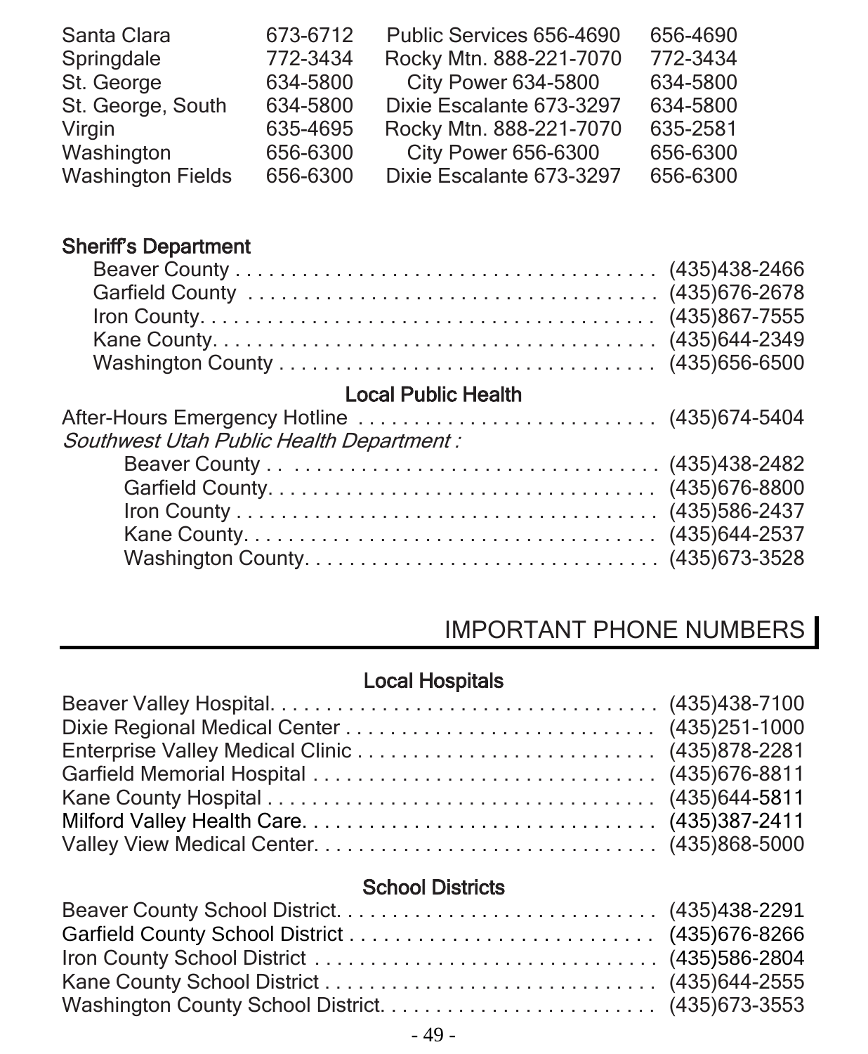| | | | |
|---|---|---|---|
| Santa Clara | 673-6712 | Public Services 656-4690 | 656-4690 |
| Springdale | 772-3434 | Rocky Mtn. 888-221-7070 | 772-3434 |
| St. George | 634-5800 | City Power 634-5800 | 634-5800 |
| St. George, South | 634-5800 | Dixie Escalante 673-3297 | 634-5800 |
| Virgin | 635-4695 | Rocky Mtn. 888-221-7070 | 635-2581 |
| Washington | 656-6300 | City Power 656-6300 | 656-6300 |
| Washington Fields | 656-6300 | Dixie Escalante 673-3297 | 656-6300 |

**Sheriff's Department**

Beaver County . . . . . . . . . . . . . . . . . . . . . . . . . . . . . . . . . . . . . (435)438-2466
Garfield County . . . . . . . . . . . . . . . . . . . . . . . . . . . . . . . . . . . . (435)676-2678
Iron County. . . . . . . . . . . . . . . . . . . . . . . . . . . . . . . . . . . . . . . . (435)867-7555
Kane County. . . . . . . . . . . . . . . . . . . . . . . . . . . . . . . . . . . . . . . (435)644-2349
Washington County . . . . . . . . . . . . . . . . . . . . . . . . . . . . . . . . . (435)656-6500

**Local Public Health**

After-Hours Emergency Hotline . . . . . . . . . . . . . . . . . . . . . . . . . . . (435)674-5404

*Southwest Utah Public Health Department :*

Beaver County . . . . . . . . . . . . . . . . . . . . . . . . . . . . . . . . . . (435)438-2482
Garfield County. . . . . . . . . . . . . . . . . . . . . . . . . . . . . . . . . . (435)676-8800
Iron County . . . . . . . . . . . . . . . . . . . . . . . . . . . . . . . . . . . . . (435)586-2437
Kane County. . . . . . . . . . . . . . . . . . . . . . . . . . . . . . . . . . . . (435)644-2537
Washington County. . . . . . . . . . . . . . . . . . . . . . . . . . . . . . . (435)673-3528

## IMPORTANT PHONE NUMBERS

**Local Hospitals**

Beaver Valley Hospital. . . . . . . . . . . . . . . . . . . . . . . . . . . . . . . . . (435)438-7100
Dixie Regional Medical Center . . . . . . . . . . . . . . . . . . . . . . . . . . . (435)251-1000
Enterprise Valley Medical Clinic . . . . . . . . . . . . . . . . . . . . . . . . . . (435)878-2281
Garfield Memorial Hospital . . . . . . . . . . . . . . . . . . . . . . . . . . . . . (435)676-8811
Kane County Hospital . . . . . . . . . . . . . . . . . . . . . . . . . . . . . . . . . (435)644-5811
Milford Valley Health Care. . . . . . . . . . . . . . . . . . . . . . . . . . . . . . (435)387-2411
Valley View Medical Center. . . . . . . . . . . . . . . . . . . . . . . . . . . . . (435)868-5000

**School Districts**

Beaver County School District. . . . . . . . . . . . . . . . . . . . . . . . . . . (435)438-2291
Garfield County School District . . . . . . . . . . . . . . . . . . . . . . . . . . (435)676-8266
Iron County School District . . . . . . . . . . . . . . . . . . . . . . . . . . . . . (435)586-2804
Kane County School District . . . . . . . . . . . . . . . . . . . . . . . . . . . . (435)644-2555
Washington County School District. . . . . . . . . . . . . . . . . . . . . . . (435)673-3553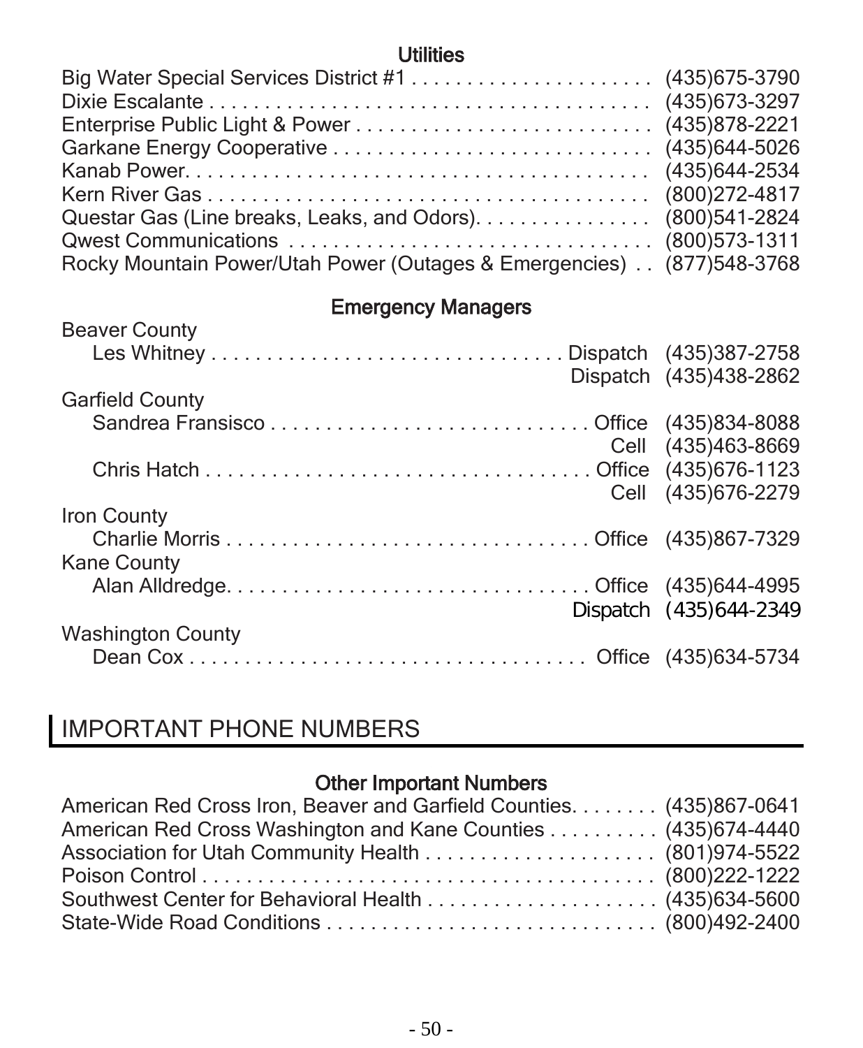### Utilities

| | |
|---|---|
| Big Water Special Services District #1 | (435)675-3790 |
| Dixie Escalante | (435)673-3297 |
| Enterprise Public Light & Power | (435)878-2221 |
| Garkane Energy Cooperative | (435)644-5026 |
| Kanab Power | (435)644-2534 |
| Kern River Gas | (800)272-4817 |
| Questar Gas (Line breaks, Leaks, and Odors) | (800)541-2824 |
| Qwest Communications | (800)573-1311 |
| Rocky Mountain Power/Utah Power (Outages & Emergencies) | (877)548-3768 |

### Emergency Managers

| | | |
|---|---|---|
| **Beaver County** | | |
| Les Whitney | Dispatch | (435)387-2758 |
| | Dispatch | (435)438-2862 |
| **Garfield County** | | |
| Sandrea Fransisco | Office | (435)834-8088 |
| | Cell | (435)463-8669 |
| Chris Hatch | Office | (435)676-1123 |
| | Cell | (435)676-2279 |
| **Iron County** | | |
| Charlie Morris | Office | (435)867-7329 |
| **Kane County** | | |
| Alan Alldredge | Office | (435)644-4995 |
| | Dispatch | (435)644-2349 |
| **Washington County** | | |
| Dean Cox | Office | (435)634-5734 |

## IMPORTANT PHONE NUMBERS

### Other Important Numbers

| | |
|---|---|
| American Red Cross Iron, Beaver and Garfield Counties | (435)867-0641 |
| American Red Cross Washington and Kane Counties | (435)674-4440 |
| Association for Utah Community Health | (801)974-5522 |
| Poison Control | (800)222-1222 |
| Southwest Center for Behavioral Health | (435)634-5600 |
| State-Wide Road Conditions | (800)492-2400 |